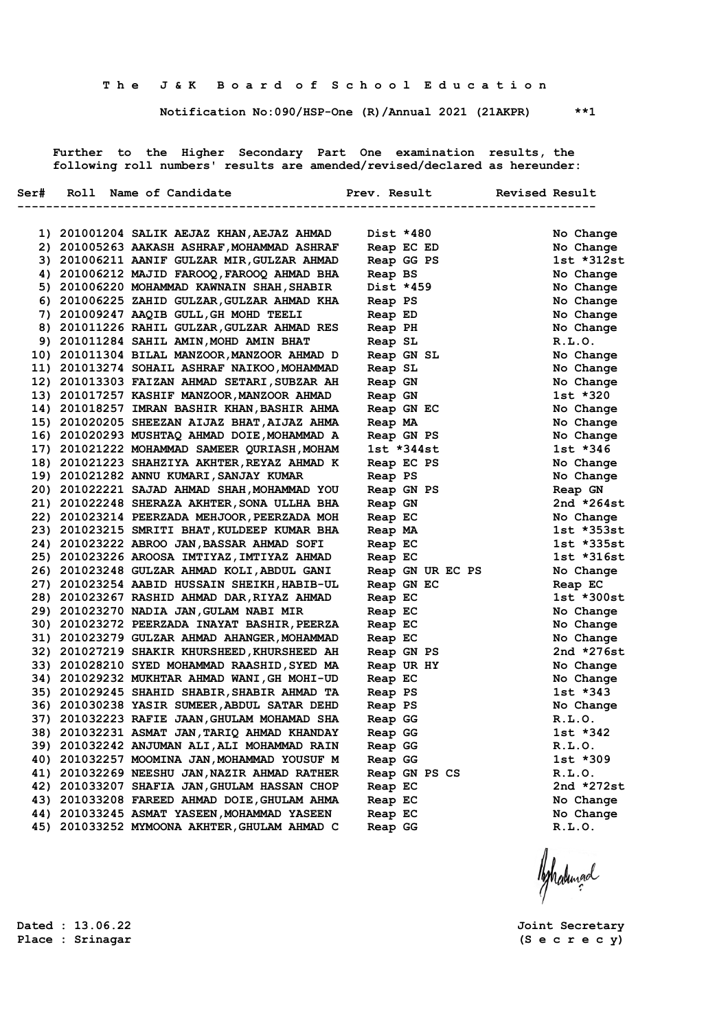# The J & K Board of School Education

**Notification No:090/HSP-One (R)/Annual 2021 (21AKPR) \*\*1**

Further to the Higher Secondary Part One examination results, the following roll numbers' results are amended/revised/declared as hereunder:

| Ser# | Roll | Name of Candidate | Prev. Result | Revised Result |
|---|---|---|---|---|
| 1) | 201001204 | SALIK AEJAZ KHAN,AEJAZ AHMAD | Dist *480 | No Change |
| 2) | 201005263 | AAKASH ASHRAF,MOHAMMAD ASHRAF | Reap EC ED | No Change |
| 3) | 201006211 | AANIF GULZAR MIR,GULZAR AHMAD | Reap GG PS | 1st *312st |
| 4) | 201006212 | MAJID FAROOQ,FAROOQ AHMAD BHA | Reap BS | No Change |
| 5) | 201006220 | MOHAMMAD KAWNAIN SHAH,SHABIR | Dist *459 | No Change |
| 6) | 201006225 | ZAHID GULZAR,GULZAR AHMAD KHA | Reap PS | No Change |
| 7) | 201009247 | AAQIB GULL,GH MOHD TEELI | Reap ED | No Change |
| 8) | 201011226 | RAHIL GULZAR,GULZAR AHMAD RES | Reap PH | No Change |
| 9) | 201011284 | SAHIL AMIN,MOHD AMIN BHAT | Reap SL | R.L.O. |
| 10) | 201011304 | BILAL MANZOOR,MANZOOR AHMAD D | Reap GN SL | No Change |
| 11) | 201013274 | SOHAIL ASHRAF NAIKOO,MOHAMMAD | Reap SL | No Change |
| 12) | 201013303 | FAIZAN AHMAD SETARI,SUBZAR AH | Reap GN | No Change |
| 13) | 201017257 | KASHIF MANZOOR,MANZOOR AHMAD | Reap GN | 1st *320 |
| 14) | 201018257 | IMRAN BASHIR KHAN,BASHIR AHMA | Reap GN EC | No Change |
| 15) | 201020205 | SHEEZAN AIJAZ BHAT,AIJAZ AHMA | Reap MA | No Change |
| 16) | 201020293 | MUSHTAQ AHMAD DOIE,MOHAMMAD A | Reap GN PS | No Change |
| 17) | 201021222 | MOHAMMAD SAMEER QURIASH,MOHAM | 1st *344st | 1st *346 |
| 18) | 201021223 | SHAHZIYA AKHTER,REYAZ AHMAD K | Reap EC PS | No Change |
| 19) | 201021282 | ANNU KUMARI,SANJAY KUMAR | Reap PS | No Change |
| 20) | 201022221 | SAJAD AHMAD SHAH,MOHAMMAD YOU | Reap GN PS | Reap GN |
| 21) | 201022248 | SHERAZA AKHTER,SONA ULLHA BHA | Reap GN | 2nd *264st |
| 22) | 201023214 | PEERZADA MEHJOOR,PEERZADA MOH | Reap EC | No Change |
| 23) | 201023215 | SMRITI BHAT,KULDEEP KUMAR BHA | Reap MA | 1st *353st |
| 24) | 201023222 | ABROO JAN,BASSAR AHMAD SOFI | Reap EC | 1st *335st |
| 25) | 201023226 | AROOSA IMTIYAZ,IMTIYAZ AHMAD | Reap EC | 1st *316st |
| 26) | 201023248 | GULZAR AHMAD KOLI,ABDUL GANI | Reap GN UR EC PS | No Change |
| 27) | 201023254 | AABID HUSSAIN SHEIKH,HABIB-UL | Reap GN EC | Reap EC |
| 28) | 201023267 | RASHID AHMAD DAR,RIYAZ AHMAD | Reap EC | 1st *300st |
| 29) | 201023270 | NADIA JAN,GULAM NABI MIR | Reap EC | No Change |
| 30) | 201023272 | PEERZADA INAYAT BASHIR,PEERZA | Reap EC | No Change |
| 31) | 201023279 | GULZAR AHMAD AHANGER,MOHAMMAD | Reap EC | No Change |
| 32) | 201027219 | SHAKIR KHURSHEED,KHURSHEED AH | Reap GN PS | 2nd *276st |
| 33) | 201028210 | SYED MOHAMMAD RAASHID,SYED MA | Reap UR HY | No Change |
| 34) | 201029232 | MUKHTAR AHMAD WANI,GH MOHI-UD | Reap EC | No Change |
| 35) | 201029245 | SHAHID SHABIR,SHABIR AHMAD TA | Reap PS | 1st *343 |
| 36) | 201030238 | YASIR SUMEER,ABDUL SATAR DEHD | Reap PS | No Change |
| 37) | 201032223 | RAFIE JAAN,GHULAM MOHAMAD SHA | Reap GG | R.L.O. |
| 38) | 201032231 | ASMAT JAN,TARIQ AHMAD KHANDAY | Reap GG | 1st *342 |
| 39) | 201032242 | ANJUMAN ALI,ALI MOHAMMAD RAIN | Reap GG | R.L.O. |
| 40) | 201032257 | MOOMINA JAN,MOHAMMAD YOUSUF M | Reap GG | 1st *309 |
| 41) | 201032269 | NEESHU JAN,NAZIR AHMAD RATHER | Reap GN PS CS | R.L.O. |
| 42) | 201033207 | SHAFIA JAN,GHULAM HASSAN CHOP | Reap EC | 2nd *272st |
| 43) | 201033208 | FAREED AHMAD DOIE,GHULAM AHMA | Reap EC | No Change |
| 44) | 201033245 | ASMAT YASEEN,MOHAMMAD YASEEN | Reap EC | No Change |
| 45) | 201033252 | MYMOONA AKHTER,GHULAM AHMAD C | Reap GG | R.L.O. |

Dated : 13.06.22
Place : Srinagar

Joint Secretary
(S e c r e c y)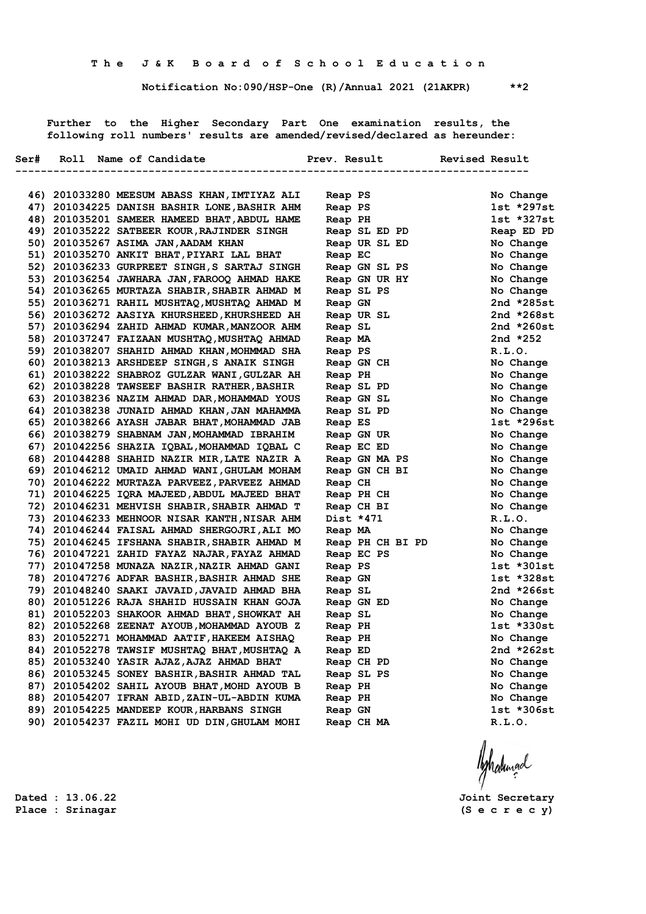The J&K Board of School Education

Notification No:090/HSP-One (R)/Annual 2021 (21AKPR) **2

Further to the Higher Secondary Part One examination results, the following roll numbers' results are amended/revised/declared as hereunder:

| Ser# | Roll | Name of Candidate | Prev. Result | Revised Result |
|---|---|---|---|---|
| 46) | 201033280 | MEESUM ABASS KHAN,IMTIYAZ ALI | Reap PS | No Change |
| 47) | 201034225 | DANISH BASHIR LONE,BASHIR AHM | Reap PS | 1st *297st |
| 48) | 201035201 | SAMEER HAMEED BHAT,ABDUL HAME | Reap PH | 1st *327st |
| 49) | 201035222 | SATBEER KOUR,RAJINDER SINGH | Reap SL ED PD | Reap ED PD |
| 50) | 201035267 | ASIMA JAN,AADAM KHAN | Reap UR SL ED | No Change |
| 51) | 201035270 | ANKIT BHAT,PIYARI LAL BHAT | Reap EC | No Change |
| 52) | 201036233 | GURPREET SINGH,S SARTAJ SINGH | Reap GN SL PS | No Change |
| 53) | 201036254 | JAWHARA JAN,FAROOQ AHMAD HAKE | Reap GN UR HY | No Change |
| 54) | 201036265 | MURTAZA SHABIR,SHABIR AHMAD M | Reap SL PS | No Change |
| 55) | 201036271 | RAHIL MUSHTAQ,MUSHTAQ AHMAD M | Reap GN | 2nd *285st |
| 56) | 201036272 | AASIYA KHURSHEED,KHURSHEED AH | Reap UR SL | 2nd *268st |
| 57) | 201036294 | ZAHID AHMAD KUMAR,MANZOOR AHM | Reap SL | 2nd *260st |
| 58) | 201037247 | FAIZAAN MUSHTAQ,MUSHTAQ AHMAD | Reap MA | 2nd *252 |
| 59) | 201038207 | SHAHID AHMAD KHAN,MOHMMAD SHA | Reap PS | R.L.O. |
| 60) | 201038213 | ARSHDEEP SINGH,S ANAIK SINGH | Reap GN CH | No Change |
| 61) | 201038222 | SHABROZ GULZAR WANI,GULZAR AH | Reap PH | No Change |
| 62) | 201038228 | TAWSEEF BASHIR RATHER,BASHIR | Reap SL PD | No Change |
| 63) | 201038236 | NAZIM AHMAD DAR,MOHAMMAD YOUS | Reap GN SL | No Change |
| 64) | 201038238 | JUNAID AHMAD KHAN,JAN MAHAMMA | Reap SL PD | No Change |
| 65) | 201038266 | AYASH JABAR BHAT,MOHAMMAD JAB | Reap ES | 1st *296st |
| 66) | 201038279 | SHABNAM JAN,MOHAMMAD IBRAHIM | Reap GN UR | No Change |
| 67) | 201042256 | SHAZIA IQBAL,MOHAMMAD IQBAL C | Reap EC ED | No Change |
| 68) | 201044288 | SHAHID NAZIR MIR,LATE NAZIR A | Reap GN MA PS | No Change |
| 69) | 201046212 | UMAID AHMAD WANI,GHULAM MOHAM | Reap GN CH BI | No Change |
| 70) | 201046222 | MURTAZA PARVEEZ,PARVEEZ AHMAD | Reap CH | No Change |
| 71) | 201046225 | IQRA MAJEED,ABDUL MAJEED BHAT | Reap PH CH | No Change |
| 72) | 201046231 | MEHVISH SHABIR,SHABIR AHMAD T | Reap CH BI | No Change |
| 73) | 201046233 | MEHNOOR NISAR KANTH,NISAR AHM | Dist *471 | R.L.O. |
| 74) | 201046244 | FAISAL AHMAD SHERGOJRI,ALI MO | Reap MA | No Change |
| 75) | 201046245 | IFSHANA SHABIR,SHABIR AHMAD M | Reap PH CH BI PD | No Change |
| 76) | 201047221 | ZAHID FAYAZ NAJAR,FAYAZ AHMAD | Reap EC PS | No Change |
| 77) | 201047258 | MUNAZA NAZIR,NAZIR AHMAD GANI | Reap PS | 1st *301st |
| 78) | 201047276 | ADFAR BASHIR,BASHIR AHMAD SHE | Reap GN | 1st *328st |
| 79) | 201048240 | SAAKI JAVAID,JAVAID AHMAD BHA | Reap SL | 2nd *266st |
| 80) | 201051226 | RAJA SHAHID HUSSAIN KHAN GOJA | Reap GN ED | No Change |
| 81) | 201052203 | SHAKOOR AHMAD BHAT,SHOWKAT AH | Reap SL | No Change |
| 82) | 201052268 | ZEENAT AYOUB,MOHAMMAD AYOUB Z | Reap PH | 1st *330st |
| 83) | 201052271 | MOHAMMAD AATIF,HAKEEM AISHAQ | Reap PH | No Change |
| 84) | 201052278 | TAWSIF MUSHTAQ BHAT,MUSHTAQ A | Reap ED | 2nd *262st |
| 85) | 201053240 | YASIR AJAZ,AJAZ AHMAD BHAT | Reap CH PD | No Change |
| 86) | 201053245 | SONEY BASHIR,BASHIR AHMAD TAL | Reap SL PS | No Change |
| 87) | 201054202 | SAHIL AYOUB BHAT,MOHD AYOUB B | Reap PH | No Change |
| 88) | 201054207 | IFRAN ABID,ZAIN-UL-ABDIN KUMA | Reap PH | No Change |
| 89) | 201054225 | MANDEEP KOUR,HARBANS SINGH | Reap GN | 1st *306st |
| 90) | 201054237 | FAZIL MOHI UD DIN,GHULAM MOHI | Reap CH MA | R.L.O. |

Dated : 13.06.22
Place : Srinagar

Joint Secretary
(S e c r e c y)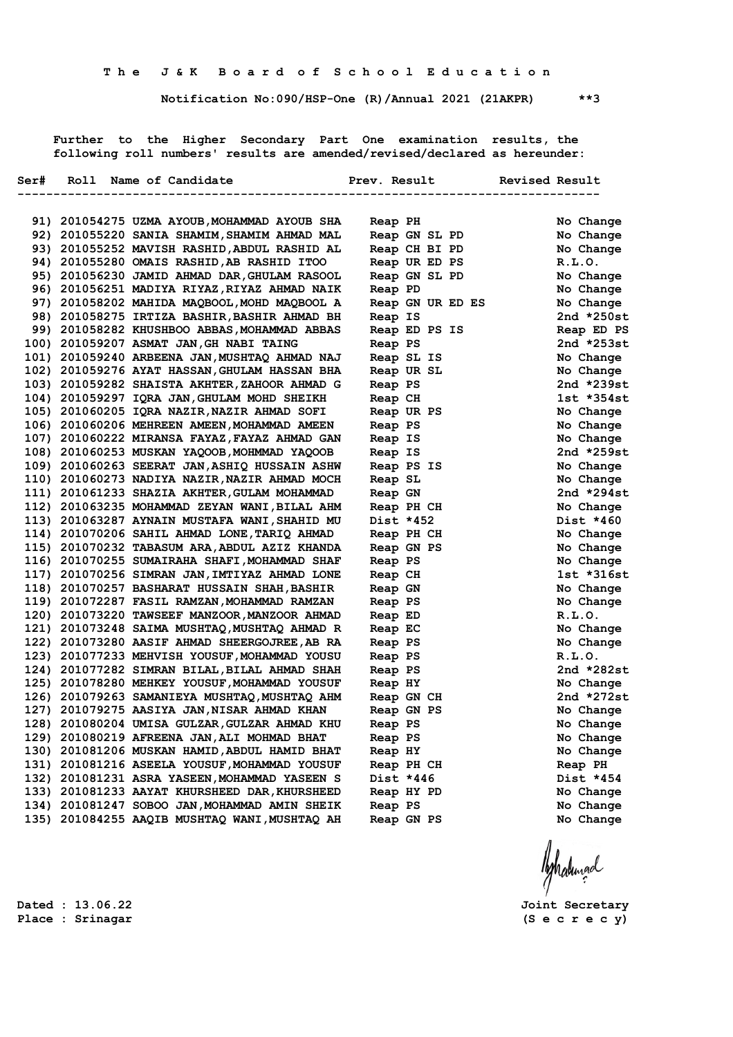**T h e   J & K   B o a r d   o f   S c h o o l   E d u c a t i o n**

**Notification No:090/HSP-One (R)/Annual 2021 (21AKPR)      **3**

Further to the Higher Secondary Part One examination results, the following roll numbers' results are amended/revised/declared as hereunder:

| Ser# | Roll | Name of Candidate | Prev. Result | Revised Result |
|---|---|---|---|---|
| 91) | 201054275 | UZMA AYOUB,MOHAMMAD AYOUB SHA | Reap PH | No Change |
| 92) | 201055220 | SANIA SHAMIM,SHAMIM AHMAD MAL | Reap GN SL PD | No Change |
| 93) | 201055252 | MAVISH RASHID,ABDUL RASHID AL | Reap CH BI PD | No Change |
| 94) | 201055280 | OMAIS RASHID,AB RASHID ITOO | Reap UR ED PS | R.L.O. |
| 95) | 201056230 | JAMID AHMAD DAR,GHULAM RASOOL | Reap GN SL PD | No Change |
| 96) | 201056251 | MADIYA RIYAZ,RIYAZ AHMAD NAIK | Reap PD | No Change |
| 97) | 201058202 | MAHIDA MAQBOOL,MOHD MAQBOOL A | Reap GN UR ED ES | No Change |
| 98) | 201058275 | IRTIZA BASHIR,BASHIR AHMAD BH | Reap IS | 2nd *250st |
| 99) | 201058282 | KHUSHBOO ABBAS,MOHAMMAD ABBAS | Reap ED PS IS | Reap ED PS |
| 100) | 201059207 | ASMAT JAN,GH NABI TAING | Reap PS | 2nd *253st |
| 101) | 201059240 | ARBEENA JAN,MUSHTAQ AHMAD NAJ | Reap SL IS | No Change |
| 102) | 201059276 | AYAT HASSAN,GHULAM HASSAN BHA | Reap UR SL | No Change |
| 103) | 201059282 | SHAISTA AKHTER,ZAHOOR AHMAD G | Reap PS | 2nd *239st |
| 104) | 201059297 | IQRA JAN,GHULAM MOHD SHEIKH | Reap CH | 1st *354st |
| 105) | 201060205 | IQRA NAZIR,NAZIR AHMAD SOFI | Reap UR PS | No Change |
| 106) | 201060206 | MEHREEN AMEEN,MOHAMMAD AMEEN | Reap PS | No Change |
| 107) | 201060222 | MIRANSA FAYAZ,FAYAZ AHMAD GAN | Reap IS | No Change |
| 108) | 201060253 | MUSKAN YAQOOB,MOHMMAD YAQOOB | Reap IS | 2nd *259st |
| 109) | 201060263 | SEERAT JAN,ASHIQ HUSSAIN ASHW | Reap PS IS | No Change |
| 110) | 201060273 | NADIYA NAZIR,NAZIR AHMAD MOCH | Reap SL | No Change |
| 111) | 201061233 | SHAZIA AKHTER,GULAM MOHAMMAD | Reap GN | 2nd *294st |
| 112) | 201063235 | MOHAMMAD ZEYAN WANI,BILAL AHM | Reap PH CH | No Change |
| 113) | 201063287 | AYNAIN MUSTAFA WANI,SHAHID MU | Dist *452 | Dist *460 |
| 114) | 201070206 | SAHIL AHMAD LONE,TARIQ AHMAD | Reap PH CH | No Change |
| 115) | 201070232 | TABASUM ARA,ABDUL AZIZ KHANDA | Reap GN PS | No Change |
| 116) | 201070255 | SUMAIRAHA SHAFI,MOHAMMAD SHAF | Reap PS | No Change |
| 117) | 201070256 | SIMRAN JAN,IMTIYAZ AHMAD LONE | Reap CH | 1st *316st |
| 118) | 201070257 | BASHARAT HUSSAIN SHAH,BASHIR | Reap GN | No Change |
| 119) | 201072287 | FASIL RAMZAN,MOHAMMAD RAMZAN | Reap PS | No Change |
| 120) | 201073220 | TAWSEEF MANZOOR,MANZOOR AHMAD | Reap ED | R.L.O. |
| 121) | 201073248 | SAIMA MUSHTAQ,MUSHTAQ AHMAD R | Reap EC | No Change |
| 122) | 201073280 | AASIF AHMAD SHEERGOJREE,AB RA | Reap PS | No Change |
| 123) | 201077233 | MEHVISH YOUSUF,MOHAMMAD YOUSU | Reap PS | R.L.O. |
| 124) | 201077282 | SIMRAN BILAL,BILAL AHMAD SHAH | Reap PS | 2nd *282st |
| 125) | 201078280 | MEHKEY YOUSUF,MOHAMMAD YOUSUF | Reap HY | No Change |
| 126) | 201079263 | SAMANIEYA MUSHTAQ,MUSHTAQ AHM | Reap GN CH | 2nd *272st |
| 127) | 201079275 | AASIYA JAN,NISAR AHMAD KHAN | Reap GN PS | No Change |
| 128) | 201080204 | UMISA GULZAR,GULZAR AHMAD KHU | Reap PS | No Change |
| 129) | 201080219 | AFREENA JAN,ALI MOHMAD BHAT | Reap PS | No Change |
| 130) | 201081206 | MUSKAN HAMID,ABDUL HAMID BHAT | Reap HY | No Change |
| 131) | 201081216 | ASEELA YOUSEF,MOHAMMAD YOUSUF | Reap PH CH | Reap PH |
| 132) | 201081231 | ASRA YASEEN,MOHAMMAD YASEEN S | Dist *446 | Dist *454 |
| 133) | 201081233 | AAYAT KHURSHEED DAR,KHURSHEED | Reap HY PD | No Change |
| 134) | 201081247 | SOBOO JAN,MOHAMMAD AMIN SHEIK | Reap PS | No Change |
| 135) | 201084255 | AAQIB MUSHTAQ WANI,MUSHTAQ AH | Reap GN PS | No Change |

Dated : 13.06.22
Place : Srinagar

Joint Secretary
(S e c r e c y)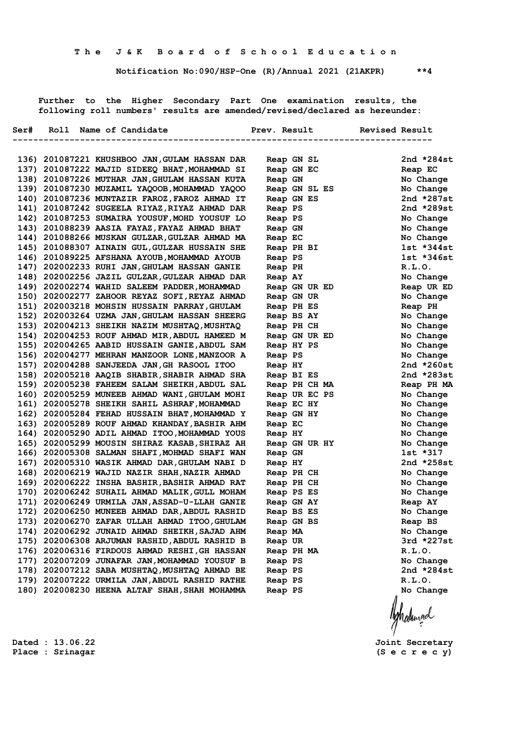**T h e J & K B o a r d o f S c h o o l E d u c a t i o n**

**Notification No:090/HSP-One (R)/Annual 2021 (21AKPR) \*\*4**

Further to the Higher Secondary Part One examination results, the following roll numbers' results are amended/revised/declared as hereunder:

| Ser# | Roll | Name of Candidate | Prev. Result | Revised Result |
|---|---|---|---|---|
| 136) | 201087221 | KHUSHBOO JAN,GULAM HASSAN DAR | Reap GN SL | 2nd *284st |
| 137) | 201087222 | MAJID SIDEEQ BHAT,MOHAMMAD SI | Reap GN EC | Reap EC |
| 138) | 201087226 | MUTHAR JAN,GHULAM HASSAN KUTA | Reap GN | No Change |
| 139) | 201087230 | MUZAMIL YAQOOB,MOHAMMAD YAQOO | Reap GN SL ES | No Change |
| 140) | 201087236 | MUNTAZIR FAROZ,FAROZ AHMAD IT | Reap GN ES | 2nd *287st |
| 141) | 201087242 | SUGEELA RIYAZ,RIYAZ AHMAD DAR | Reap PS | 2nd *289st |
| 142) | 201087253 | SUMAIRA YOUSUF,MOHD YOUSUF LO | Reap PS | No Change |
| 143) | 201088239 | AASIA FAYAZ,FAYAZ AHMAD BHAT | Reap GN | No Change |
| 144) | 201088266 | MUSKAN GULZAR,GULZAR AHMAD MA | Reap EC | No Change |
| 145) | 201088307 | AINAIN GUL,GULZAR HUSSAIN SHE | Reap PH BI | 1st *344st |
| 146) | 201089225 | AFSHANA AYOUB,MOHAMMAD AYOUB | Reap PS | 1st *346st |
| 147) | 202002233 | RUHI JAN,GHULAM HASSAN GANIE | Reap PH | R.L.O. |
| 148) | 202002256 | JAZIL GULZAR,GULZAR AHMAD DAR | Reap AY | No Change |
| 149) | 202002274 | WAHID SALEEM PADDER,MOHAMMAD | Reap GN UR ED | Reap UR ED |
| 150) | 202002277 | ZAHOOR REYAZ SOFI,REYAZ AHMAD | Reap GN UR | No Change |
| 151) | 202003218 | MOHSIN HUSSAIN PARRAY,GHULAM | Reap PH ES | Reap PH |
| 152) | 202003264 | UZMA JAN,GHULAM HASSAN SHEERG | Reap BS AY | No Change |
| 153) | 202004213 | SHEIKH NAZIM MUSHTAQ,MUSHTAQ | Reap PH CH | No Change |
| 154) | 202004253 | ROUF AHMAD MIR,ABDUL HAMEED M | Reap GN UR ED | No Change |
| 155) | 202004265 | AABID HUSSAIN GANIE,ABDUL SAM | Reap HY PS | No Change |
| 156) | 202004277 | MEHRAN MANZOOR LONE,MANZOOR A | Reap PS | No Change |
| 157) | 202004288 | SANJEEDA JAN,GH RASOOL ITOO | Reap HY | 2nd *260st |
| 158) | 202005218 | AAQIB SHABIR,SHABIR AHMAD SHA | Reap BI ES | 2nd *283st |
| 159) | 202005238 | FAHEEM SALAM SHEIKH,ABDUL SAL | Reap PH CH MA | Reap PH MA |
| 160) | 202005259 | MUNEEB AHMAD WANI,GHULAM MOHI | Reap UR EC PS | No Change |
| 161) | 202005278 | SHEIKH SAHIL ASHRAF,MOHAMMAD | Reap EC HY | No Change |
| 162) | 202005284 | FEHAD HUSSAIN BHAT,MOHAMMAD Y | Reap GN HY | No Change |
| 163) | 202005289 | ROUF AHMAD KHANDAY,BASHIR AHM | Reap EC | No Change |
| 164) | 202005290 | ADIL AHMAD ITOO,MOHAMMAD YOUS | Reap HY | No Change |
| 165) | 202005299 | MOUSIN SHIRAZ KASAB,SHIRAZ AH | Reap GN UR HY | No Change |
| 166) | 202005308 | SALMAN SHAFI,MOHMAD SHAFI WAN | Reap GN | 1st *317 |
| 167) | 202005310 | WASIK AHMAD DAR,GHULAM NABI D | Reap HY | 2nd *258st |
| 168) | 202006219 | WAJID NAZIR SHAH,NAZIR AHMAD | Reap PH CH | No Change |
| 169) | 202006222 | INSHA BASHIR,BASHIR AHMAD RAT | Reap PH CH | No Change |
| 170) | 202006242 | SUHAIL AHMAD MALIK,GULL MOHAM | Reap PS ES | No Change |
| 171) | 202006249 | URMILA JAN,ASSAD-U-LLAH GANIE | Reap GN AY | Reap AY |
| 172) | 202006250 | MUNEEB AHMAD DAR,ABDUL RASHID | Reap BS ES | No Change |
| 173) | 202006270 | ZAFAR ULLAH AHMAD ITOO,GHULAM | Reap GN BS | Reap BS |
| 174) | 202006292 | JUNAID AHMAD SHEIKH,SAJAD AHM | Reap MA | No Change |
| 175) | 202006308 | ARJUMAN RASHID,ABDUL RASHID B | Reap UR | 3rd *227st |
| 176) | 202006316 | FIRDOUS AHMAD RESHI,GH HASSAN | Reap PH MA | R.L.O. |
| 177) | 202007209 | JUNAFAR JAN,MOHAMMAD YOUSUF B | Reap PS | No Change |
| 178) | 202007212 | SABA MUSHTAQ,MUSHTAQ AHMAD BE | Reap PS | 2nd *284st |
| 179) | 202007222 | URMILA JAN,ABDUL RASHID RATHE | Reap PS | R.L.O. |
| 180) | 202008230 | HEENA ALTAF SHAH,SHAH MOHAMMA | Reap PS | No Change |

Dated : 13.06.22
Place : Srinagar

Joint Secretary
(S e c r e c y)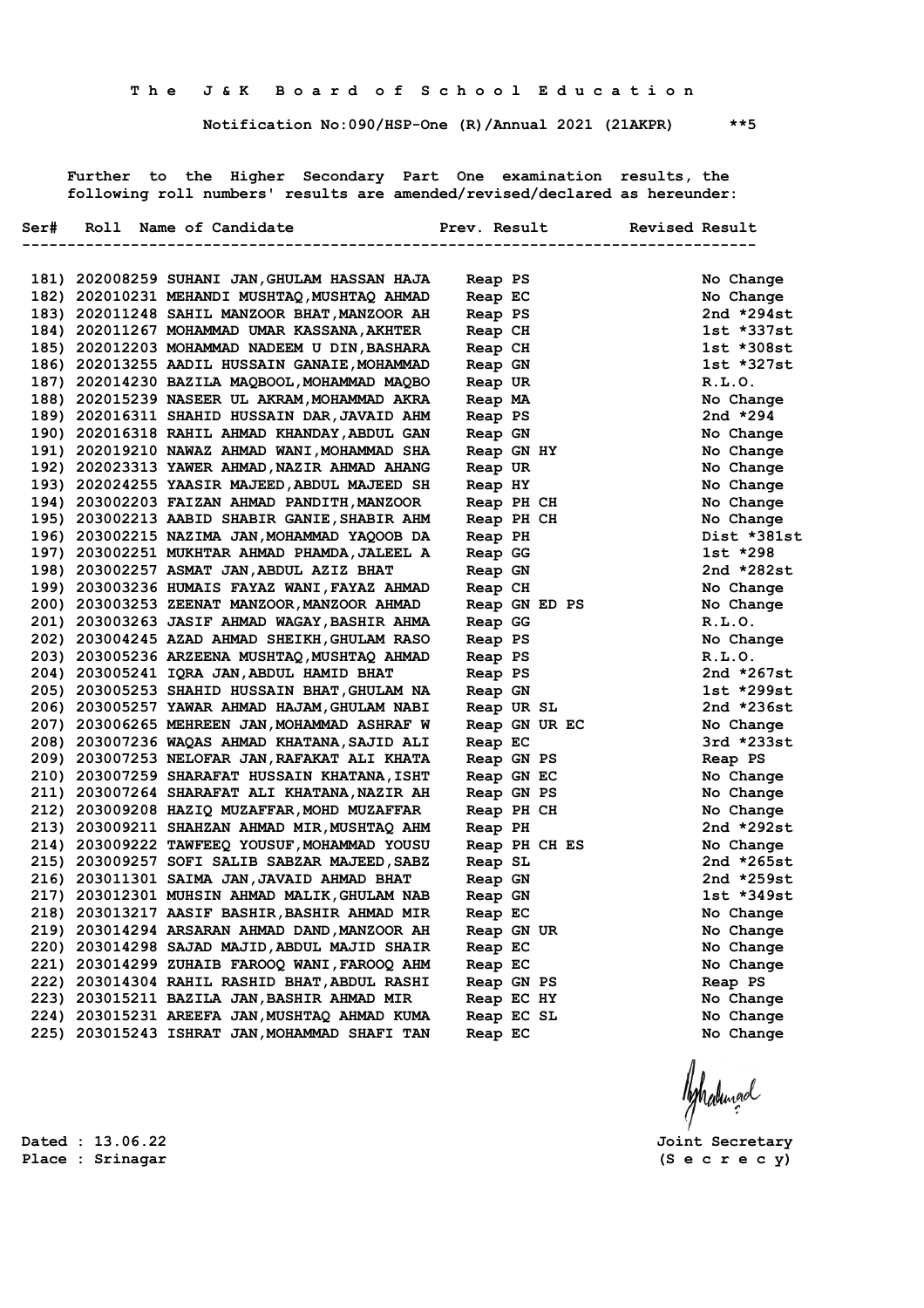**The J&K Board of School Education**

**Notification No:090/HSP-One (R)/Annual 2021 (21AKPR) \*\*5**

Further to the Higher Secondary Part One examination results, the following roll numbers' results are amended/revised/declared as hereunder:

| Ser# | Roll | Name of Candidate | Prev. Result | Revised Result |
|---|---|---|---|---|
| 181) | 202008259 | SUHANI JAN,GHULAM HASSAN HAJA | Reap PS | No Change |
| 182) | 202010231 | MEHANDI MUSHTAQ,MUSHTAQ AHMAD | Reap EC | No Change |
| 183) | 202011248 | SAHIL MANZOOR BHAT,MANZOOR AH | Reap PS | 2nd *294st |
| 184) | 202011267 | MOHAMMAD UMAR KASSANA,AKHTER | Reap CH | 1st *337st |
| 185) | 202012203 | MOHAMMAD NADEEM U DIN,BASHARA | Reap CH | 1st *308st |
| 186) | 202013255 | AADIL HUSSAIN GANAIE,MOHAMMAD | Reap GN | 1st *327st |
| 187) | 202014230 | BAZILA MAQBOOL,MOHAMMAD MAQBO | Reap UR | R.L.O. |
| 188) | 202015239 | NASEER UL AKRAM,MOHAMMAD AKRA | Reap MA | No Change |
| 189) | 202016311 | SHAHID HUSSAIN DAR,JAVAID AHM | Reap PS | 2nd *294 |
| 190) | 202016318 | RAHIL AHMAD KHANDAY,ABDUL GAN | Reap GN | No Change |
| 191) | 202019210 | NAWAZ AHMAD WANI,MOHAMMAD SHA | Reap GN HY | No Change |
| 192) | 202023313 | YAWER AHMAD,NAZIR AHMAD AHANG | Reap UR | No Change |
| 193) | 202024255 | YAASIR MAJEED,ABDUL MAJEED SH | Reap HY | No Change |
| 194) | 203002203 | FAIZAN AHMAD PANDITH,MANZOOR | Reap PH CH | No Change |
| 195) | 203002213 | AABID SHABIR GANIE,SHABIR AHM | Reap PH CH | No Change |
| 196) | 203002215 | NAZIMA JAN,MOHAMMAD YAQOOB DA | Reap PH | Dist *381st |
| 197) | 203002251 | MUKHTAR AHMAD PHAMDA,JALEEL A | Reap GG | 1st *298 |
| 198) | 203002257 | ASMAT JAN,ABDUL AZIZ BHAT | Reap GN | 2nd *282st |
| 199) | 203003236 | HUMAIS FAYAZ WANI,FAYAZ AHMAD | Reap CH | No Change |
| 200) | 203003253 | ZEENAT MANZOOR,MANZOOR AHMAD | Reap GN ED PS | No Change |
| 201) | 203003263 | JASIF AHMAD WAGAY,BASHIR AHMA | Reap GG | R.L.O. |
| 202) | 203004245 | AZAD AHMAD SHEIKH,GHULAM RASO | Reap PS | No Change |
| 203) | 203005236 | ARZEENA MUSHTAQ,MUSHTAQ AHMAD | Reap PS | R.L.O. |
| 204) | 203005241 | IQRA JAN,ABDUL HAMID BHAT | Reap PS | 2nd *267st |
| 205) | 203005253 | SHAHID HUSSAIN BHAT,GHULAM NA | Reap GN | 1st *299st |
| 206) | 203005257 | YAWAR AHMAD HAJAM,GHULAM NABI | Reap UR SL | 2nd *236st |
| 207) | 203006265 | MEHREEN JAN,MOHAMMAD ASHRAF W | Reap GN UR EC | No Change |
| 208) | 203007236 | WAQAS AHMAD KHATANA,SAJID ALI | Reap EC | 3rd *233st |
| 209) | 203007253 | NELOFAR JAN,RAFAKAT ALI KHATA | Reap GN PS | Reap PS |
| 210) | 203007259 | SHARAFAT HUSSAIN KHATANA,ISHT | Reap GN EC | No Change |
| 211) | 203007264 | SHARAFAT ALI KHATANA,NAZIR AH | Reap GN PS | No Change |
| 212) | 203009208 | HAZIQ MUZAFFAR,MOHD MUZAFFAR | Reap PH CH | No Change |
| 213) | 203009211 | SHAHZAN AHMAD MIR,MUSHTAQ AHM | Reap PH | 2nd *292st |
| 214) | 203009222 | TAWFEEQ YOUSUF,MOHAMMAD YOUSU | Reap PH CH ES | No Change |
| 215) | 203009257 | SOFI SALIB SABZAR MAJEED,SABZ | Reap SL | 2nd *265st |
| 216) | 203011301 | SAIMA JAN,JAVAID AHMAD BHAT | Reap GN | 2nd *259st |
| 217) | 203012301 | MUHSIN AHMAD MALIK,GHULAM NAB | Reap GN | 1st *349st |
| 218) | 203013217 | AASIF BASHIR,BASHIR AHMAD MIR | Reap EC | No Change |
| 219) | 203014294 | ARSARAN AHMAD DAND,MANZOOR AH | Reap GN UR | No Change |
| 220) | 203014298 | SAJAD MAJID,ABDUL MAJID SHAIR | Reap EC | No Change |
| 221) | 203014299 | ZUHAIB FAROOQ WANI,FAROOQ AHM | Reap EC | No Change |
| 222) | 203014304 | RAHIL RASHID BHAT,ABDUL RASHI | Reap GN PS | Reap PS |
| 223) | 203015211 | BAZILA JAN,BASHIR AHMAD MIR | Reap EC HY | No Change |
| 224) | 203015231 | AREEFA JAN,MUSHTAQ AHMAD KUMA | Reap EC SL | No Change |
| 225) | 203015243 | ISHRAT JAN,MOHAMMAD SHAFI TAN | Reap EC | No Change |

Dated : 13.06.22
Place : Srinagar

Joint Secretary
(S e c r e c y)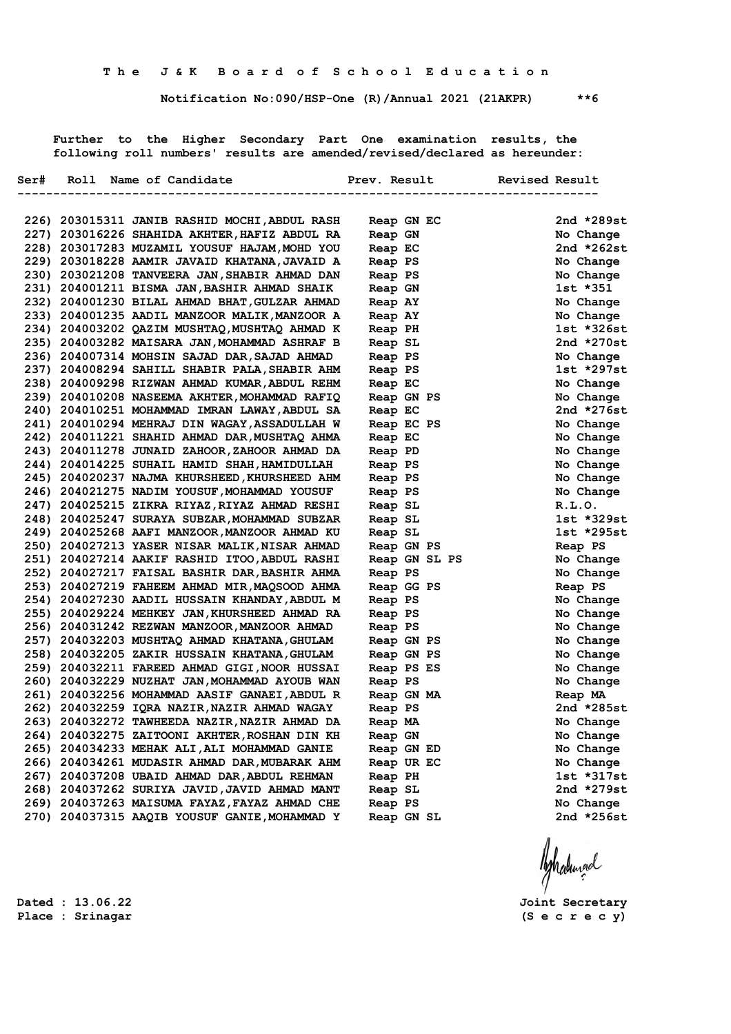The J&K Board of School Education

Notification No:090/HSP-One (R)/Annual 2021 (21AKPR) **6

Further to the Higher Secondary Part One examination results, the following roll numbers' results are amended/revised/declared as hereunder:

| Ser# | Roll | Name of Candidate | Prev. Result | Revised Result |
|---|---|---|---|---|
| 226) | 203015311 | JANIB RASHID MOCHI,ABDUL RASH | Reap GN EC | 2nd *289st |
| 227) | 203016226 | SHAHIDA AKHTER,HAFIZ ABDUL RA | Reap GN | No Change |
| 228) | 203017283 | MUZAMIL YOUSUF HAJAM,MOHD YOU | Reap EC | 2nd *262st |
| 229) | 203018228 | AAMIR JAVAID KHATANA,JAVAID A | Reap PS | No Change |
| 230) | 203021208 | TANVEERA JAN,SHABIR AHMAD DAN | Reap PS | No Change |
| 231) | 204001211 | BISMA JAN,BASHIR AHMAD SHAIK | Reap GN | 1st *351 |
| 232) | 204001230 | BILAL AHMAD BHAT,GULZAR AHMAD | Reap AY | No Change |
| 233) | 204001235 | AADIL MANZOOR MALIK,MANZOOR A | Reap AY | No Change |
| 234) | 204003202 | QAZIM MUSHTAQ,MUSHTAQ AHMAD K | Reap PH | 1st *326st |
| 235) | 204003282 | MAISARA JAN,MOHAMMAD ASHRAF B | Reap SL | 2nd *270st |
| 236) | 204007314 | MOHSIN SAJAD DAR,SAJAD AHMAD | Reap PS | No Change |
| 237) | 204008294 | SAHILL SHABIR PALA,SHABIR AHM | Reap PS | 1st *297st |
| 238) | 204009298 | RIZWAN AHMAD KUMAR,ABDUL REHM | Reap EC | No Change |
| 239) | 204010208 | NASEEMA AKHTER,MOHAMMAD RAFIQ | Reap GN PS | No Change |
| 240) | 204010251 | MOHAMMAD IMRAN LAWAY,ABDUL SA | Reap EC | 2nd *276st |
| 241) | 204010294 | MEHRAJ DIN WAGAY,ASSADULLAH W | Reap EC PS | No Change |
| 242) | 204011221 | SHAHID AHMAD DAR,MUSHTAQ AHMA | Reap EC | No Change |
| 243) | 204011278 | JUNAID ZAHOOR,ZAHOOR AHMAD DA | Reap PD | No Change |
| 244) | 204014225 | SUHAIL HAMID SHAH,HAMIDULLAH | Reap PS | No Change |
| 245) | 204020237 | NAJMA KHURSHEED,KHURSHEED AHM | Reap PS | No Change |
| 246) | 204021275 | NADIM YOUSUF,MOHAMMAD YOUSUF | Reap PS | No Change |
| 247) | 204025215 | ZIKRA RIYAZ,RIYAZ AHMAD RESHI | Reap SL | R.L.O. |
| 248) | 204025247 | SURAYA SUBZAR,MOHAMMAD SUBZAR | Reap SL | 1st *329st |
| 249) | 204025268 | AAFI MANZOOR,MANZOOR AHMAD KU | Reap SL | 1st *295st |
| 250) | 204027213 | YASER NISAR MALIK,NISAR AHMAD | Reap GN PS | Reap PS |
| 251) | 204027214 | AAKIF RASHID ITOO,ABDUL RASHI | Reap GN SL PS | No Change |
| 252) | 204027217 | FAISAL BASHIR DAR,BASHIR AHMA | Reap PS | No Change |
| 253) | 204027219 | FAHEEM AHMAD MIR,MAQSOOD AHMA | Reap GG PS | Reap PS |
| 254) | 204027230 | AADIL HUSSAIN KHANDAY,ABDUL M | Reap PS | No Change |
| 255) | 204029224 | MEHKEY JAN,KHURSHEED AHMAD RA | Reap PS | No Change |
| 256) | 204031242 | REZWAN MANZOOR,MANZOOR AHMAD | Reap PS | No Change |
| 257) | 204032203 | MUSHTAQ AHMAD KHATANA,GHULAM | Reap GN PS | No Change |
| 258) | 204032205 | ZAKIR HUSSAIN KHATANA,GHULAM | Reap GN PS | No Change |
| 259) | 204032211 | FAREED AHMAD GIGI,NOOR HUSSAI | Reap PS ES | No Change |
| 260) | 204032229 | NUZHAT JAN,MOHAMMAD AYOUB WAN | Reap PS | No Change |
| 261) | 204032256 | MOHAMMAD AASIF GANAEI,ABDUL R | Reap GN MA | Reap MA |
| 262) | 204032259 | IQRA NAZIR,NAZIR AHMAD WAGAY | Reap PS | 2nd *285st |
| 263) | 204032272 | TAWHEEDA NAZIR,NAZIR AHMAD DA | Reap MA | No Change |
| 264) | 204032275 | ZAITOONI AKHTER,ROSHAN DIN KH | Reap GN | No Change |
| 265) | 204034233 | MEHAK ALI,ALI MOHAMMAD GANIE | Reap GN ED | No Change |
| 266) | 204034261 | MUDASIR AHMAD DAR,MUBARAK AHM | Reap UR EC | No Change |
| 267) | 204037208 | UBAID AHMAD DAR,ABDUL REHMAN | Reap PH | 1st *317st |
| 268) | 204037262 | SURIYA JAVID,JAVID AHMAD MANT | Reap SL | 2nd *279st |
| 269) | 204037263 | MAISUMA FAYAZ,FAYAZ AHMAD CHE | Reap PS | No Change |
| 270) | 204037315 | AAQIB YOUSUF GANIE,MOHAMMAD Y | Reap GN SL | 2nd *256st |

Dated : 13.06.22
Place : Srinagar

Joint Secretary
(S e c r e c y)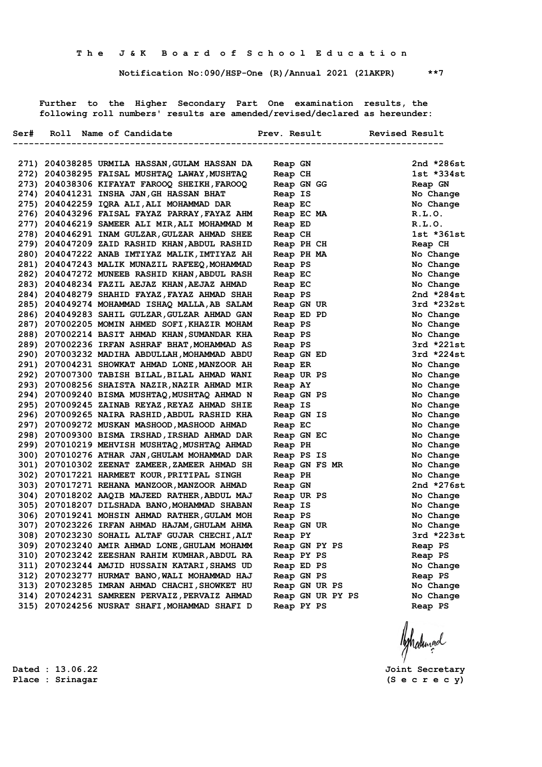**The J&K Board of School Education**

**Notification No:090/HSP-One (R)/Annual 2021 (21AKPR) \*\*7**

Further to the Higher Secondary Part One examination results, the following roll numbers' results are amended/revised/declared as hereunder:

| Ser# | Roll | Name of Candidate | Prev. Result | Revised Result |
|---|---|---|---|---|
| 271) | 204038285 | URMILA HASSAN,GULAM HASSAN DA | Reap GN | 2nd *286st |
| 272) | 204038295 | FAISAL MUSHTAQ LAWAY,MUSHTAQ | Reap CH | 1st *334st |
| 273) | 204038306 | KIFAYAT FAROOQ SHEIKH,FAROOQ | Reap GN GG | Reap GN |
| 274) | 204041231 | INSHA JAN,GH HASSAN BHAT | Reap IS | No Change |
| 275) | 204042259 | IQRA ALI,ALI MOHAMMAD DAR | Reap EC | No Change |
| 276) | 204043296 | FAISAL FAYAZ PARRAY,FAYAZ AHM | Reap EC MA | R.L.O. |
| 277) | 204046219 | SAMEER ALI MIR,ALI MOHAMMAD M | Reap ED | R.L.O. |
| 278) | 204046291 | INAM GULZAR,GULZAR AHMAD SHEE | Reap CH | 1st *361st |
| 279) | 204047209 | ZAID RASHID KHAN,ABDUL RASHID | Reap PH CH | Reap CH |
| 280) | 204047222 | ANAB IMTIYAZ MALIK,IMTIYAZ AH | Reap PH MA | No Change |
| 281) | 204047243 | MALIK MUNAZIL RAFEEQ,MOHAMMAD | Reap PS | No Change |
| 282) | 204047272 | MUNEEB RASHID KHAN,ABDUL RASH | Reap EC | No Change |
| 283) | 204048234 | FAZIL AEJAZ KHAN,AEJAZ AHMAD | Reap EC | No Change |
| 284) | 204048279 | SHAHID FAYAZ,FAYAZ AHMAD SHAH | Reap PS | 2nd *284st |
| 285) | 204049274 | MOHAMMAD ISHAQ MALLA,AB SALAM | Reap GN UR | 3rd *232st |
| 286) | 204049283 | SAHIL GULZAR,GULZAR AHMAD GAN | Reap ED PD | No Change |
| 287) | 207002205 | MOMIN AHMED SOFI,KHAZIR MOHAM | Reap PS | No Change |
| 288) | 207002214 | BASIT AHMAD KHAN,SUMANDAR KHA | Reap PS | No Change |
| 289) | 207002236 | IRFAN ASHRAF BHAT,MOHAMMAD AS | Reap PS | 3rd *221st |
| 290) | 207003232 | MADIHA ABDULLAH,MOHAMMAD ABDU | Reap GN ED | 3rd *224st |
| 291) | 207004231 | SHOWKAT AHMAD LONE,MANZOOR AH | Reap ER | No Change |
| 292) | 207007300 | TABISH BILAL,BILAL AHMAD WANI | Reap UR PS | No Change |
| 293) | 207008256 | SHAISTA NAZIR,NAZIR AHMAD MIR | Reap AY | No Change |
| 294) | 207009240 | BISMA MUSHTAQ,MUSHTAQ AHMAD N | Reap GN PS | No Change |
| 295) | 207009245 | ZAINAB REYAZ,REYAZ AHMAD SHIE | Reap IS | No Change |
| 296) | 207009265 | NAIRA RASHID,ABDUL RASHID KHA | Reap GN IS | No Change |
| 297) | 207009272 | MUSKAN MASHOOD,MASHOOD AHMAD | Reap EC | No Change |
| 298) | 207009300 | BISMA IRSHAD,IRSHAD AHMAD DAR | Reap GN EC | No Change |
| 299) | 207010219 | MEHVISH MUSHTAQ,MUSHTAQ AHMAD | Reap PH | No Change |
| 300) | 207010276 | ATHAR JAN,GHULAM MOHAMMAD DAR | Reap PS IS | No Change |
| 301) | 207010302 | ZEENAT ZAMEER,ZAMEER AHMAD SH | Reap GN FS MR | No Change |
| 302) | 207017221 | HARMEET KOUR,PRITIPAL SINGH | Reap PH | No Change |
| 303) | 207017271 | REHANA MANZOOR,MANZOOR AHMAD | Reap GN | 2nd *276st |
| 304) | 207018202 | AAQIB MAJEED RATHER,ABDUL MAJ | Reap UR PS | No Change |
| 305) | 207018207 | DILSHADA BANO,MOHAMMAD SHABAN | Reap IS | No Change |
| 306) | 207019241 | MOHSIN AHMAD RATHER,GULAM MOH | Reap PS | No Change |
| 307) | 207023226 | IRFAN AHMAD HAJAM,GHULAM AHMA | Reap GN UR | No Change |
| 308) | 207023230 | SOHAIL ALTAF GUJAR CHECHI,ALT | Reap PY | 3rd *223st |
| 309) | 207023240 | AMIR AHMAD LONE,GHULAM MOHAMM | Reap GN PY PS | Reap PS |
| 310) | 207023242 | ZEESHAN RAHIM KUMHAR,ABDUL RA | Reap PY PS | Reap PS |
| 311) | 207023244 | AMJID HUSSAIN KATARI,SHAMS UD | Reap ED PS | No Change |
| 312) | 207023277 | HURMAT BANO,WALI MOHAMMAD HAJ | Reap GN PS | Reap PS |
| 313) | 207023285 | IMRAN AHMAD CHACHI,SHOWKET HU | Reap GN UR PS | No Change |
| 314) | 207024231 | SAMREEN PERVAIZ,PERVAIZ AHMAD | Reap GN UR PY PS | No Change |
| 315) | 207024256 | NUSRAT SHAFI,MOHAMMAD SHAFI D | Reap PY PS | Reap PS |

Dated : 13.06.22
Place : Srinagar

Joint Secretary
(S e c r e c y)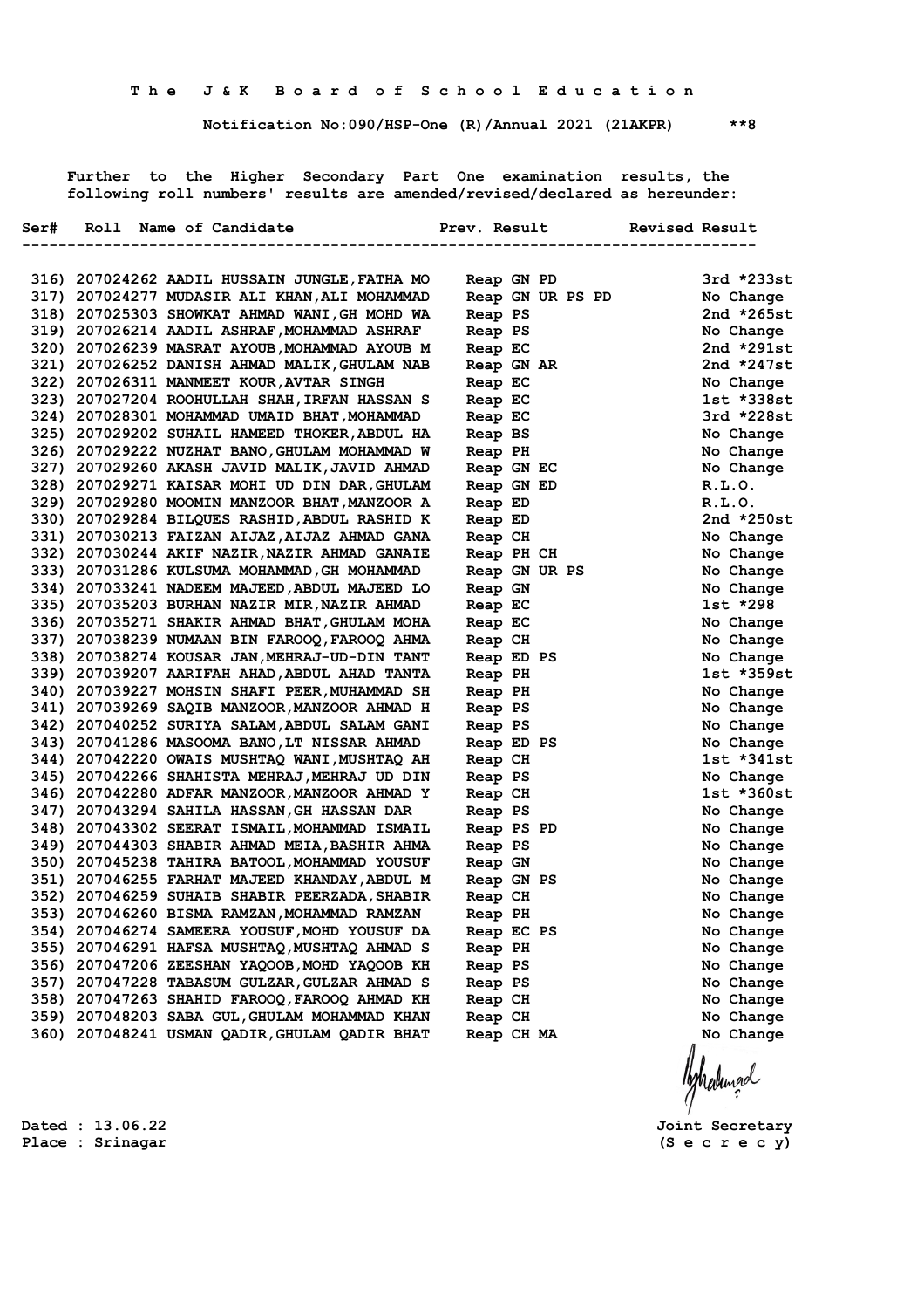T h e J & K B o a r d o f S c h o o l E d u c a t i o n

Notification No:090/HSP-One (R)/Annual 2021 (21AKPR) **8

Further to the Higher Secondary Part One examination results, the following roll numbers' results are amended/revised/declared as hereunder:

| Ser# | Roll | Name of Candidate | Prev. Result | Revised Result |
|---|---|---|---|---|
| 316) | 207024262 | AADIL HUSSAIN JUNGLE,FATHA MO | Reap GN PD | 3rd *233st |
| 317) | 207024277 | MUDASIR ALI KHAN,ALI MOHAMMAD | Reap GN UR PS PD | No Change |
| 318) | 207025303 | SHOWKAT AHMAD WANI,GH MOHD WA | Reap PS | 2nd *265st |
| 319) | 207026214 | AADIL ASHRAF,MOHAMMAD ASHRAF | Reap PS | No Change |
| 320) | 207026239 | MASRAT AYOUB,MOHAMMAD AYOUB M | Reap EC | 2nd *291st |
| 321) | 207026252 | DANISH AHMAD MALIK,GHULAM NAB | Reap GN AR | 2nd *247st |
| 322) | 207026311 | MANMEET KOUR,AVTAR SINGH | Reap EC | No Change |
| 323) | 207027204 | ROOHULLAH SHAH,IRFAN HASSAN S | Reap EC | 1st *338st |
| 324) | 207028301 | MOHAMMAD UMAID BHAT,MOHAMMAD | Reap EC | 3rd *228st |
| 325) | 207029202 | SUHAIL HAMEED THOKER,ABDUL HA | Reap BS | No Change |
| 326) | 207029222 | NUZHAT BANO,GHULAM MOHAMMAD W | Reap PH | No Change |
| 327) | 207029260 | AKASH JAVID MALIK,JAVID AHMAD | Reap GN EC | No Change |
| 328) | 207029271 | KAISAR MOHI UD DIN DAR,GHULAM | Reap GN ED | R.L.O. |
| 329) | 207029280 | MOOMIN MANZOOR BHAT,MANZOOR A | Reap ED | R.L.O. |
| 330) | 207029284 | BILQUES RASHID,ABDUL RASHID K | Reap ED | 2nd *250st |
| 331) | 207030213 | FAIZAN AIJAZ,AIJAZ AHMAD GANA | Reap CH | No Change |
| 332) | 207030244 | AKIF NAZIR,NAZIR AHMAD GANAIE | Reap PH CH | No Change |
| 333) | 207031286 | KULSUMA MOHAMMAD,GH MOHAMMAD | Reap GN UR PS | No Change |
| 334) | 207033241 | NADEEM MAJEED,ABDUL MAJEED LO | Reap GN | No Change |
| 335) | 207035203 | BURHAN NAZIR MIR,NAZIR AHMAD | Reap EC | 1st *298 |
| 336) | 207035271 | SHAKIR AHMAD BHAT,GHULAM MOHA | Reap EC | No Change |
| 337) | 207038239 | NUMAAN BIN FAROOQ,FAROOQ AHMA | Reap CH | No Change |
| 338) | 207038274 | KOUSAR JAN,MEHRAJ-UD-DIN TANT | Reap ED PS | No Change |
| 339) | 207039207 | AARIFAH AHAD,ABDUL AHAD TANTA | Reap PH | 1st *359st |
| 340) | 207039227 | MOHSIN SHAFI PEER,MUHAMMAD SH | Reap PH | No Change |
| 341) | 207039269 | SAQIB MANZOOR,MANZOOR AHMAD H | Reap PS | No Change |
| 342) | 207040252 | SURIYA SALAM,ABDUL SALAM GANI | Reap PS | No Change |
| 343) | 207041286 | MASOOMA BANO,LT NISSAR AHMAD | Reap ED PS | No Change |
| 344) | 207042220 | OWAIS MUSHTAQ WANI,MUSHTAQ AH | Reap CH | 1st *341st |
| 345) | 207042266 | SHAHISTA MEHRAJ,MEHRAJ UD DIN | Reap PS | No Change |
| 346) | 207042280 | ADFAR MANZOOR,MANZOOR AHMAD Y | Reap CH | 1st *360st |
| 347) | 207043294 | SAHILA HASSAN,GH HASSAN DAR | Reap PS | No Change |
| 348) | 207043302 | SEERAT ISMAIL,MOHAMMAD ISMAIL | Reap PS PD | No Change |
| 349) | 207044303 | SHABIR AHMAD MEIA,BASHIR AHMA | Reap PS | No Change |
| 350) | 207045238 | TAHIRA BATOOL,MOHAMMAD YOUSUF | Reap GN | No Change |
| 351) | 207046255 | FARHAT MAJEED KHANDAY,ABDUL M | Reap GN PS | No Change |
| 352) | 207046259 | SUHAIB SHABIR PEERZADA,SHABIR | Reap CH | No Change |
| 353) | 207046260 | BISMA RAMZAN,MOHAMMAD RAMZAN | Reap PH | No Change |
| 354) | 207046274 | SAMEERA YOUSUF,MOHD YOUSUF DA | Reap EC PS | No Change |
| 355) | 207046291 | HAFSA MUSHTAQ,MUSHTAQ AHMAD S | Reap PH | No Change |
| 356) | 207047206 | ZEESHAN YAQOOB,MOHD YAQOOB KH | Reap PS | No Change |
| 357) | 207047228 | TABASUM GULZAR,GULZAR AHMAD S | Reap PS | No Change |
| 358) | 207047263 | SHAHID FAROOQ,FAROOQ AHMAD KH | Reap CH | No Change |
| 359) | 207048203 | SABA GUL,GHULAM MOHAMMAD KHAN | Reap CH | No Change |
| 360) | 207048241 | USMAN QADIR,GHULAM QADIR BHAT | Reap CH MA | No Change |

Dated : 13.06.22
Place : Srinagar

Joint Secretary
(S e c r e c y)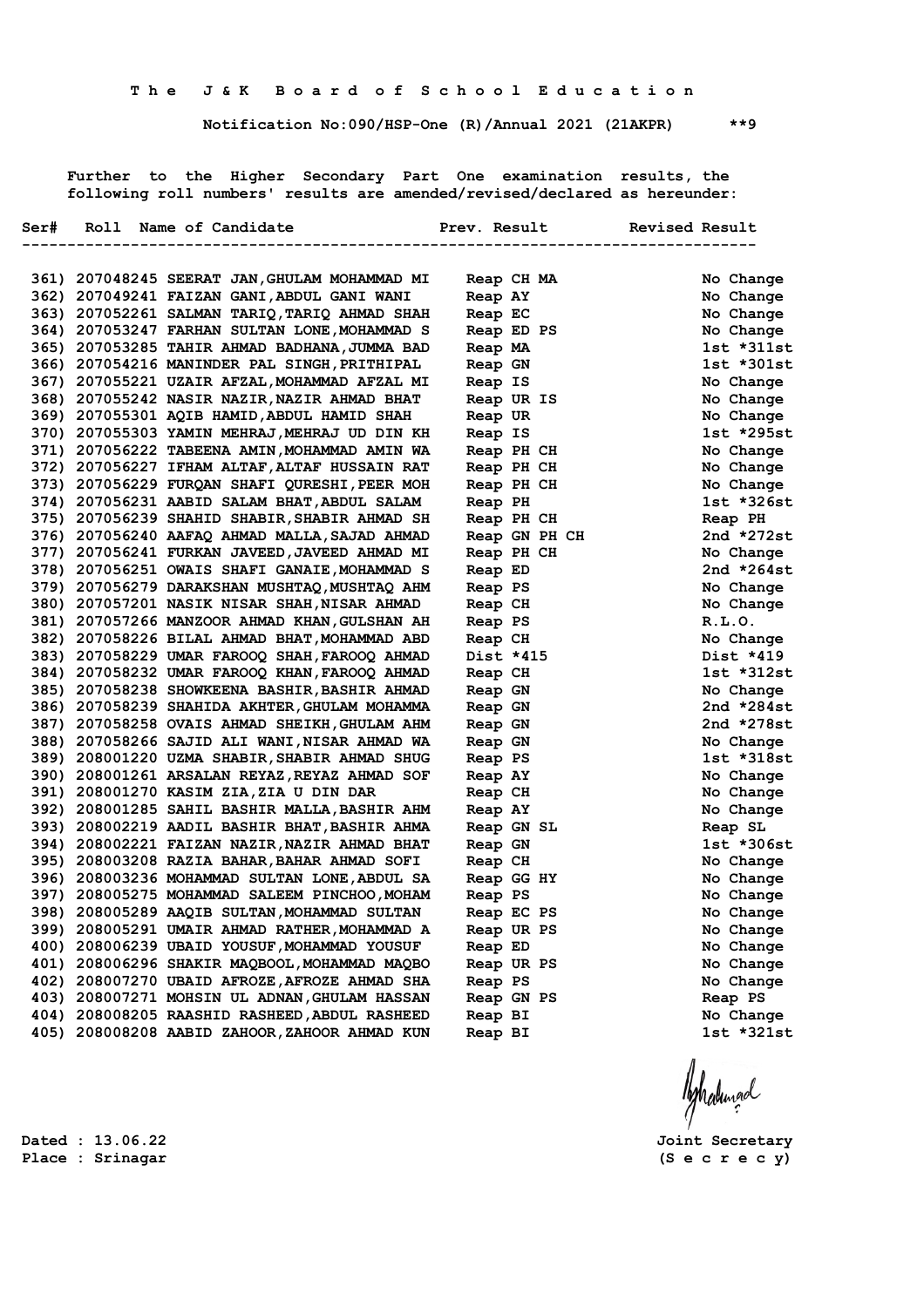The J&K Board of School Education

Notification No:090/HSP-One (R)/Annual 2021 (21AKPR) **9

Further to the Higher Secondary Part One examination results, the following roll numbers' results are amended/revised/declared as hereunder:

| Ser# | Roll | Name of Candidate | Prev. Result | Revised Result |
|---|---|---|---|---|
| 361) | 207048245 | SEERAT JAN,GHULAM MOHAMMAD MI | Reap CH MA | No Change |
| 362) | 207049241 | FAIZAN GANI,ABDUL GANI WANI | Reap AY | No Change |
| 363) | 207052261 | SALMAN TARIQ,TARIQ AHMAD SHAH | Reap EC | No Change |
| 364) | 207053247 | FARHAN SULTAN LONE,MOHAMMAD S | Reap ED PS | No Change |
| 365) | 207053285 | TAHIR AHMAD BADHANA,JUMMA BAD | Reap MA | 1st *311st |
| 366) | 207054216 | MANINDER PAL SINGH,PRITHIPAL | Reap GN | 1st *301st |
| 367) | 207055221 | UZAIR AFZAL,MOHAMMAD AFZAL MI | Reap IS | No Change |
| 368) | 207055242 | NASIR NAZIR,NAZIR AHMAD BHAT | Reap UR IS | No Change |
| 369) | 207055301 | AQIB HAMID,ABDUL HAMID SHAH | Reap UR | No Change |
| 370) | 207055303 | YAMIN MEHRAJ,MEHRAJ UD DIN KH | Reap IS | 1st *295st |
| 371) | 207056222 | TABEENA AMIN,MOHAMMAD AMIN WA | Reap PH CH | No Change |
| 372) | 207056227 | IFHAM ALTAF,ALTAF HUSSAIN RAT | Reap PH CH | No Change |
| 373) | 207056229 | FURQAN SHAFI QURESHI,PEER MOH | Reap PH CH | No Change |
| 374) | 207056231 | AABID SALAM BHAT,ABDUL SALAM | Reap PH | 1st *326st |
| 375) | 207056239 | SHAHID SHABIR,SHABIR AHMAD SH | Reap PH CH | Reap PH |
| 376) | 207056240 | AAFAQ AHMAD MALLA,SAJAD AHMAD | Reap GN PH CH | 2nd *272st |
| 377) | 207056241 | FURKAN JAVEED,JAVEED AHMAD MI | Reap PH CH | No Change |
| 378) | 207056251 | OWAIS SHAFI GANAIE,MOHAMMAD S | Reap ED | 2nd *264st |
| 379) | 207056279 | DARAKSHAN MUSHTAQ,MUSHTAQ AHM | Reap PS | No Change |
| 380) | 207057201 | NASIK NISAR SHAH,NISAR AHMAD | Reap CH | No Change |
| 381) | 207057266 | MANZOOR AHMAD KHAN,GULSHAN AH | Reap PS | R.L.O. |
| 382) | 207058226 | BILAL AHMAD BHAT,MOHAMMAD ABD | Reap CH | No Change |
| 383) | 207058229 | UMAR FAROOQ SHAH,FAROOQ AHMAD | Dist *415 | Dist *419 |
| 384) | 207058232 | UMAR FAROOQ KHAN,FAROOQ AHMAD | Reap CH | 1st *312st |
| 385) | 207058238 | SHOWKEENA BASHIR,BASHIR AHMAD | Reap GN | No Change |
| 386) | 207058239 | SHAHIDA AKHTER,GHULAM MOHAMMA | Reap GN | 2nd *284st |
| 387) | 207058258 | OVAIS AHMAD SHEIKH,GHULAM AHM | Reap GN | 2nd *278st |
| 388) | 207058266 | SAJID ALI WANI,NISAR AHMAD WA | Reap GN | No Change |
| 389) | 208001220 | UZMA SHABIR,SHABIR AHMAD SHUG | Reap PS | 1st *318st |
| 390) | 208001261 | ARSALAN REYAZ,REYAZ AHMAD SOF | Reap AY | No Change |
| 391) | 208001270 | KASIM ZIA,ZIA U DIN DAR | Reap CH | No Change |
| 392) | 208001285 | SAHIL BASHIR MALLA,BASHIR AHM | Reap AY | No Change |
| 393) | 208002219 | AADIL BASHIR BHAT,BASHIR AHMA | Reap GN SL | Reap SL |
| 394) | 208002221 | FAIZAN NAZIR,NAZIR AHMAD BHAT | Reap GN | 1st *306st |
| 395) | 208003208 | RAZIA BAHAR,BAHAR AHMAD SOFI | Reap CH | No Change |
| 396) | 208003236 | MOHAMMAD SULTAN LONE,ABDUL SA | Reap GG HY | No Change |
| 397) | 208005275 | MOHAMMAD SALEEM PINCHOO,MOHAM | Reap PS | No Change |
| 398) | 208005289 | AAQIB SULTAN,MOHAMMAD SULTAN | Reap EC PS | No Change |
| 399) | 208005291 | UMAIR AHMAD RATHER,MOHAMMAD A | Reap UR PS | No Change |
| 400) | 208006239 | UBAID YOUSUF,MOHAMMAD YOUSUF | Reap ED | No Change |
| 401) | 208006296 | SHAKIR MAQBOOL,MOHAMMAD MAQBO | Reap UR PS | No Change |
| 402) | 208007270 | UBAID AFROZE,AFROZE AHMAD SHA | Reap PS | No Change |
| 403) | 208007271 | MOHSIN UL ADNAN,GHULAM HASSAN | Reap GN PS | Reap PS |
| 404) | 208008205 | RAASHID RASHEED,ABDUL RASHEED | Reap BI | No Change |
| 405) | 208008208 | AABID ZAHOOR,ZAHOOR AHMAD KUN | Reap BI | 1st *321st |

Dated : 13.06.22
Place : Srinagar

Joint Secretary
(S e c r e c y)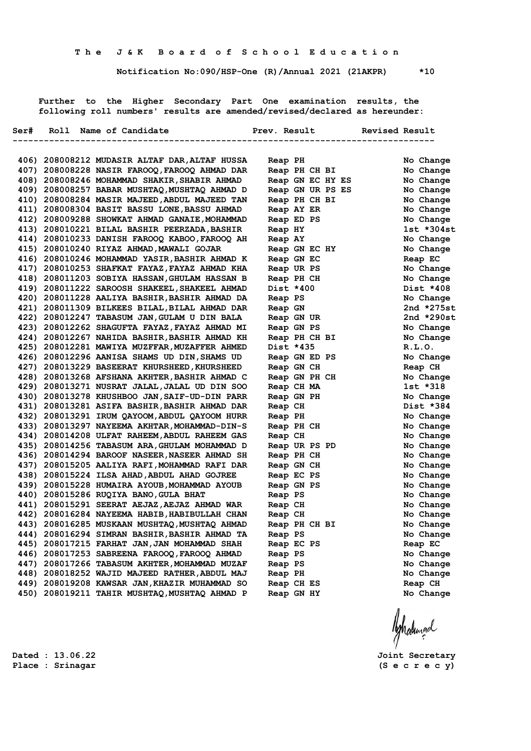# The J&K Board of School Education

**Notification No:090/HSP-One (R)/Annual 2021 (21AKPR) *10**

Further to the Higher Secondary Part One examination results, the following roll numbers' results are amended/revised/declared as hereunder:

| Ser# | Roll | Name of Candidate | Prev. Result | Revised Result |
|---|---|---|---|---|
| 406) | 208008212 | MUDASIR ALTAF DAR,ALTAF HUSSA | Reap PH | No Change |
| 407) | 208008228 | NASIR FAROOQ,FAROOQ AHMAD DAR | Reap PH CH BI | No Change |
| 408) | 208008246 | MOHAMMAD SHAKIR,SHABIR AHMAD | Reap GN EC HY ES | No Change |
| 409) | 208008257 | BABAR MUSHTAQ,MUSHTAQ AHMAD D | Reap GN UR PS ES | No Change |
| 410) | 208008284 | MASIR MAJEED,ABDUL MAJEED TAN | Reap PH CH BI | No Change |
| 411) | 208008304 | BASIT BASSU LONE,BASSU AHMAD | Reap AY ER | No Change |
| 412) | 208009288 | SHOWKAT AHMAD GANAIE,MOHAMMAD | Reap ED PS | No Change |
| 413) | 208010221 | BILAL BASHIR PEERZADA,BASHIR | Reap HY | 1st *304st |
| 414) | 208010233 | DANISH FAROOQ KABOO,FAROOQ AH | Reap AY | No Change |
| 415) | 208010240 | RIYAZ AHMAD,MAWALI GOJAR | Reap GN EC HY | No Change |
| 416) | 208010246 | MOHAMMAD YASIR,BASHIR AHMAD K | Reap GN EC | Reap EC |
| 417) | 208010253 | SHAFKAT FAYAZ,FAYAZ AHMAD KHA | Reap UR PS | No Change |
| 418) | 208011203 | SOBIYA HASSAN,GHULAM HASSAN B | Reap PH CH | No Change |
| 419) | 208011222 | SAROOSH SHAKEEL,SHAKEEL AHMAD | Dist *400 | Dist *408 |
| 420) | 208011228 | AALIYA BASHIR,BASHIR AHMAD DA | Reap PS | No Change |
| 421) | 208011309 | BILKEES BILAL,BILAL AHMAD DAR | Reap GN | 2nd *275st |
| 422) | 208012247 | TABASUM JAN,GULAM U DIN BALA | Reap GN UR | 2nd *290st |
| 423) | 208012262 | SHAGUFTA FAYAZ,FAYAZ AHMAD MI | Reap GN PS | No Change |
| 424) | 208012267 | NAHIDA BASHIR,BASHIR AHMAD KH | Reap PH CH BI | No Change |
| 425) | 208012281 | MAWIYA MUZFFAR,MUZAFFER AHMED | Dist *435 | R.L.O. |
| 426) | 208012296 | AANISA SHAMS UD DIN,SHAMS UD | Reap GN ED PS | No Change |
| 427) | 208013229 | BASEERAT KHURSHEED,KHURSHEED | Reap GN CH | Reap CH |
| 428) | 208013268 | AFSHANA AKHTER,BASHIR AHMAD C | Reap GN PH CH | No Change |
| 429) | 208013271 | NUSRAT JALAL,JALAL UD DIN SOO | Reap CH MA | 1st *318 |
| 430) | 208013278 | KHUSHBOO JAN,SAIF-UD-DIN PARR | Reap GN PH | No Change |
| 431) | 208013281 | ASIFA BASHIR,BASHIR AHMAD DAR | Reap CH | Dist *384 |
| 432) | 208013291 | IRUM QAYOOM,ABDUL QAYOOM HURR | Reap PH | No Change |
| 433) | 208013297 | NAYEEMA AKHTAR,MOHAMMAD-DIN-S | Reap PH CH | No Change |
| 434) | 208014208 | ULFAT RAHEEM,ABDUL RAHEEM GAS | Reap CH | No Change |
| 435) | 208014256 | TABASUM ARA,GHULAM MOHAMMAD D | Reap UR PS PD | No Change |
| 436) | 208014294 | BAROOF NASEER,NASEER AHMAD SH | Reap PH CH | No Change |
| 437) | 208015205 | AALIYA RAFI,MOHAMMAD RAFI DAR | Reap GN CH | No Change |
| 438) | 208015224 | ILSA AHAD,ABDUL AHAD GOJREE | Reap EC PS | No Change |
| 439) | 208015228 | HUMAIRA AYOUB,MOHAMMAD AYOUB | Reap GN PS | No Change |
| 440) | 208015286 | RUQIYA BANO,GULA BHAT | Reap PS | No Change |
| 441) | 208015291 | SEERAT AEJAZ,AEJAZ AHMAD WAR | Reap CH | No Change |
| 442) | 208016284 | NAYEEMA HABIB,HABIBULLAH CHAN | Reap CH | No Change |
| 443) | 208016285 | MUSKAAN MUSHTAQ,MUSHTAQ AHMAD | Reap PH CH BI | No Change |
| 444) | 208016294 | SIMRAN BASHIR,BASHIR AHMAD TA | Reap PS | No Change |
| 445) | 208017215 | FARHAT JAN,JAN MOHAMMAD SHAH | Reap EC PS | Reap EC |
| 446) | 208017253 | SABREENA FAROOQ,FAROOQ AHMAD | Reap PS | No Change |
| 447) | 208017266 | TABASUM AKHTER,MOHAMMAD MUZAF | Reap PS | No Change |
| 448) | 208018252 | WAJID MAJEED RATHER,ABDUL MAJ | Reap PH | No Change |
| 449) | 208019208 | KAWSAR JAN,KHAZIR MUHAMMAD SO | Reap CH ES | Reap CH |
| 450) | 208019211 | TAHIR MUSHTAQ,MUSHTAQ AHMAD P | Reap GN HY | No Change |

Dated : 13.06.22
Place : Srinagar

Joint Secretary
(S e c r e c y)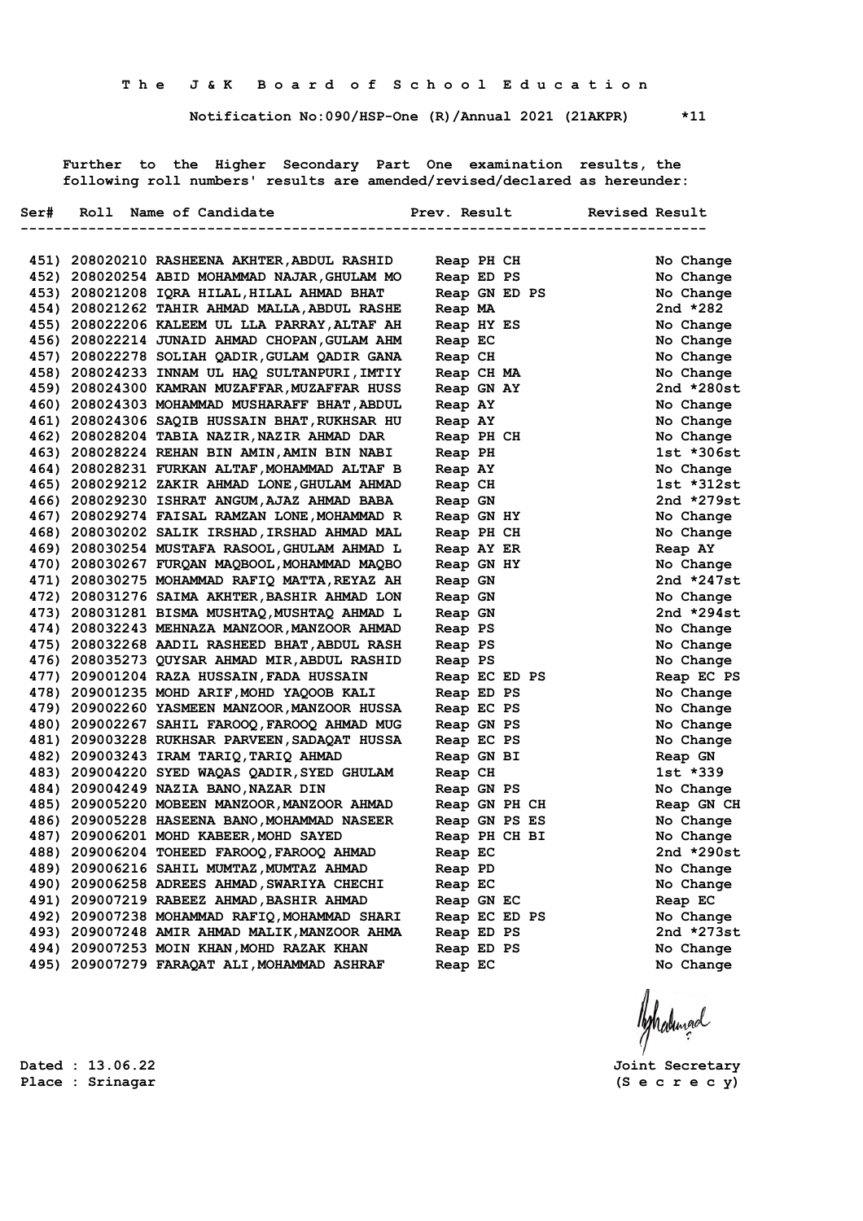T h e   J & K   B o a r d   o f   S c h o o l   E d u c a t i o n

Notification No:090/HSP-One (R)/Annual 2021 (21AKPR) *11

Further to the Higher Secondary Part One examination results, the following roll numbers' results are amended/revised/declared as hereunder:

| Ser# | Roll | Name of Candidate | Prev. Result | Revised Result |
|---|---|---|---|---|
| 451) | 208020210 | RASHEENA AKHTER,ABDUL RASHID | Reap PH CH | No Change |
| 452) | 208020254 | ABID MOHAMMAD NAJAR,GHULAM MO | Reap ED PS | No Change |
| 453) | 208021208 | IQRA HILAL,HILAL AHMAD BHAT | Reap GN ED PS | No Change |
| 454) | 208021262 | TAHIR AHMAD MALLA,ABDUL RASHE | Reap MA | 2nd *282 |
| 455) | 208022206 | KALEEM UL LLA PARRAY,ALTAF AH | Reap HY ES | No Change |
| 456) | 208022214 | JUNAID AHMAD CHOPAN,GULAM AHM | Reap EC | No Change |
| 457) | 208022278 | SOLIAH QADIR,GULAM QADIR GANA | Reap CH | No Change |
| 458) | 208024233 | INNAM UL HAQ SULTANPURI,IMTIY | Reap CH MA | No Change |
| 459) | 208024300 | KAMRAN MUZAFFAR,MUZAFFAR HUSS | Reap GN AY | 2nd *280st |
| 460) | 208024303 | MOHAMMAD MUSHARAFF BHAT,ABDUL | Reap AY | No Change |
| 461) | 208024306 | SAQIB HUSSAIN BHAT,RUKHSAR HU | Reap AY | No Change |
| 462) | 208028204 | TABIA NAZIR,NAZIR AHMAD DAR | Reap PH CH | No Change |
| 463) | 208028224 | REHAN BIN AMIN,AMIN BIN NABI | Reap PH | 1st *306st |
| 464) | 208028231 | FURKAN ALTAF,MOHAMMAD ALTAF B | Reap AY | No Change |
| 465) | 208029212 | ZAKIR AHMAD LONE,GHULAM AHMAD | Reap CH | 1st *312st |
| 466) | 208029230 | ISHRAT ANGUM,AJAZ AHMAD BABA | Reap GN | 2nd *279st |
| 467) | 208029274 | FAISAL RAMZAN LONE,MOHAMMAD R | Reap GN HY | No Change |
| 468) | 208030202 | SALIK IRSHAD,IRSHAD AHMAD MAL | Reap PH CH | No Change |
| 469) | 208030254 | MUSTAFA RASOOL,GHULAM AHMAD L | Reap AY ER | Reap AY |
| 470) | 208030267 | FURQAN MAQBOOL,MOHAMMAD MAQBO | Reap GN HY | No Change |
| 471) | 208030275 | MOHAMMAD RAFIQ MATTA,REYAZ AH | Reap GN | 2nd *247st |
| 472) | 208031276 | SAIMA AKHTER,BASHIR AHMAD LON | Reap GN | No Change |
| 473) | 208031281 | BISMA MUSHTAQ,MUSHTAQ AHMAD L | Reap GN | 2nd *294st |
| 474) | 208032243 | MEHNAZA MANZOOR,MANZOOR AHMAD | Reap PS | No Change |
| 475) | 208032268 | AADIL RASHEED BHAT,ABDUL RASH | Reap PS | No Change |
| 476) | 208035273 | QUYSAR AHMAD MIR,ABDUL RASHID | Reap PS | No Change |
| 477) | 209001204 | RAZA HUSSAIN,FADA HUSSAIN | Reap EC ED PS | Reap EC PS |
| 478) | 209001235 | MOHD ARIF,MOHD YAQOOB KALI | Reap ED PS | No Change |
| 479) | 209002260 | YASMEEN MANZOOR,MANZOOR HUSSA | Reap EC PS | No Change |
| 480) | 209002267 | SAHIL FAROOQ,FAROOQ AHMAD MUG | Reap GN PS | No Change |
| 481) | 209003228 | RUKHSAR PARVEEN,SADAQAT HUSSA | Reap EC PS | No Change |
| 482) | 209003243 | IRAM TARIQ,TARIQ AHMAD | Reap GN BI | Reap GN |
| 483) | 209004220 | SYED WAQAS QADIR,SYED GHULAM | Reap CH | 1st *339 |
| 484) | 209004249 | NAZIA BANO,NAZAR DIN | Reap GN PS | No Change |
| 485) | 209005220 | MOBEEN MANZOOR,MANZOOR AHMAD | Reap GN PH CH | Reap GN CH |
| 486) | 209005228 | HASEENA BANO,MOHAMMAD NASEER | Reap GN PS ES | No Change |
| 487) | 209006201 | MOHD KABEER,MOHD SAYED | Reap PH CH BI | No Change |
| 488) | 209006204 | TOHEED FAROOQ,FAROOQ AHMAD | Reap EC | 2nd *290st |
| 489) | 209006216 | SAHIL MUMTAZ,MUMTAZ AHMAD | Reap PD | No Change |
| 490) | 209006258 | ADREES AHMAD,SWARIYA CHECHI | Reap EC | No Change |
| 491) | 209007219 | RABEEZ AHMAD,BASHIR AHMAD | Reap GN EC | Reap EC |
| 492) | 209007238 | MOHAMMAD RAFIQ,MOHAMMAD SHARI | Reap EC ED PS | No Change |
| 493) | 209007248 | AMIR AHMAD MALIK,MANZOOR AHMA | Reap ED PS | 2nd *273st |
| 494) | 209007253 | MOIN KHAN,MOHD RAZAK KHAN | Reap ED PS | No Change |
| 495) | 209007279 | FARAQAT ALI,MOHAMMAD ASHRAF | Reap EC | No Change |

Dated : 13.06.22
Place : Srinagar

Joint Secretary
(S e c r e c y)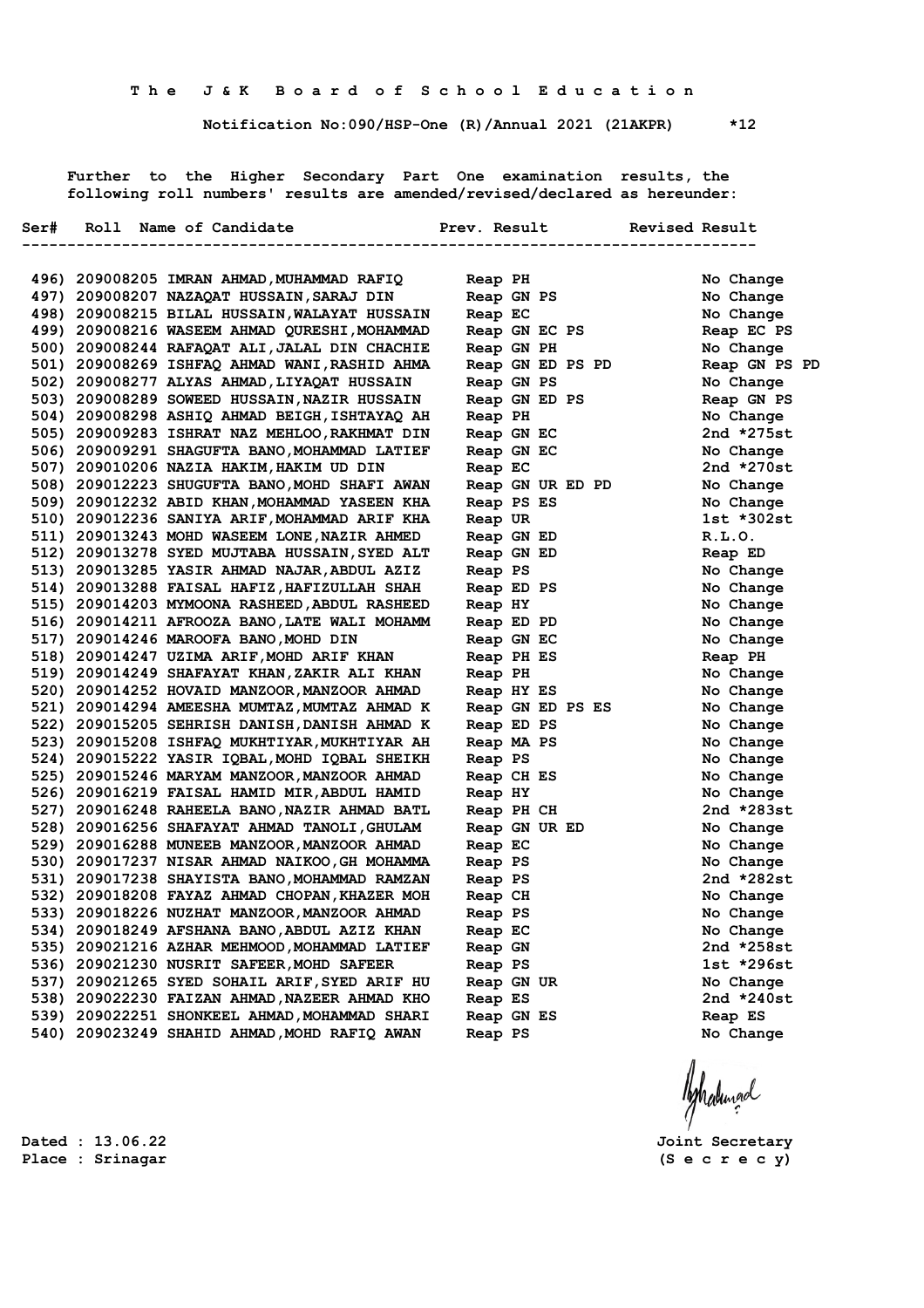The J&K Board of School Education

Notification No:090/HSP-One (R)/Annual 2021 (21AKPR) *12

Further to the Higher Secondary Part One examination results, the following roll numbers' results are amended/revised/declared as hereunder:

| Ser# | Roll | Name of Candidate | Prev. Result | Revised Result |
|---|---|---|---|---|
| 496) | 209008205 | IMRAN AHMAD,MUHAMMAD RAFIQ | Reap PH | No Change |
| 497) | 209008207 | NAZAQAT HUSSAIN,SARAJ DIN | Reap GN PS | No Change |
| 498) | 209008215 | BILAL HUSSAIN,WALAYAT HUSSAIN | Reap EC | No Change |
| 499) | 209008216 | WASEEM AHMAD QURESHI,MOHAMMAD | Reap GN EC PS | Reap EC PS |
| 500) | 209008244 | RAFAQAT ALI,JALAL DIN CHACHIE | Reap GN PH | No Change |
| 501) | 209008269 | ISHFAQ AHMAD WANI,RASHID AHMA | Reap GN ED PS PD | Reap GN PS PD |
| 502) | 209008277 | ALYAS AHMAD,LIYAQAT HUSSAIN | Reap GN PS | No Change |
| 503) | 209008289 | SOWEED HUSSAIN,NAZIR HUSSAIN | Reap GN ED PS | Reap GN PS |
| 504) | 209008298 | ASHIQ AHMAD BEIGH,ISHTAYAQ AH | Reap PH | No Change |
| 505) | 209009283 | ISHRAT NAZ MEHLOO,RAKHMAT DIN | Reap GN EC | 2nd *275st |
| 506) | 209009291 | SHAGUFTA BANO,MOHAMMAD LATIEF | Reap GN EC | No Change |
| 507) | 209010206 | NAZIA HAKIM,HAKIM UD DIN | Reap EC | 2nd *270st |
| 508) | 209012223 | SHUGUFTA BANO,MOHD SHAFI AWAN | Reap GN UR ED PD | No Change |
| 509) | 209012232 | ABID KHAN,MOHAMMAD YASEEN KHA | Reap PS ES | No Change |
| 510) | 209012236 | SANIYA ARIF,MOHAMMAD ARIF KHA | Reap UR | 1st *302st |
| 511) | 209013243 | MOHD WASEEM LONE,NAZIR AHMED | Reap GN ED | R.L.O. |
| 512) | 209013278 | SYED MUJTABA HUSSAIN,SYED ALT | Reap GN ED | Reap ED |
| 513) | 209013285 | YASIR AHMAD NAJAR,ABDUL AZIZ | Reap PS | No Change |
| 514) | 209013288 | FAISAL HAFIZ,HAFIZULLAH SHAH | Reap ED PS | No Change |
| 515) | 209014203 | MYMOONA RASHEED,ABDUL RASHEED | Reap HY | No Change |
| 516) | 209014211 | AFROOZA BANO,LATE WALI MOHAMM | Reap ED PD | No Change |
| 517) | 209014246 | MAROOFA BANO,MOHD DIN | Reap GN EC | No Change |
| 518) | 209014247 | UZIMA ARIF,MOHD ARIF KHAN | Reap PH ES | Reap PH |
| 519) | 209014249 | SHAFAYAT KHAN,ZAKIR ALI KHAN | Reap PH | No Change |
| 520) | 209014252 | HOVAID MANZOOR,MANZOOR AHMAD | Reap HY ES | No Change |
| 521) | 209014294 | AMEESHA MUMTAZ,MUMTAZ AHMAD K | Reap GN ED PS ES | No Change |
| 522) | 209015205 | SEHRISH DANISH,DANISH AHMAD K | Reap ED PS | No Change |
| 523) | 209015208 | ISHFAQ MUKHTIYAR,MUKHTIYAR AH | Reap MA PS | No Change |
| 524) | 209015222 | YASIR IQBAL,MOHD IQBAL SHEIKH | Reap PS | No Change |
| 525) | 209015246 | MARYAM MANZOOR,MANZOOR AHMAD | Reap CH ES | No Change |
| 526) | 209016219 | FAISAL HAMID MIR,ABDUL HAMID | Reap HY | No Change |
| 527) | 209016248 | RAHEELA BANO,NAZIR AHMAD BATL | Reap PH CH | 2nd *283st |
| 528) | 209016256 | SHAFAYAT AHMAD TANOLI,GHULAM | Reap GN UR ED | No Change |
| 529) | 209016288 | MUNEEB MANZOOR,MANZOOR AHMAD | Reap EC | No Change |
| 530) | 209017237 | NISAR AHMAD NAIKOO,GH MOHAMMA | Reap PS | No Change |
| 531) | 209017238 | SHAYISTA BANO,MOHAMMAD RAMZAN | Reap PS | 2nd *282st |
| 532) | 209018208 | FAYAZ AHMAD CHOPAN,KHAZER MOH | Reap CH | No Change |
| 533) | 209018226 | NUZHAT MANZOOR,MANZOOR AHMAD | Reap PS | No Change |
| 534) | 209018249 | AFSHANA BANO,ABDUL AZIZ KHAN | Reap EC | No Change |
| 535) | 209021216 | AZHAR MEHMOOD,MOHAMMAD LATIEF | Reap GN | 2nd *258st |
| 536) | 209021230 | NUSRIT SAFEER,MOHD SAFEER | Reap PS | 1st *296st |
| 537) | 209021265 | SYED SOHAIL ARIF,SYED ARIF HU | Reap GN UR | No Change |
| 538) | 209022230 | FAIZAN AHMAD,NAZEER AHMAD KHO | Reap ES | 2nd *240st |
| 539) | 209022251 | SHONKEEL AHMAD,MOHAMMAD SHARI | Reap GN ES | Reap ES |
| 540) | 209023249 | SHAHID AHMAD,MOHD RAFIQ AWAN | Reap PS | No Change |

Dated : 13.06.22
Place : Srinagar

Joint Secretary
(S e c r e c y)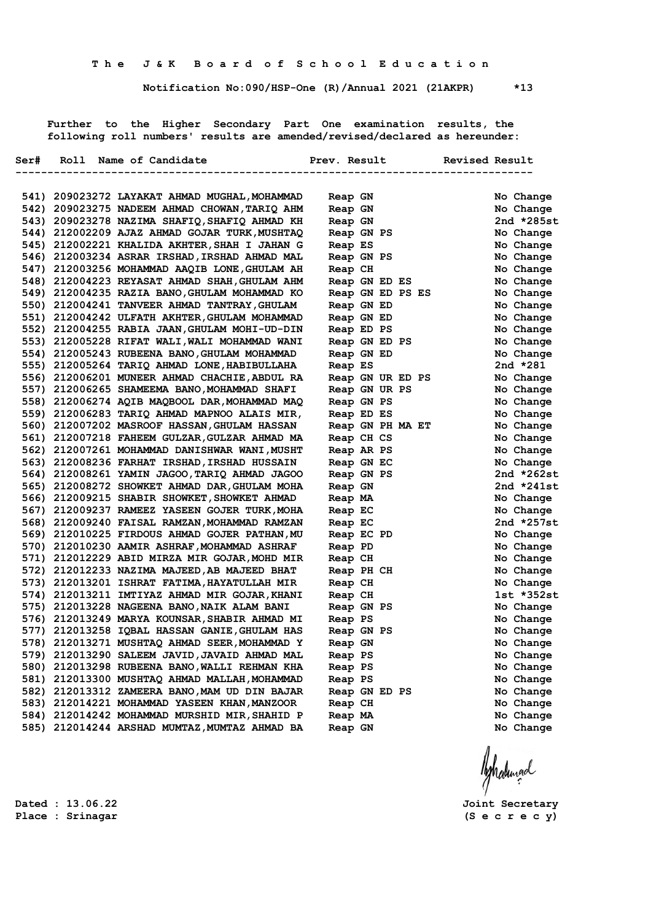**The J&K Board of School Education**

**Notification No:090/HSP-One (R)/Annual 2021 (21AKPR) *13**

Further to the Higher Secondary Part One examination results, the following roll numbers' results are amended/revised/declared as hereunder:

| Ser# | Roll | Name of Candidate | Prev. Result | Revised Result |
|---|---|---|---|---|
| 541) | 209023272 | LAYAKAT AHMAD MUGHAL,MOHAMMAD | Reap GN | No Change |
| 542) | 209023275 | NADEEM AHMAD CHOWAN,TARIQ AHM | Reap GN | No Change |
| 543) | 209023278 | NAZIMA SHAFIQ,SHAFIQ AHMAD KH | Reap GN | 2nd *285st |
| 544) | 212002209 | AJAZ AHMAD GOJAR TURK,MUSHTAQ | Reap GN PS | No Change |
| 545) | 212002221 | KHALIDA AKHTER,SHAH I JAHAN G | Reap ES | No Change |
| 546) | 212003234 | ASRAR IRSHAD,IRSHAD AHMAD MAL | Reap GN PS | No Change |
| 547) | 212003256 | MOHAMMAD AAQIB LONE,GHULAM AH | Reap CH | No Change |
| 548) | 212004223 | REYASAT AHMAD SHAH,GHULAM AHM | Reap GN ED ES | No Change |
| 549) | 212004235 | RAZIA BANO,GHULAM MOHAMMAD KO | Reap GN ED PS ES | No Change |
| 550) | 212004241 | TANVEER AHMAD TANTRAY,GHULAM | Reap GN ED | No Change |
| 551) | 212004242 | ULFATH AKHTER,GHULAM MOHAMMAD | Reap GN ED | No Change |
| 552) | 212004255 | RABIA JAAN,GHULAM MOHI-UD-DIN | Reap ED PS | No Change |
| 553) | 212005228 | RIFAT WALI,WALI MOHAMMAD WANI | Reap GN ED PS | No Change |
| 554) | 212005243 | RUBEENA BANO,GHULAM MOHAMMAD | Reap GN ED | No Change |
| 555) | 212005264 | TARIQ AHMAD LONE,HABIBULLAHA | Reap ES | 2nd *281 |
| 556) | 212006201 | MUNEER AHMAD CHACHIE,ABDUL RA | Reap GN UR ED PS | No Change |
| 557) | 212006265 | SHAMEEMA BANO,MOHAMMAD SHAFI | Reap GN UR PS | No Change |
| 558) | 212006274 | AQIB MAQBOOL DAR,MOHAMMAD MAQ | Reap GN PS | No Change |
| 559) | 212006283 | TARIQ AHMAD MAPNOO ALAIS MIR, | Reap ED ES | No Change |
| 560) | 212007202 | MASROOF HASSAN,GHULAM HASSAN | Reap GN PH MA ET | No Change |
| 561) | 212007218 | FAHEEM GULZAR,GULZAR AHMAD MA | Reap CH CS | No Change |
| 562) | 212007261 | MOHAMMAD DANISHWAR WANI,MUSHT | Reap AR PS | No Change |
| 563) | 212008236 | FARHAT IRSHAD,IRSHAD HUSSAIN | Reap GN EC | No Change |
| 564) | 212008261 | YAMIN JAGOO,TARIQ AHMAD JAGOO | Reap GN PS | 2nd *262st |
| 565) | 212008272 | SHOWKET AHMAD DAR,GHULAM MOHA | Reap GN | 2nd *241st |
| 566) | 212009215 | SHABIR SHOWKET,SHOWKET AHMAD | Reap MA | No Change |
| 567) | 212009237 | RAMEEZ YASEEN GOJER TURK,MOHA | Reap EC | No Change |
| 568) | 212009240 | FAISAL RAMZAN,MOHAMMAD RAMZAN | Reap EC | 2nd *257st |
| 569) | 212010225 | FIRDOUS AHMAD GOJER PATHAN,MU | Reap EC PD | No Change |
| 570) | 212010230 | AAMIR ASHRAF,MOHAMMAD ASHRAF | Reap PD | No Change |
| 571) | 212012229 | ABID MIRZA MIR GOJAR,MOHD MIR | Reap CH | No Change |
| 572) | 212012233 | NAZIMA MAJEED,AB MAJEED BHAT | Reap PH CH | No Change |
| 573) | 212013201 | ISHRAT FATIMA,HAYATULLAH MIR | Reap CH | No Change |
| 574) | 212013211 | IMTIYAZ AHMAD MIR GOJAR,KHANI | Reap CH | 1st *352st |
| 575) | 212013228 | NAGEENA BANO,NAIK ALAM BANI | Reap GN PS | No Change |
| 576) | 212013249 | MARYA KOUNSAR,SHABIR AHMAD MI | Reap PS | No Change |
| 577) | 212013258 | IQBAL HASSAN GANIE,GHULAM HAS | Reap GN PS | No Change |
| 578) | 212013271 | MUSHTAQ AHMAD SEER,MOHAMMAD Y | Reap GN | No Change |
| 579) | 212013290 | SALEEM JAVID,JAVAID AHMAD MAL | Reap PS | No Change |
| 580) | 212013298 | RUBEENA BANO,WALLI REHMAN KHA | Reap PS | No Change |
| 581) | 212013300 | MUSHTAQ AHMAD MALLAH,MOHAMMAD | Reap PS | No Change |
| 582) | 212013312 | ZAMEERA BANO,MAM UD DIN BAJAR | Reap GN ED PS | No Change |
| 583) | 212014221 | MOHAMMAD YASEEN KHAN,MANZOOR | Reap CH | No Change |
| 584) | 212014242 | MOHAMMAD MURSHID MIR,SHAHID P | Reap MA | No Change |
| 585) | 212014244 | ARSHAD MUMTAZ,MUMTAZ AHMAD BA | Reap GN | No Change |

Dated : 13.06.22
Place : Srinagar

Joint Secretary
(S e c r e c y)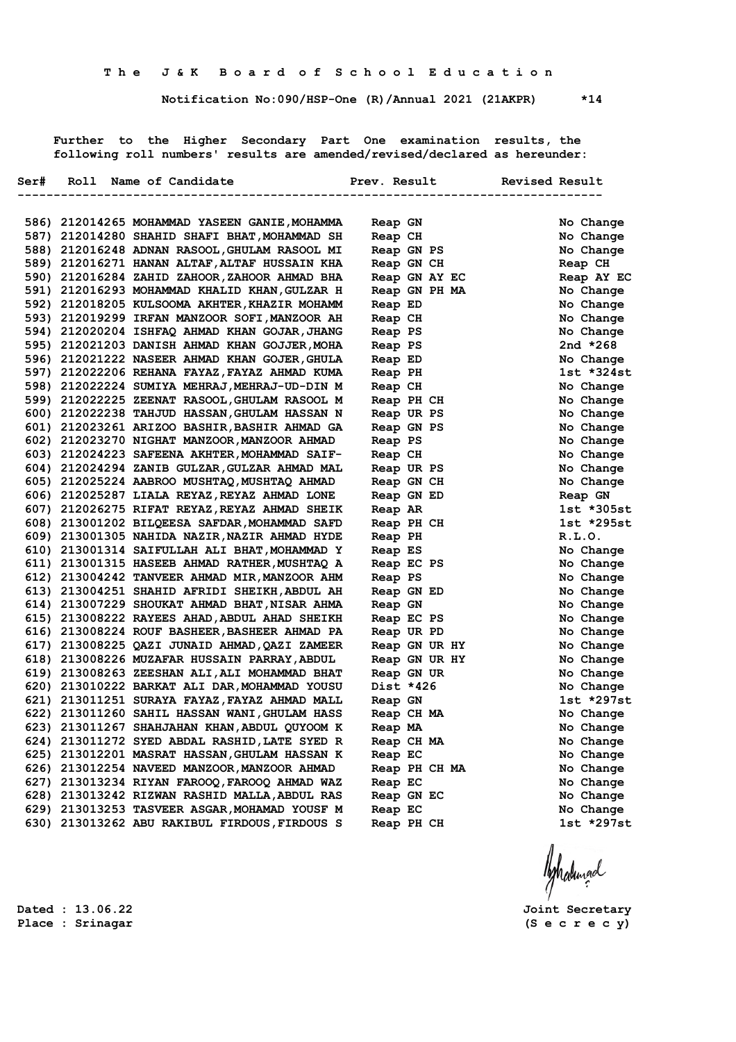The J&K Board of School Education

Notification No:090/HSP-One (R)/Annual 2021 (21AKPR) *14

Further to the Higher Secondary Part One examination results, the following roll numbers' results are amended/revised/declared as hereunder:

| Ser# | Roll | Name of Candidate | Prev. Result | Revised Result |
|---|---|---|---|---|
| 586) | 212014265 | MOHAMMAD YASEEN GANIE,MOHAMMA | Reap GN | No Change |
| 587) | 212014280 | SHAHID SHAFI BHAT,MOHAMMAD SH | Reap CH | No Change |
| 588) | 212016248 | ADNAN RASOOL,GHULAM RASOOL MI | Reap GN PS | No Change |
| 589) | 212016271 | HANAN ALTAF,ALTAF HUSSAIN KHA | Reap GN CH | Reap CH |
| 590) | 212016284 | ZAHID ZAHOOR,ZAHOOR AHMAD BHA | Reap GN AY EC | Reap AY EC |
| 591) | 212016293 | MOHAMMAD KHALID KHAN,GULZAR H | Reap GN PH MA | No Change |
| 592) | 212018205 | KULSOOMA AKHTER,KHAZIR MOHAMM | Reap ED | No Change |
| 593) | 212019299 | IRFAN MANZOOR SOFI,MANZOOR AH | Reap CH | No Change |
| 594) | 212020204 | ISHFAQ AHMAD KHAN GOJAR,JHANG | Reap PS | No Change |
| 595) | 212021203 | DANISH AHMAD KHAN GOJJER,MOHA | Reap PS | 2nd *268 |
| 596) | 212021222 | NASEER AHMAD KHAN GOJER,GHULA | Reap ED | No Change |
| 597) | 212022206 | REHANA FAYAZ,FAYAZ AHMAD KUMA | Reap PH | 1st *324st |
| 598) | 212022224 | SUMIYA MEHRAJ,MEHRAJ-UD-DIN M | Reap CH | No Change |
| 599) | 212022225 | ZEENAT RASOOL,GHULAM RASOOL M | Reap PH CH | No Change |
| 600) | 212022238 | TAHJUD HASSAN,GHULAM HASSAN N | Reap UR PS | No Change |
| 601) | 212023261 | ARIZOO BASHIR,BASHIR AHMAD GA | Reap GN PS | No Change |
| 602) | 212023270 | NIGHAT MANZOOR,MANZOOR AHMAD | Reap PS | No Change |
| 603) | 212024223 | SAFEENA AKHTER,MOHAMMAD SAIF- | Reap CH | No Change |
| 604) | 212024294 | ZANIB GULZAR,GULZAR AHMAD MAL | Reap UR PS | No Change |
| 605) | 212025224 | AABROO MUSHTAQ,MUSHTAQ AHMAD | Reap GN CH | No Change |
| 606) | 212025287 | LIALA REYAZ,REYAZ AHMAD LONE | Reap GN ED | Reap GN |
| 607) | 212026275 | RIFAT REYAZ,REYAZ AHMAD SHEIK | Reap AR | 1st *305st |
| 608) | 213001202 | BILQEESA SAFDAR,MOHAMMAD SAFD | Reap PH CH | 1st *295st |
| 609) | 213001305 | NAHIDA NAZIR,NAZIR AHMAD HYDE | Reap PH | R.L.O. |
| 610) | 213001314 | SAIFULLAH ALI BHAT,MOHAMMAD Y | Reap ES | No Change |
| 611) | 213001315 | HASEEB AHMAD RATHER,MUSHTAQ A | Reap EC PS | No Change |
| 612) | 213004242 | TANVEER AHMAD MIR,MANZOOR AHM | Reap PS | No Change |
| 613) | 213004251 | SHAHID AFRIDI SHEIKH,ABDUL AH | Reap GN ED | No Change |
| 614) | 213007229 | SHOUKAT AHMAD BHAT,NISAR AHMA | Reap GN | No Change |
| 615) | 213008222 | RAYEES AHAD,ABDUL AHAD SHEIKH | Reap EC PS | No Change |
| 616) | 213008224 | ROUF BASHEER,BASHEER AHMAD PA | Reap UR PD | No Change |
| 617) | 213008225 | QAZI JUNAID AHMAD,QAZI ZAMEER | Reap GN UR HY | No Change |
| 618) | 213008226 | MUZAFAR HUSSAIN PARRAY,ABDUL | Reap GN UR HY | No Change |
| 619) | 213008263 | ZEESHAN ALI,ALI MOHAMMAD BHAT | Reap GN UR | No Change |
| 620) | 213010222 | BARKAT ALI DAR,MOHAMMAD YOUSU | Dist *426 | No Change |
| 621) | 213011251 | SURAYA FAYAZ,FAYAZ AHMAD MALL | Reap GN | 1st *297st |
| 622) | 213011260 | SAHIL HASSAN WANI,GHULAM HASS | Reap CH MA | No Change |
| 623) | 213011267 | SHAHJAHAN KHAN,ABDUL QUYOOM K | Reap MA | No Change |
| 624) | 213011272 | SYED ABDAL RASHID,LATE SYED R | Reap CH MA | No Change |
| 625) | 213012201 | MASRAT HASSAN,GHULAM HASSAN K | Reap EC | No Change |
| 626) | 213012254 | NAVEED MANZOOR,MANZOOR AHMAD | Reap PH CH MA | No Change |
| 627) | 213013234 | RIYAN FAROOQ,FAROOQ AHMAD WAZ | Reap EC | No Change |
| 628) | 213013242 | RIZWAN RASHID MALLA,ABDUL RAS | Reap GN EC | No Change |
| 629) | 213013253 | TASVEER ASGAR,MOHAMAD YOUSF M | Reap EC | No Change |
| 630) | 213013262 | ABU RAKIBUL FIRDOUS,FIRDOUS S | Reap PH CH | 1st *297st |

Dated : 13.06.22
Place : Srinagar

Joint Secretary
(S e c r e c y)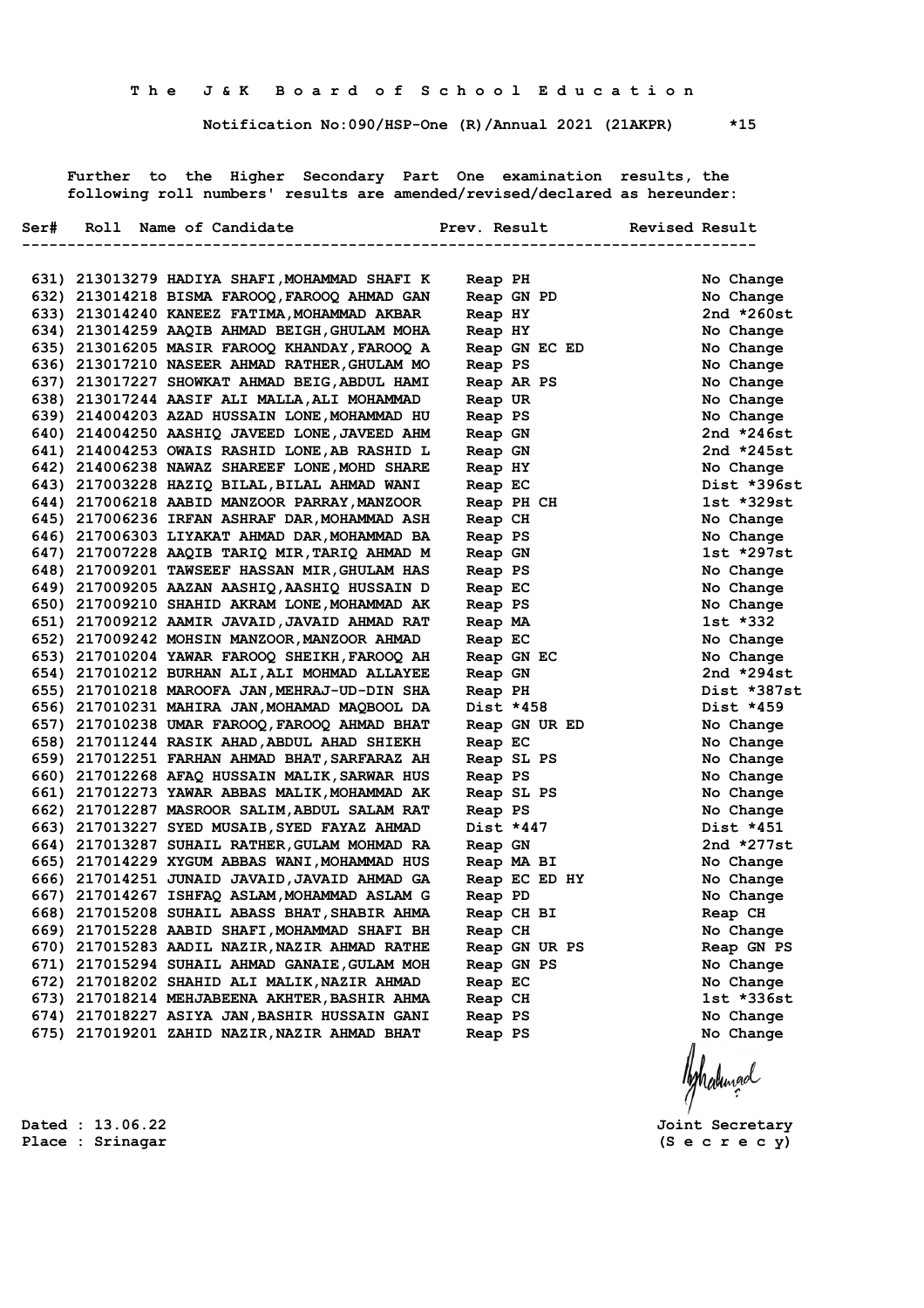**The J&K Board of School Education**

**Notification No:090/HSP-One (R)/Annual 2021 (21AKPR) *15**

Further to the Higher Secondary Part One examination results, the following roll numbers' results are amended/revised/declared as hereunder:

| Ser# | Roll | Name of Candidate | Prev. Result | Revised Result |
|---|---|---|---|---|
| 631) | 213013279 | HADIYA SHAFI,MOHAMMAD SHAFI K | Reap PH | No Change |
| 632) | 213014218 | BISMA FAROOQ,FAROOQ AHMAD GAN | Reap GN PD | No Change |
| 633) | 213014240 | KANEEZ FATIMA,MOHAMMAD AKBAR | Reap HY | 2nd *260st |
| 634) | 213014259 | AAQIB AHMAD BEIGH,GHULAM MOHA | Reap HY | No Change |
| 635) | 213016205 | MASIR FAROOQ KHANDAY,FAROOQ A | Reap GN EC ED | No Change |
| 636) | 213017210 | NASEER AHMAD RATHER,GHULAM MO | Reap PS | No Change |
| 637) | 213017227 | SHOWKAT AHMAD BEIG,ABDUL HAMI | Reap AR PS | No Change |
| 638) | 213017244 | AASIF ALI MALLA,ALI MOHAMMAD | Reap UR | No Change |
| 639) | 214004203 | AZAD HUSSAIN LONE,MOHAMMAD HU | Reap PS | No Change |
| 640) | 214004250 | AASHIQ JAVEED LONE,JAVEED AHM | Reap GN | 2nd *246st |
| 641) | 214004253 | OWAIS RASHID LONE,AB RASHID L | Reap GN | 2nd *245st |
| 642) | 214006238 | NAWAZ SHAREEF LONE,MOHD SHARE | Reap HY | No Change |
| 643) | 217003228 | HAZIQ BILAL,BILAL AHMAD WANI | Reap EC | Dist *396st |
| 644) | 217006218 | AABID MANZOOR PARRAY,MANZOOR | Reap PH CH | 1st *329st |
| 645) | 217006236 | IRFAN ASHRAF DAR,MOHAMMAD ASH | Reap CH | No Change |
| 646) | 217006303 | LIYAKAT AHMAD DAR,MOHAMMAD BA | Reap PS | No Change |
| 647) | 217007228 | AAQIB TARIQ MIR,TARIQ AHMAD M | Reap GN | 1st *297st |
| 648) | 217009201 | TAWSEEF HASSAN MIR,GHULAM HAS | Reap PS | No Change |
| 649) | 217009205 | AAZAN AASHIQ,AASHIQ HUSSAIN D | Reap EC | No Change |
| 650) | 217009210 | SHAHID AKRAM LONE,MOHAMMAD AK | Reap PS | No Change |
| 651) | 217009212 | AAMIR JAVAID,JAVAID AHMAD RAT | Reap MA | 1st *332 |
| 652) | 217009242 | MOHSIN MANZOOR,MANZOOR AHMAD | Reap EC | No Change |
| 653) | 217010204 | YAWAR FAROOQ SHEIKH,FAROOQ AH | Reap GN EC | No Change |
| 654) | 217010212 | BURHAN ALI,ALI MOHMAD ALLAYEE | Reap GN | 2nd *294st |
| 655) | 217010218 | MAROOFA JAN,MEHRAJ-UD-DIN SHA | Reap PH | Dist *387st |
| 656) | 217010231 | MAHIRA JAN,MOHAMAD MAQBOOL DA | Dist *458 | Dist *459 |
| 657) | 217010238 | UMAR FAROOQ,FAROOQ AHMAD BHAT | Reap GN UR ED | No Change |
| 658) | 217011244 | RASIK AHAD,ABDUL AHAD SHIEKH | Reap EC | No Change |
| 659) | 217012251 | FARHAN AHMAD BHAT,SARFARAZ AH | Reap SL PS | No Change |
| 660) | 217012268 | AFAQ HUSSAIN MALIK,SARWAR HUS | Reap PS | No Change |
| 661) | 217012273 | YAWAR ABBAS MALIK,MOHAMMAD AK | Reap SL PS | No Change |
| 662) | 217012287 | MASROOR SALIM,ABDUL SALAM RAT | Reap PS | No Change |
| 663) | 217013227 | SYED MUSAIB,SYED FAYAZ AHMAD | Dist *447 | Dist *451 |
| 664) | 217013287 | SUHAIL RATHER,GULAM MOHMAD RA | Reap GN | 2nd *277st |
| 665) | 217014229 | XYGUM ABBAS WANI,MOHAMMAD HUS | Reap MA BI | No Change |
| 666) | 217014251 | JUNAID JAVAID,JAVAID AHMAD GA | Reap EC ED HY | No Change |
| 667) | 217014267 | ISHFAQ ASLAM,MOHAMMAD ASLAM G | Reap PD | No Change |
| 668) | 217015208 | SUHAIL ABASS BHAT,SHABIR AHMA | Reap CH BI | Reap CH |
| 669) | 217015228 | AABID SHAFI,MOHAMMAD SHAFI BH | Reap CH | No Change |
| 670) | 217015283 | AADIL NAZIR,NAZIR AHMAD RATHE | Reap GN UR PS | Reap GN PS |
| 671) | 217015294 | SUHAIL AHMAD GANAIE,GULAM MOH | Reap GN PS | No Change |
| 672) | 217018202 | SHAHID ALI MALIK,NAZIR AHMAD | Reap EC | No Change |
| 673) | 217018214 | MEHJABEENA AKHTER,BASHIR AHMA | Reap CH | 1st *336st |
| 674) | 217018227 | ASIYA JAN,BASHIR HUSSAIN GANI | Reap PS | No Change |
| 675) | 217019201 | ZAHID NAZIR,NAZIR AHMAD BHAT | Reap PS | No Change |

Dated : 13.06.22
Place : Srinagar

Joint Secretary
(S e c r e c y)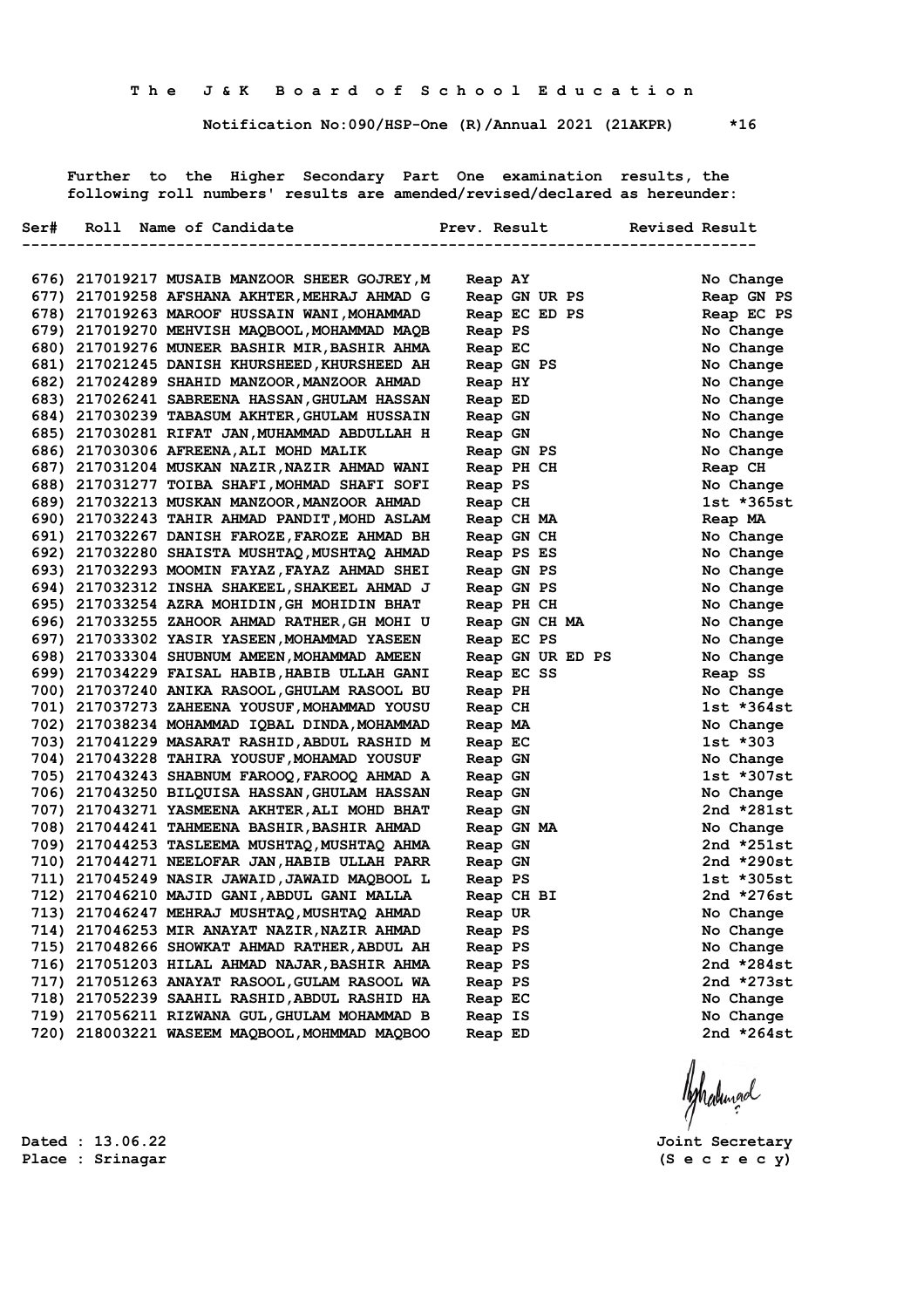**The J&K Board of School Education**

**Notification No:090/HSP-One (R)/Annual 2021 (21AKPR) *16**

Further to the Higher Secondary Part One examination results, the following roll numbers' results are amended/revised/declared as hereunder:

| Ser# | Roll | Name of Candidate | Prev. Result | Revised Result |
|---|---|---|---|---|
| 676) | 217019217 | MUSAIB MANZOOR SHEER GOJREY,M | Reap AY | No Change |
| 677) | 217019258 | AFSHANA AKHTER,MEHRAJ AHMAD G | Reap GN UR PS | Reap GN PS |
| 678) | 217019263 | MAROOF HUSSAIN WANI,MOHAMMAD | Reap EC ED PS | Reap EC PS |
| 679) | 217019270 | MEHVISH MAQBOOL,MOHAMMAD MAQB | Reap PS | No Change |
| 680) | 217019276 | MUNEER BASHIR MIR,BASHIR AHMA | Reap EC | No Change |
| 681) | 217021245 | DANISH KHURSHEED,KHURSHEED AH | Reap GN PS | No Change |
| 682) | 217024289 | SHAHID MANZOOR,MANZOOR AHMAD | Reap HY | No Change |
| 683) | 217026241 | SABREENA HASSAN,GHULAM HASSAN | Reap ED | No Change |
| 684) | 217030239 | TABASUM AKHTER,GHULAM HUSSAIN | Reap GN | No Change |
| 685) | 217030281 | RIFAT JAN,MUHAMMAD ABDULLAH H | Reap GN | No Change |
| 686) | 217030306 | AFREENA,ALI MOHD MALIK | Reap GN PS | No Change |
| 687) | 217031204 | MUSKAN NAZIR,NAZIR AHMAD WANI | Reap PH CH | Reap CH |
| 688) | 217031277 | TOIBA SHAFI,MOHMAD SHAFI SOFI | Reap PS | No Change |
| 689) | 217032213 | MUSKAN MANZOOR,MANZOOR AHMAD | Reap CH | 1st *365st |
| 690) | 217032243 | TAHIR AHMAD PANDIT,MOHD ASLAM | Reap CH MA | Reap MA |
| 691) | 217032267 | DANISH FAROZE,FAROZE AHMAD BH | Reap GN CH | No Change |
| 692) | 217032280 | SHAISTA MUSHTAQ,MUSHTAQ AHMAD | Reap PS ES | No Change |
| 693) | 217032293 | MOOMIN FAYAZ,FAYAZ AHMAD SHEI | Reap GN PS | No Change |
| 694) | 217032312 | INSHA SHAKEEL,SHAKEEL AHMAD J | Reap GN PS | No Change |
| 695) | 217033254 | AZRA MOHIDIN,GH MOHIDIN BHAT | Reap PH CH | No Change |
| 696) | 217033255 | ZAHOOR AHMAD RATHER,GH MOHI U | Reap GN CH MA | No Change |
| 697) | 217033302 | YASIR YASEEN,MOHAMMAD YASEEN | Reap EC PS | No Change |
| 698) | 217033304 | SHUBNUM AMEEN,MOHAMMAD AMEEN | Reap GN UR ED PS | No Change |
| 699) | 217034229 | FAISAL HABIB,HABIB ULLAH GANI | Reap EC SS | Reap SS |
| 700) | 217037240 | ANIKA RASOOL,GHULAM RASOOL BU | Reap PH | No Change |
| 701) | 217037273 | ZAHEENA YOUSUF,MOHAMMAD YOUSU | Reap CH | 1st *364st |
| 702) | 217038234 | MOHAMMAD IQBAL DINDA,MOHAMMAD | Reap MA | No Change |
| 703) | 217041229 | MASARAT RASHID,ABDUL RASHID M | Reap EC | 1st *303 |
| 704) | 217043228 | TAHIRA YOUSUF,MOHAMAD YOUSUF | Reap GN | No Change |
| 705) | 217043243 | SHABNUM FAROOQ,FAROOQ AHMAD A | Reap GN | 1st *307st |
| 706) | 217043250 | BILQUISA HASSAN,GHULAM HASSAN | Reap GN | No Change |
| 707) | 217043271 | YASMEENA AKHTER,ALI MOHD BHAT | Reap GN | 2nd *281st |
| 708) | 217044241 | TAHMEENA BASHIR,BASHIR AHMAD | Reap GN MA | No Change |
| 709) | 217044253 | TASLEEMA MUSHTAQ,MUSHTAQ AHMA | Reap GN | 2nd *251st |
| 710) | 217044271 | NEELOFAR JAN,HABIB ULLAH PARR | Reap GN | 2nd *290st |
| 711) | 217045249 | NASIR JAWAID,JAWAID MAQBOOL L | Reap PS | 1st *305st |
| 712) | 217046210 | MAJID GANI,ABDUL GANI MALLA | Reap CH BI | 2nd *276st |
| 713) | 217046247 | MEHRAJ MUSHTAQ,MUSHTAQ AHMAD | Reap UR | No Change |
| 714) | 217046253 | MIR ANAYAT NAZIR,NAZIR AHMAD | Reap PS | No Change |
| 715) | 217048266 | SHOWKAT AHMAD RATHER,ABDUL AH | Reap PS | No Change |
| 716) | 217051203 | HILAL AHMAD NAJAR,BASHIR AHMA | Reap PS | 2nd *284st |
| 717) | 217051263 | ANAYAT RASOOL,GULAM RASOOL WA | Reap PS | 2nd *273st |
| 718) | 217052239 | SAAHIL RASHID,ABDUL RASHID HA | Reap EC | No Change |
| 719) | 217056211 | RIZWANA GUL,GHULAM MOHAMMAD B | Reap IS | No Change |
| 720) | 218003221 | WASEEM MAQBOOL,MOHMMAD MAQBOO | Reap ED | 2nd *264st |

Dated : 13.06.22
Place : Srinagar

Joint Secretary
(S e c r e c y)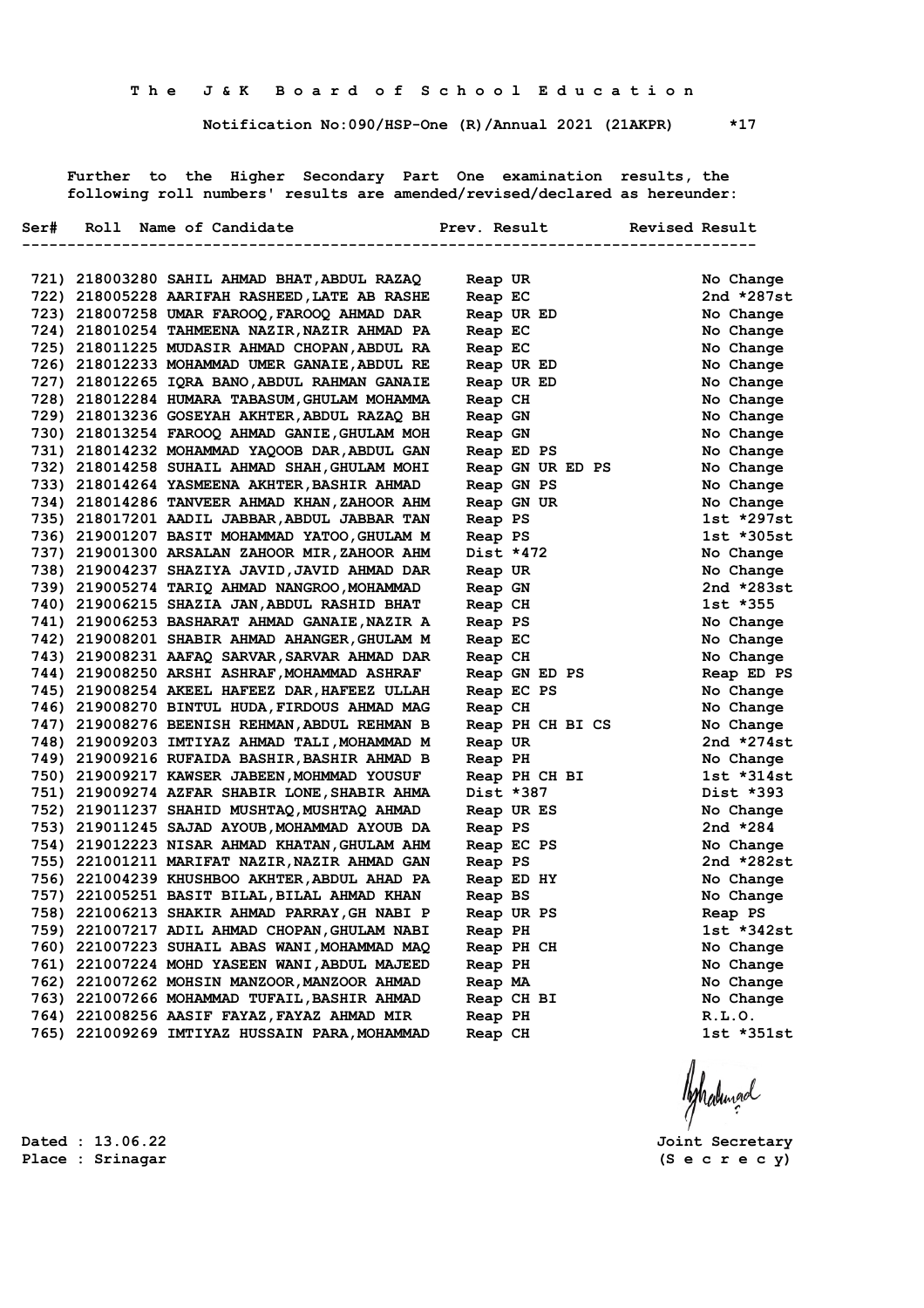**T h e   J & K   B o a r d   o f   S c h o o l   E d u c a t i o n**

**Notification No:090/HSP-One (R)/Annual 2021 (21AKPR)      *17**

Further to the Higher Secondary Part One examination results, the following roll numbers' results are amended/revised/declared as hereunder:

| Ser# | Roll | Name of Candidate | Prev. Result | Revised Result |
|---|---|---|---|---|
| 721) | 218003280 | SAHIL AHMAD BHAT,ABDUL RAZAQ | Reap UR | No Change |
| 722) | 218005228 | AARIFAH RASHEED,LATE AB RASHE | Reap EC | 2nd *287st |
| 723) | 218007258 | UMAR FAROOQ,FAROOQ AHMAD DAR | Reap UR ED | No Change |
| 724) | 218010254 | TAHMEENA NAZIR,NAZIR AHMAD PA | Reap EC | No Change |
| 725) | 218011225 | MUDASIR AHMAD CHOPAN,ABDUL RA | Reap EC | No Change |
| 726) | 218012233 | MOHAMMAD UMER GANAIE,ABDUL RE | Reap UR ED | No Change |
| 727) | 218012265 | IQRA BANO,ABDUL RAHMAN GANAIE | Reap UR ED | No Change |
| 728) | 218012284 | HUMARA TABASUM,GHULAM MOHAMMA | Reap CH | No Change |
| 729) | 218013236 | GOSEYAH AKHTER,ABDUL RAZAQ BH | Reap GN | No Change |
| 730) | 218013254 | FAROOQ AHMAD GANIE,GHULAM MOH | Reap GN | No Change |
| 731) | 218014232 | MOHAMMAD YAQOOB DAR,ABDUL GAN | Reap ED PS | No Change |
| 732) | 218014258 | SUHAIL AHMAD SHAH,GHULAM MOHI | Reap GN UR ED PS | No Change |
| 733) | 218014264 | YASMEENA AKHTER,BASHIR AHMAD | Reap GN PS | No Change |
| 734) | 218014286 | TANVEER AHMAD KHAN,ZAHOOR AHM | Reap GN UR | No Change |
| 735) | 218017201 | AADIL JABBAR,ABDUL JABBAR TAN | Reap PS | 1st *297st |
| 736) | 219001207 | BASIT MOHAMMAD YATOO,GHULAM M | Reap PS | 1st *305st |
| 737) | 219001300 | ARSALAN ZAHOOR MIR,ZAHOOR AHM | Dist *472 | No Change |
| 738) | 219004237 | SHAZIYA JAVID,JAVID AHMAD DAR | Reap UR | No Change |
| 739) | 219005274 | TARIQ AHMAD NANGROO,MOHAMMAD | Reap GN | 2nd *283st |
| 740) | 219006215 | SHAZIA JAN,ABDUL RASHID BHAT | Reap CH | 1st *355 |
| 741) | 219006253 | BASHARAT AHMAD GANAIE,NAZIR A | Reap PS | No Change |
| 742) | 219008201 | SHABIR AHMAD AHANGER,GHULAM M | Reap EC | No Change |
| 743) | 219008231 | AAFAQ SARVAR,SARVAR AHMAD DAR | Reap CH | No Change |
| 744) | 219008250 | ARSHI ASHRAF,MOHAMMAD ASHRAF | Reap GN ED PS | Reap ED PS |
| 745) | 219008254 | AKEEL HAFEEZ DAR,HAFEEZ ULLAH | Reap EC PS | No Change |
| 746) | 219008270 | BINTUL HUDA,FIRDOUS AHMAD MAG | Reap CH | No Change |
| 747) | 219008276 | BEENISH REHMAN,ABDUL REHMAN B | Reap PH CH BI CS | No Change |
| 748) | 219009203 | IMTIYAZ AHMAD TALI,MOHAMMAD M | Reap UR | 2nd *274st |
| 749) | 219009216 | RUFAIDA BASHIR,BASHIR AHMAD B | Reap PH | No Change |
| 750) | 219009217 | KAWSER JABEEN,MOHMMAD YOUSUF | Reap PH CH BI | 1st *314st |
| 751) | 219009274 | AZFAR SHABIR LONE,SHABIR AHMA | Dist *387 | Dist *393 |
| 752) | 219011237 | SHAHID MUSHTAQ,MUSHTAQ AHMAD | Reap UR ES | No Change |
| 753) | 219011245 | SAJAD AYOUB,MOHAMMAD AYOUB DA | Reap PS | 2nd *284 |
| 754) | 219012223 | NISAR AHMAD KHATAN,GHULAM AHM | Reap EC PS | No Change |
| 755) | 221001211 | MARIFAT NAZIR,NAZIR AHMAD GAN | Reap PS | 2nd *282st |
| 756) | 221004239 | KHUSHBOO AKHTER,ABDUL AHAD PA | Reap ED HY | No Change |
| 757) | 221005251 | BASIT BILAL,BILAL AHMAD KHAN | Reap BS | No Change |
| 758) | 221006213 | SHAKIR AHMAD PARRAY,GH NABI P | Reap UR PS | Reap PS |
| 759) | 221007217 | ADIL AHMAD CHOPAN,GHULAM NABI | Reap PH | 1st *342st |
| 760) | 221007223 | SUHAIL ABAS WANI,MOHAMMAD MAQ | Reap PH CH | No Change |
| 761) | 221007224 | MOHD YASEEN WANI,ABDUL MAJEED | Reap PH | No Change |
| 762) | 221007262 | MOHSIN MANZOOR,MANZOOR AHMAD | Reap MA | No Change |
| 763) | 221007266 | MOHAMMAD TUFAIL,BASHIR AHMAD | Reap CH BI | No Change |
| 764) | 221008256 | AASIF FAYAZ,FAYAZ AHMAD MIR | Reap PH | R.L.O. |
| 765) | 221009269 | IMTIYAZ HUSSAIN PARA,MOHAMMAD | Reap CH | 1st *351st |

Dated : 13.06.22
Place : Srinagar

Joint Secretary
(S e c r e c y)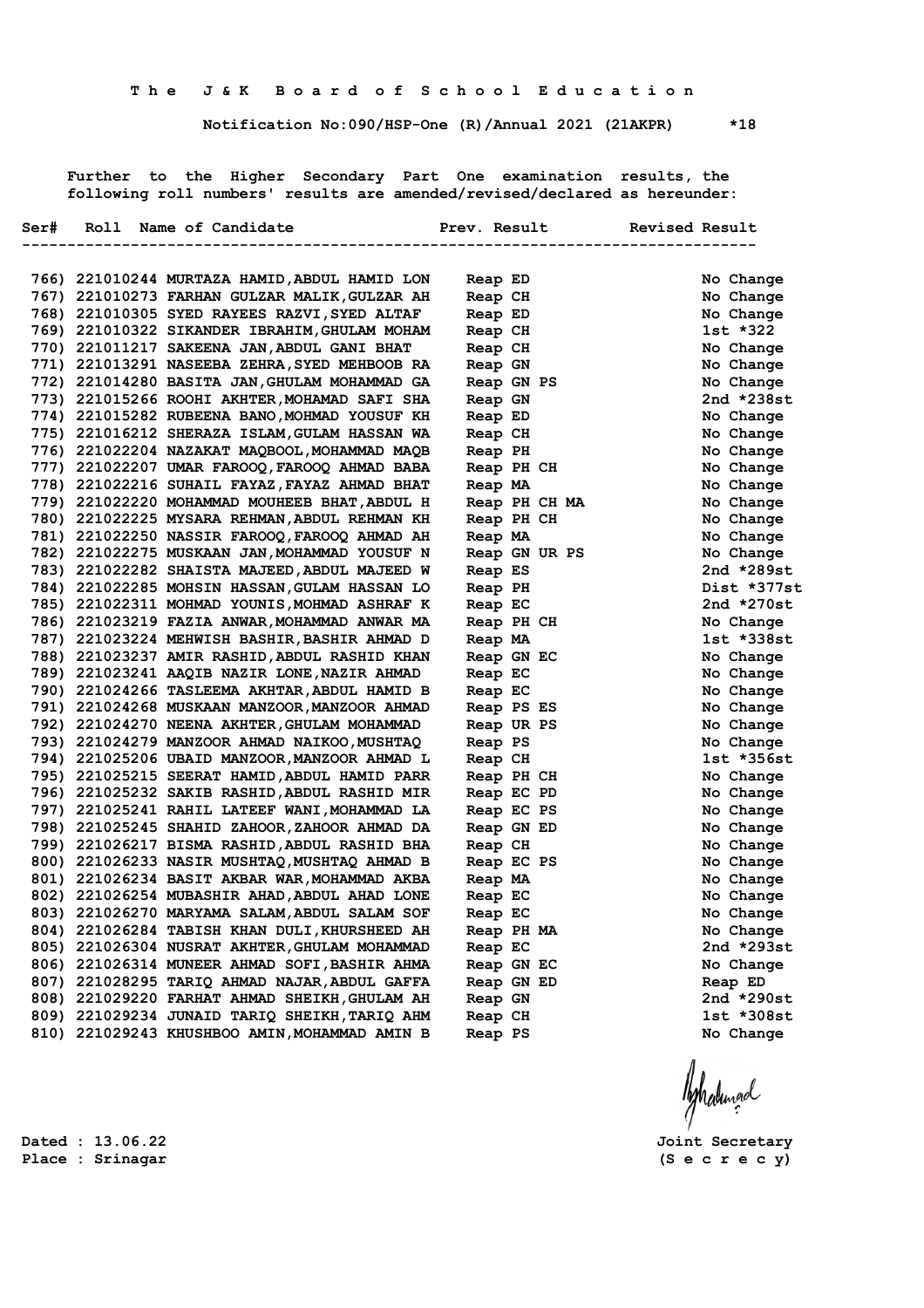# The J&K Board of School Education

**Notification No:090/HSP-One (R)/Annual 2021 (21AKPR) \*18**

Further to the Higher Secondary Part One examination results, the following roll numbers' results are amended/revised/declared as hereunder:

| Ser# | Roll | Name of Candidate | Prev. Result | Revised Result |
|---|---|---|---|---|
| 766) | 221010244 | MURTAZA HAMID,ABDUL HAMID LON | Reap ED | No Change |
| 767) | 221010273 | FARHAN GULZAR MALIK,GULZAR AH | Reap CH | No Change |
| 768) | 221010305 | SYED RAYEES RAZVI,SYED ALTAF | Reap ED | No Change |
| 769) | 221010322 | SIKANDER IBRAHIM,GHULAM MOHAM | Reap CH | 1st *322 |
| 770) | 221011217 | SAKEENA JAN,ABDUL GANI BHAT | Reap CH | No Change |
| 771) | 221013291 | NASEEBA ZEHRA,SYED MEHBOOB RA | Reap GN | No Change |
| 772) | 221014280 | BASITA JAN,GHULAM MOHAMMAD GA | Reap GN PS | No Change |
| 773) | 221015266 | ROOHI AKHTER,MOHAMAD SAFI SHA | Reap GN | 2nd *238st |
| 774) | 221015282 | RUBEENA BANO,MOHMAD YOUSUF KH | Reap ED | No Change |
| 775) | 221016212 | SHERAZA ISLAM,GULAM HASSAN WA | Reap CH | No Change |
| 776) | 221022204 | NAZAKAT MAQBOOL,MOHAMMAD MAQB | Reap PH | No Change |
| 777) | 221022207 | UMAR FAROOQ,FAROOQ AHMAD BABA | Reap PH CH | No Change |
| 778) | 221022216 | SUHAIL FAYAZ,FAYAZ AHMAD BHAT | Reap MA | No Change |
| 779) | 221022220 | MOHAMMAD MOUHEEB BHAT,ABDUL H | Reap PH CH MA | No Change |
| 780) | 221022225 | MYSARA REHMAN,ABDUL REHMAN KH | Reap PH CH | No Change |
| 781) | 221022250 | NASSIR FAROOQ,FAROOQ AHMAD AH | Reap MA | No Change |
| 782) | 221022275 | MUSKAAN JAN,MOHAMMAD YOUSUF N | Reap GN UR PS | No Change |
| 783) | 221022282 | SHAISTA MAJEED,ABDUL MAJEED W | Reap ES | 2nd *289st |
| 784) | 221022285 | MOHSIN HASSAN,GULAM HASSAN LO | Reap PH | Dist *377st |
| 785) | 221022311 | MOHMAD YOUNIS,MOHMAD ASHRAF K | Reap EC | 2nd *270st |
| 786) | 221023219 | FAZIA ANWAR,MOHAMMAD ANWAR MA | Reap PH CH | No Change |
| 787) | 221023224 | MEHWISH BASHIR,BASHIR AHMAD D | Reap MA | 1st *338st |
| 788) | 221023237 | AMIR RASHID,ABDUL RASHID KHAN | Reap GN EC | No Change |
| 789) | 221023241 | AAQIB NAZIR LONE,NAZIR AHMAD | Reap EC | No Change |
| 790) | 221024266 | TASLEEMA AKHTAR,ABDUL HAMID B | Reap EC | No Change |
| 791) | 221024268 | MUSKAAN MANZOOR,MANZOOR AHMAD | Reap PS ES | No Change |
| 792) | 221024270 | NEENA AKHTER,GHULAM MOHAMMAD | Reap UR PS | No Change |
| 793) | 221024279 | MANZOOR AHMAD NAIKOO,MUSHTAQ | Reap PS | No Change |
| 794) | 221025206 | UBAID MANZOOR,MANZOOR AHMAD L | Reap CH | 1st *356st |
| 795) | 221025215 | SEERAT HAMID,ABDUL HAMID PARR | Reap PH CH | No Change |
| 796) | 221025232 | SAKIB RASHID,ABDUL RASHID MIR | Reap EC PD | No Change |
| 797) | 221025241 | RAHIL LATEEF WANI,MOHAMMAD LA | Reap EC PS | No Change |
| 798) | 221025245 | SHAHID ZAHOOR,ZAHOOR AHMAD DA | Reap GN ED | No Change |
| 799) | 221026217 | BISMA RASHID,ABDUL RASHID BHA | Reap CH | No Change |
| 800) | 221026233 | NASIR MUSHTAQ,MUSHTAQ AHMAD B | Reap EC PS | No Change |
| 801) | 221026234 | BASIT AKBAR WAR,MOHAMMAD AKBA | Reap MA | No Change |
| 802) | 221026254 | MUBASHIR AHAD,ABDUL AHAD LONE | Reap EC | No Change |
| 803) | 221026270 | MARYAMA SALAM,ABDUL SALAM SOF | Reap EC | No Change |
| 804) | 221026284 | TABISH KHAN DULI,KHURSHEED AH | Reap PH MA | No Change |
| 805) | 221026304 | NUSRAT AKHTER,GHULAM MOHAMMAD | Reap EC | 2nd *293st |
| 806) | 221026314 | MUNEER AHMAD SOFI,BASHIR AHMA | Reap GN EC | No Change |
| 807) | 221028295 | TARIQ AHMAD NAJAR,ABDUL GAFFA | Reap GN ED | Reap ED |
| 808) | 221029220 | FARHAT AHMAD SHEIKH,GHULAM AH | Reap GN | 2nd *290st |
| 809) | 221029234 | JUNAID TARIQ SHEIKH,TARIQ AHM | Reap CH | 1st *308st |
| 810) | 221029243 | KHUSHBOO AMIN,MOHAMMAD AMIN B | Reap PS | No Change |

Dated : 13.06.22
Place : Srinagar

Joint Secretary
(S e c r e c y)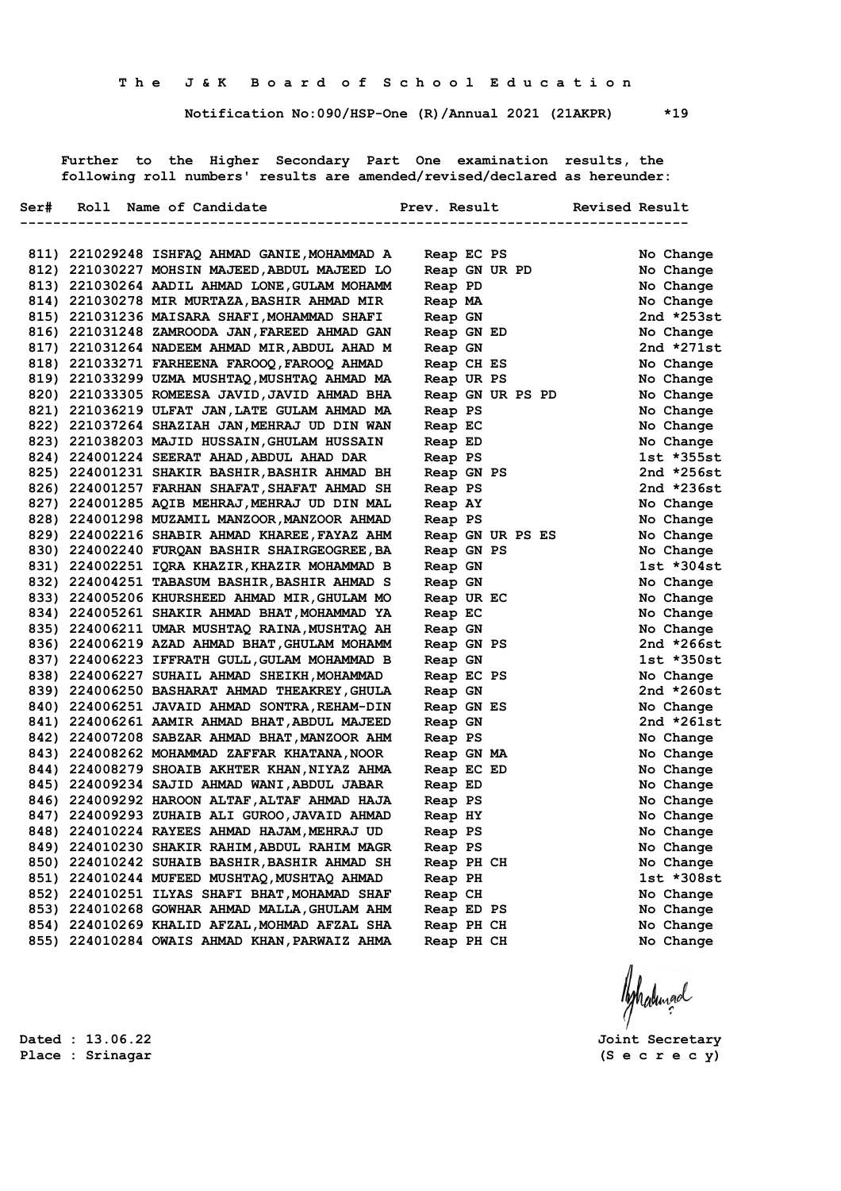**T h e   J & K   B o a r d  o f  S c h o o l  E d u c a t i o n**

**Notification No:090/HSP-One (R)/Annual 2021 (21AKPR)      *19**

Further to the Higher Secondary Part One examination results, the following roll numbers' results are amended/revised/declared as hereunder:

| Ser# | Roll | Name of Candidate | Prev. Result | Revised Result |
|---|---|---|---|---|
| 811) | 221029248 | ISHFAQ AHMAD GANIE,MOHAMMAD A | Reap EC PS | No Change |
| 812) | 221030227 | MOHSIN MAJEED,ABDUL MAJEED LO | Reap GN UR PD | No Change |
| 813) | 221030264 | AADIL AHMAD LONE,GULAM MOHAMM | Reap PD | No Change |
| 814) | 221030278 | MIR MURTAZA,BASHIR AHMAD MIR | Reap MA | No Change |
| 815) | 221031236 | MAISARA SHAFI,MOHAMMAD SHAFI | Reap GN | 2nd *253st |
| 816) | 221031248 | ZAMROODA JAN,FAREED AHMAD GAN | Reap GN ED | No Change |
| 817) | 221031264 | NADEEM AHMAD MIR,ABDUL AHAD M | Reap GN | 2nd *271st |
| 818) | 221033271 | FARHEENA FAROOQ,FAROOQ AHMAD | Reap CH ES | No Change |
| 819) | 221033299 | UZMA MUSHTAQ,MUSHTAQ AHMAD MA | Reap UR PS | No Change |
| 820) | 221033305 | ROMEESA JAVID,JAVID AHMAD BHA | Reap GN UR PS PD | No Change |
| 821) | 221036219 | ULFAT JAN,LATE GULAM AHMAD MA | Reap PS | No Change |
| 822) | 221037264 | SHAZIAH JAN,MEHRAJ UD DIN WAN | Reap EC | No Change |
| 823) | 221038203 | MAJID HUSSAIN,GHULAM HUSSAIN | Reap ED | No Change |
| 824) | 224001224 | SEERAT AHAD,ABDUL AHAD DAR | Reap PS | 1st *355st |
| 825) | 224001231 | SHAKIR BASHIR,BASHIR AHMAD BH | Reap GN PS | 2nd *256st |
| 826) | 224001257 | FARHAN SHAFAT,SHAFAT AHMAD SH | Reap PS | 2nd *236st |
| 827) | 224001285 | AQIB MEHRAJ,MEHRAJ UD DIN MAL | Reap AY | No Change |
| 828) | 224001298 | MUZAMIL MANZOOR,MANZOOR AHMAD | Reap PS | No Change |
| 829) | 224002216 | SHABIR AHMAD KHAREE,FAYAZ AHM | Reap GN UR PS ES | No Change |
| 830) | 224002240 | FURQAN BASHIR SHAIRGEOGREE,BA | Reap GN PS | No Change |
| 831) | 224002251 | IQRA KHAZIR,KHAZIR MOHAMMAD B | Reap GN | 1st *304st |
| 832) | 224004251 | TABASUM BASHIR,BASHIR AHMAD S | Reap GN | No Change |
| 833) | 224005206 | KHURSHEED AHMAD MIR,GHULAM MO | Reap UR EC | No Change |
| 834) | 224005261 | SHAKIR AHMAD BHAT,MOHAMMAD YA | Reap EC | No Change |
| 835) | 224006211 | UMAR MUSHTAQ RAINA,MUSHTAQ AH | Reap GN | No Change |
| 836) | 224006219 | AZAD AHMAD BHAT,GHULAM MOHAMM | Reap GN PS | 2nd *266st |
| 837) | 224006223 | IFFRATH GULL,GULAM MOHAMMAD B | Reap GN | 1st *350st |
| 838) | 224006227 | SUHAIL AHMAD SHEIKH,MOHAMMAD | Reap EC PS | No Change |
| 839) | 224006250 | BASHARAT AHMAD THEAKREY,GHULA | Reap GN | 2nd *260st |
| 840) | 224006251 | JAVAID AHMAD SONTRA,REHAM-DIN | Reap GN ES | No Change |
| 841) | 224006261 | AAMIR AHMAD BHAT,ABDUL MAJEED | Reap GN | 2nd *261st |
| 842) | 224007208 | SABZAR AHMAD BHAT,MANZOOR AHM | Reap PS | No Change |
| 843) | 224008262 | MOHAMMAD ZAFFAR KHATANA,NOOR | Reap GN MA | No Change |
| 844) | 224008279 | SHOAIB AKHTER KHAN,NIYAZ AHMA | Reap EC ED | No Change |
| 845) | 224009234 | SAJID AHMAD WANI,ABDUL JABAR | Reap ED | No Change |
| 846) | 224009292 | HAROON ALTAF,ALTAF AHMAD HAJA | Reap PS | No Change |
| 847) | 224009293 | ZUHAIB ALI GUROO,JAVAID AHMAD | Reap HY | No Change |
| 848) | 224010224 | RAYEES AHMAD HAJAM,MEHRAJ UD | Reap PS | No Change |
| 849) | 224010230 | SHAKIR RAHIM,ABDUL RAHIM MAGR | Reap PS | No Change |
| 850) | 224010242 | SUHAIB BASHIR,BASHIR AHMAD SH | Reap PH CH | No Change |
| 851) | 224010244 | MUFEED MUSHTAQ,MUSHTAQ AHMAD | Reap PH | 1st *308st |
| 852) | 224010251 | ILYAS SHAFI BHAT,MOHAMAD SHAF | Reap CH | No Change |
| 853) | 224010268 | GOWHAR AHMAD MALLA,GHULAM AHM | Reap ED PS | No Change |
| 854) | 224010269 | KHALID AFZAL,MOHMAD AFZAL SHA | Reap PH CH | No Change |
| 855) | 224010284 | OWAIS AHMAD KHAN,PARWAIZ AHMA | Reap PH CH | No Change |

Dated : 13.06.22
Place : Srinagar

Joint Secretary
(S e c r e c y)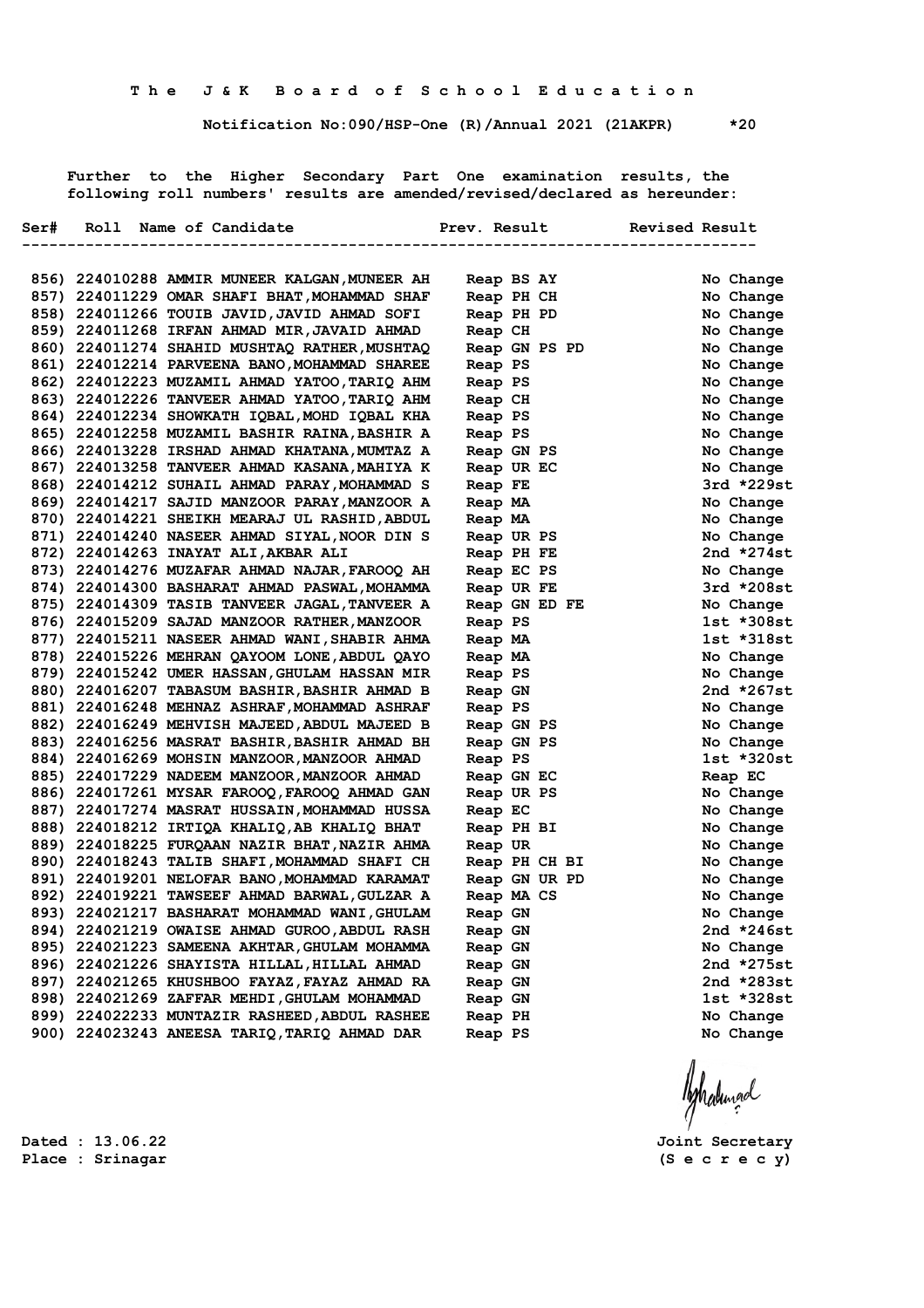**The J&K Board of School Education**

**Notification No:090/HSP-One (R)/Annual 2021 (21AKPR) *20**

Further to the Higher Secondary Part One examination results, the following roll numbers' results are amended/revised/declared as hereunder:

| Ser# | Roll | Name of Candidate | Prev. Result | Revised Result |
|---|---|---|---|---|
| 856) | 224010288 | AMMIR MUNEER KALGAN,MUNEER AH | Reap BS AY | No Change |
| 857) | 224011229 | OMAR SHAFI BHAT,MOHAMMAD SHAF | Reap PH CH | No Change |
| 858) | 224011266 | TOUIB JAVID,JAVID AHMAD SOFI | Reap PH PD | No Change |
| 859) | 224011268 | IRFAN AHMAD MIR,JAVAID AHMAD | Reap CH | No Change |
| 860) | 224011274 | SHAHID MUSHTAQ RATHER,MUSHTAQ | Reap GN PS PD | No Change |
| 861) | 224012214 | PARVEENA BANO,MOHAMMAD SHAREE | Reap PS | No Change |
| 862) | 224012223 | MUZAMIL AHMAD YATOO,TARIQ AHM | Reap PS | No Change |
| 863) | 224012226 | TANVEER AHMAD YATOO,TARIQ AHM | Reap CH | No Change |
| 864) | 224012234 | SHOWKATH IQBAL,MOHD IQBAL KHA | Reap PS | No Change |
| 865) | 224012258 | MUZAMIL BASHIR RAINA,BASHIR A | Reap PS | No Change |
| 866) | 224013228 | IRSHAD AHMAD KHATANA,MUMTAZ A | Reap GN PS | No Change |
| 867) | 224013258 | TANVEER AHMAD KASANA,MAHIYA K | Reap UR EC | No Change |
| 868) | 224014212 | SUHAIL AHMAD PARAY,MOHAMMAD S | Reap FE | 3rd *229st |
| 869) | 224014217 | SAJID MANZOOR PARAY,MANZOOR A | Reap MA | No Change |
| 870) | 224014221 | SHEIKH MEARAJ UL RASHID,ABDUL | Reap MA | No Change |
| 871) | 224014240 | NASEER AHMAD SIYAL,NOOR DIN S | Reap UR PS | No Change |
| 872) | 224014263 | INAYAT ALI,AKBAR ALI | Reap PH FE | 2nd *274st |
| 873) | 224014276 | MUZAFAR AHMAD NAJAR,FAROOQ AH | Reap EC PS | No Change |
| 874) | 224014300 | BASHARAT AHMAD PASWAL,MOHAMMA | Reap UR FE | 3rd *208st |
| 875) | 224014309 | TASIB TANVEER JAGAL,TANVEER A | Reap GN ED FE | No Change |
| 876) | 224015209 | SAJAD MANZOOR RATHER,MANZOOR | Reap PS | 1st *308st |
| 877) | 224015211 | NASEER AHMAD WANI,SHABIR AHMA | Reap MA | 1st *318st |
| 878) | 224015226 | MEHRAN QAYOOM LONE,ABDUL QAYO | Reap MA | No Change |
| 879) | 224015242 | UMER HASSAN,GHULAM HASSAN MIR | Reap PS | No Change |
| 880) | 224016207 | TABASUM BASHIR,BASHIR AHMAD B | Reap GN | 2nd *267st |
| 881) | 224016248 | MEHNAZ ASHRAF,MOHAMMAD ASHRAF | Reap PS | No Change |
| 882) | 224016249 | MEHVISH MAJEED,ABDUL MAJEED B | Reap GN PS | No Change |
| 883) | 224016256 | MASRAT BASHIR,BASHIR AHMAD BH | Reap GN PS | No Change |
| 884) | 224016269 | MOHSIN MANZOOR,MANZOOR AHMAD | Reap PS | 1st *320st |
| 885) | 224017229 | NADEEM MANZOOR,MANZOOR AHMAD | Reap GN EC | Reap EC |
| 886) | 224017261 | MYSAR FAROOQ,FAROOQ AHMAD GAN | Reap UR PS | No Change |
| 887) | 224017274 | MASRAT HUSSAIN,MOHAMMAD HUSSA | Reap EC | No Change |
| 888) | 224018212 | IRTIQA KHALIQ,AB KHALIQ BHAT | Reap PH BI | No Change |
| 889) | 224018225 | FURQAAN NAZIR BHAT,NAZIR AHMA | Reap UR | No Change |
| 890) | 224018243 | TALIB SHAFI,MOHAMMAD SHAFI CH | Reap PH CH BI | No Change |
| 891) | 224019201 | NELOFAR BANO,MOHAMMAD KARAMAT | Reap GN UR PD | No Change |
| 892) | 224019221 | TAWSEEF AHMAD BARWAL,GULZAR A | Reap MA CS | No Change |
| 893) | 224021217 | BASHARAT MOHAMMAD WANI,GHULAM | Reap GN | No Change |
| 894) | 224021219 | OWAISE AHMAD GUROO,ABDUL RASH | Reap GN | 2nd *246st |
| 895) | 224021223 | SAMEENA AKHTAR,GHULAM MOHAMMA | Reap GN | No Change |
| 896) | 224021226 | SHAYISTA HILLAL,HILLAL AHMAD | Reap GN | 2nd *275st |
| 897) | 224021265 | KHUSHBOO FAYAZ,FAYAZ AHMAD RA | Reap GN | 2nd *283st |
| 898) | 224021269 | ZAFFAR MEHDI,GHULAM MOHAMMAD | Reap GN | 1st *328st |
| 899) | 224022233 | MUNTAZIR RASHEED,ABDUL RASHEE | Reap PH | No Change |
| 900) | 224023243 | ANEESA TARIQ,TARIQ AHMAD DAR | Reap PS | No Change |

Dated : 13.06.22
Place : Srinagar

Joint Secretary
(S e c r e c y)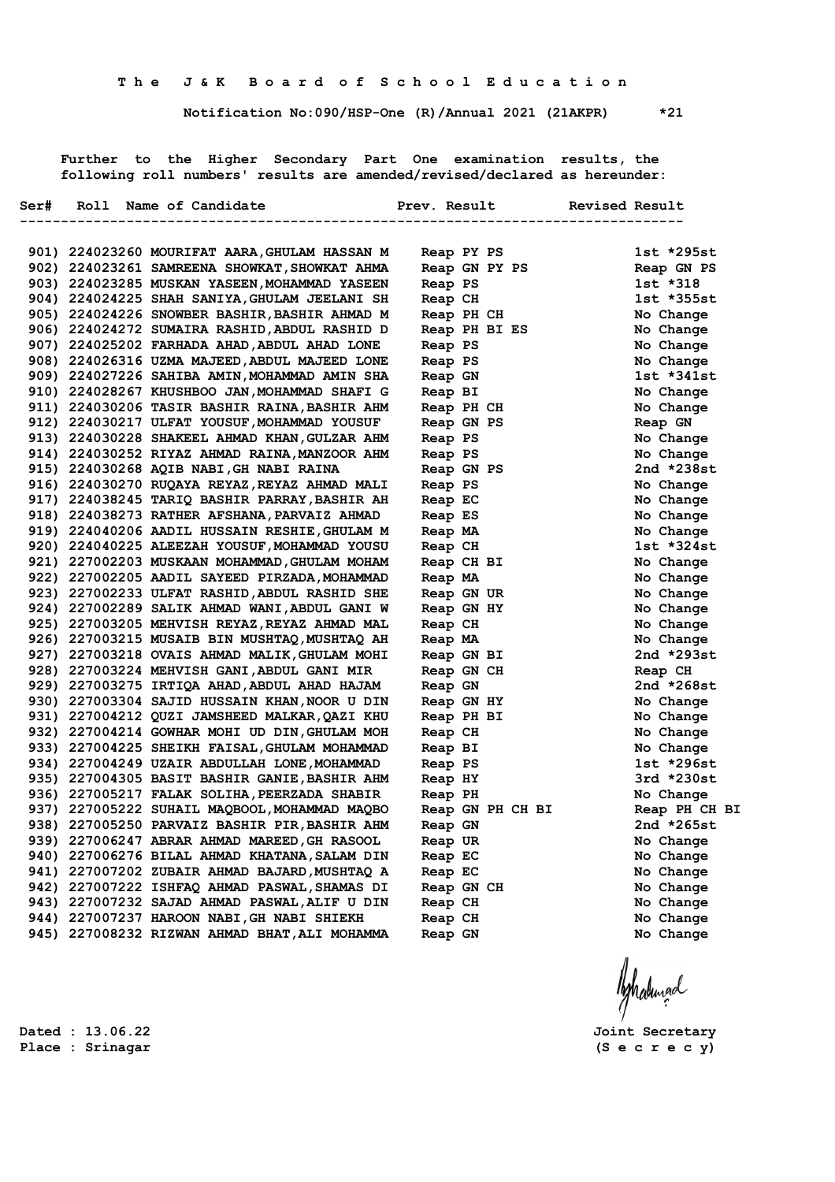**The J&K Board of School Education**

**Notification No:090/HSP-One (R)/Annual 2021 (21AKPR) *21**

**Further to the Higher Secondary Part One examination results, the following roll numbers' results are amended/revised/declared as hereunder:**

| Ser# | Roll | Name of Candidate | Prev. Result | Revised Result |
|---|---|---|---|---|
| 901) | 224023260 | MOURIFAT AARA,GHULAM HASSAN M | Reap PY PS | 1st *295st |
| 902) | 224023261 | SAMREENA SHOWKAT,SHOWKAT AHMA | Reap GN PY PS | Reap GN PS |
| 903) | 224023285 | MUSKAN YASEEN,MOHAMMAD YASEEN | Reap PS | 1st *318 |
| 904) | 224024225 | SHAH SANIYA,GHULAM JEELANI SH | Reap CH | 1st *355st |
| 905) | 224024226 | SNOWBER BASHIR,BASHIR AHMAD M | Reap PH CH | No Change |
| 906) | 224024272 | SUMAIRA RASHID,ABDUL RASHID D | Reap PH BI ES | No Change |
| 907) | 224025202 | FARHADA AHAD,ABDUL AHAD LONE | Reap PS | No Change |
| 908) | 224026316 | UZMA MAJEED,ABDUL MAJEED LONE | Reap PS | No Change |
| 909) | 224027226 | SAHIBA AMIN,MOHAMMAD AMIN SHA | Reap GN | 1st *341st |
| 910) | 224028267 | KHUSHBOO JAN,MOHAMMAD SHAFI G | Reap BI | No Change |
| 911) | 224030206 | TASIR BASHIR RAINA,BASHIR AHM | Reap PH CH | No Change |
| 912) | 224030217 | ULFAT YOUSUF,MOHAMMAD YOUSUF | Reap GN PS | Reap GN |
| 913) | 224030228 | SHAKEEL AHMAD KHAN,GULZAR AHM | Reap PS | No Change |
| 914) | 224030252 | RIYAZ AHMAD RAINA,MANZOOR AHM | Reap PS | No Change |
| 915) | 224030268 | AQIB NABI,GH NABI RAINA | Reap GN PS | 2nd *238st |
| 916) | 224030270 | RUQAYA REYAZ,REYAZ AHMAD MALI | Reap PS | No Change |
| 917) | 224038245 | TARIQ BASHIR PARRAY,BASHIR AH | Reap EC | No Change |
| 918) | 224038273 | RATHER AFSHANA,PARVAIZ AHMAD | Reap ES | No Change |
| 919) | 224040206 | AADIL HUSSAIN RESHIE,GHULAM M | Reap MA | No Change |
| 920) | 224040225 | ALEEZAH YOUSUF,MOHAMMAD YOUSU | Reap CH | 1st *324st |
| 921) | 227002203 | MUSKAAN MOHAMMAD,GHULAM MOHAM | Reap CH BI | No Change |
| 922) | 227002205 | AADIL SAYEED PIRZADA,MOHAMMAD | Reap MA | No Change |
| 923) | 227002233 | ULFAT RASHID,ABDUL RASHID SHE | Reap GN UR | No Change |
| 924) | 227002289 | SALIK AHMAD WANI,ABDUL GANI W | Reap GN HY | No Change |
| 925) | 227003205 | MEHVISH REYAZ,REYAZ AHMAD MAL | Reap CH | No Change |
| 926) | 227003215 | MUSAIB BIN MUSHTAQ,MUSHTAQ AH | Reap MA | No Change |
| 927) | 227003218 | OVAIS AHMAD MALIK,GHULAM MOHI | Reap GN BI | 2nd *293st |
| 928) | 227003224 | MEHVISH GANI,ABDUL GANI MIR | Reap GN CH | Reap CH |
| 929) | 227003275 | IRTIQA AHAD,ABDUL AHAD HAJAM | Reap GN | 2nd *268st |
| 930) | 227003304 | SAJID HUSSAIN KHAN,NOOR U DIN | Reap GN HY | No Change |
| 931) | 227004212 | QUZI JAMSHEED MALKAR,QAZI KHU | Reap PH BI | No Change |
| 932) | 227004214 | GOWHAR MOHI UD DIN,GHULAM MOH | Reap CH | No Change |
| 933) | 227004225 | SHEIKH FAISAL,GHULAM MOHAMMAD | Reap BI | No Change |
| 934) | 227004249 | UZAIR ABDULLAH LONE,MOHAMMAD | Reap PS | 1st *296st |
| 935) | 227004305 | BASIT BASHIR GANIE,BASHIR AHM | Reap HY | 3rd *230st |
| 936) | 227005217 | FALAK SOLIHA,PEERZADA SHABIR | Reap PH | No Change |
| 937) | 227005222 | SUHAIL MAQBOOL,MOHAMMAD MAQBO | Reap GN PH CH BI | Reap PH CH BI |
| 938) | 227005250 | PARVAIZ BASHIR PIR,BASHIR AHM | Reap GN | 2nd *265st |
| 939) | 227006247 | ABRAR AHMAD MAREED,GH RASOOL | Reap UR | No Change |
| 940) | 227006276 | BILAL AHMAD KHATANA,SALAM DIN | Reap EC | No Change |
| 941) | 227007202 | ZUBAIR AHMAD BAJARD,MUSHTAQ A | Reap EC | No Change |
| 942) | 227007222 | ISHFAQ AHMAD PASWAL,SHAMAS DI | Reap GN CH | No Change |
| 943) | 227007232 | SAJAD AHMAD PASWAL,ALIF U DIN | Reap CH | No Change |
| 944) | 227007237 | HAROON NABI,GH NABI SHIEKH | Reap CH | No Change |
| 945) | 227008232 | RIZWAN AHMAD BHAT,ALI MOHAMMA | Reap GN | No Change |

Dated : 13.06.22
Place : Srinagar

Joint Secretary
(S e c r e c y)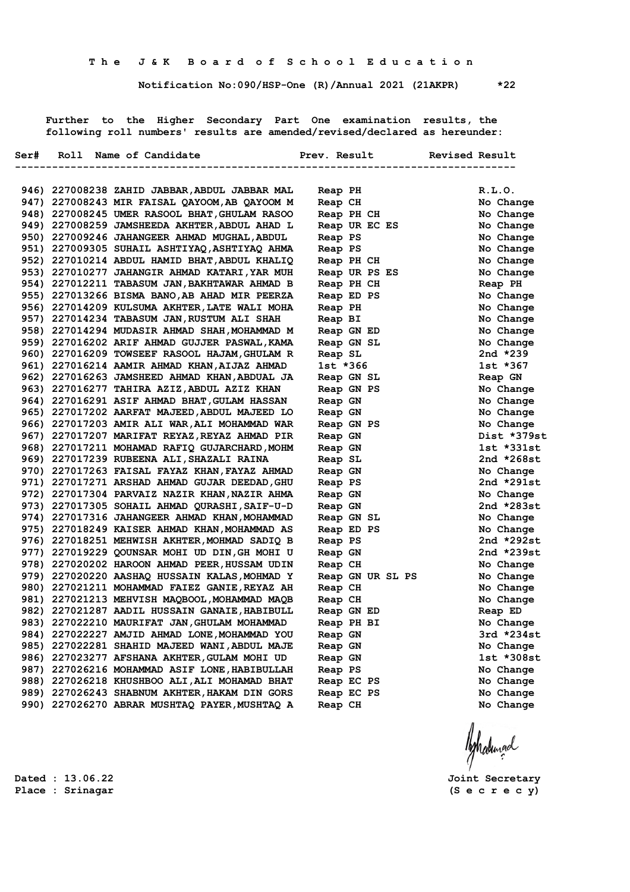**The J&K Board of School Education**

**Notification No:090/HSP-One (R)/Annual 2021 (21AKPR)**

Further to the Higher Secondary Part One examination results, the following roll numbers' results are amended/revised/declared as hereunder:

| Ser# | Roll | Name of Candidate | Prev. Result | Revised Result |
|---|---|---|---|---|
| 946) | 227008238 | ZAHID JABBAR,ABDUL JABBAR MAL | Reap PH | R.L.O. |
| 947) | 227008243 | MIR FAISAL QAYOOM,AB QAYOOM M | Reap CH | No Change |
| 948) | 227008245 | UMER RASOOL BHAT,GHULAM RASOO | Reap PH CH | No Change |
| 949) | 227008259 | JAMSHEEDA AKHTER,ABDUL AHAD L | Reap UR EC ES | No Change |
| 950) | 227009246 | JAHANGEER AHMAD MUGHAL,ABDUL | Reap PS | No Change |
| 951) | 227009305 | SUHAIL ASHTIYAQ,ASHTIYAQ AHMA | Reap PS | No Change |
| 952) | 227010214 | ABDUL HAMID BHAT,ABDUL KHALIQ | Reap PH CH | No Change |
| 953) | 227010277 | JAHANGIR AHMAD KATARI,YAR MUH | Reap UR PS ES | No Change |
| 954) | 227012211 | TABASUM JAN,BAKHTAWAR AHMAD B | Reap PH CH | Reap PH |
| 955) | 227013266 | BISMA BANO,AB AHAD MIR PEERZA | Reap ED PS | No Change |
| 956) | 227014209 | KULSUMA AKHTER,LATE WALI MOHA | Reap PH | No Change |
| 957) | 227014234 | TABASUM JAN,RUSTUM ALI SHAH | Reap BI | No Change |
| 958) | 227014294 | MUDASIR AHMAD SHAH,MOHAMMAD M | Reap GN ED | No Change |
| 959) | 227016202 | ARIF AHMAD GUJJER PASWAL,KAMA | Reap GN SL | No Change |
| 960) | 227016209 | TOWSEEF RASOOL HAJAM,GHULAM R | Reap SL | 2nd *239 |
| 961) | 227016214 | AAMIR AHMAD KHAN,AIJAZ AHMAD | 1st *366 | 1st *367 |
| 962) | 227016263 | JAMSHEED AHMAD KHAN,ABDUAL JA | Reap GN SL | Reap GN |
| 963) | 227016277 | TAHIRA AZIZ,ABDUL AZIZ KHAN | Reap GN PS | No Change |
| 964) | 227016291 | ASIF AHMAD BHAT,GULAM HASSAN | Reap GN | No Change |
| 965) | 227017202 | AARFAT MAJEED,ABDUL MAJEED LO | Reap GN | No Change |
| 966) | 227017203 | AMIR ALI WAR,ALI MOHAMMAD WAR | Reap GN PS | No Change |
| 967) | 227017207 | MARIFAT REYAZ,REYAZ AHMAD PIR | Reap GN | Dist *379st |
| 968) | 227017211 | MOHAMAD RAFIQ GUJARCHARD,MOHM | Reap GN | 1st *331st |
| 969) | 227017239 | RUBEENA ALI,SHAZALI RAINA | Reap SL | 2nd *268st |
| 970) | 227017263 | FAISAL FAYAZ KHAN,FAYAZ AHMAD | Reap GN | No Change |
| 971) | 227017271 | ARSHAD AHMAD GUJAR DEEDAD,GHU | Reap PS | 2nd *291st |
| 972) | 227017304 | PARVAIZ NAZIR KHAN,NAZIR AHMA | Reap GN | No Change |
| 973) | 227017305 | SOHAIL AHMAD QURASHI,SAIF-U-D | Reap GN | 2nd *283st |
| 974) | 227017316 | JAHANGEER AHMAD KHAN,MOHAMMAD | Reap GN SL | No Change |
| 975) | 227018249 | KAISER AHMAD KHAN,MOHAMMAD AS | Reap ED PS | No Change |
| 976) | 227018251 | MEHWISH AKHTER,MOHMAD SADIQ B | Reap PS | 2nd *292st |
| 977) | 227019229 | QOUNSAR MOHI UD DIN,GH MOHI U | Reap GN | 2nd *239st |
| 978) | 227020202 | HAROON AHMAD PEER,HUSSAM UDIN | Reap CH | No Change |
| 979) | 227020220 | AASHAQ HUSSAIN KALAS,MOHMAD Y | Reap GN UR SL PS | No Change |
| 980) | 227021211 | MOHAMMAD FAIEZ GANIE,REYAZ AH | Reap CH | No Change |
| 981) | 227021213 | MEHVISH MAQBOOL,MOHAMMAD MAQB | Reap CH | No Change |
| 982) | 227021287 | AADIL HUSSAIN GANAIE,HABIBULL | Reap GN ED | Reap ED |
| 983) | 227022210 | MAURIFAT JAN,GHULAM MOHAMMAD | Reap PH BI | No Change |
| 984) | 227022227 | AMJID AHMAD LONE,MOHAMMAD YOU | Reap GN | 3rd *234st |
| 985) | 227022281 | SHAHID MAJEED WANI,ABDUL MAJE | Reap GN | No Change |
| 986) | 227023277 | AFSHANA AKHTER,GULAM MOHI UD | Reap GN | 1st *308st |
| 987) | 227026216 | MOHAMMAD ASIF LONE,HABIBULLAH | Reap PS | No Change |
| 988) | 227026218 | KHUSHBOO ALI,ALI MOHAMAD BHAT | Reap EC PS | No Change |
| 989) | 227026243 | SHABNUM AKHTER,HAKAM DIN GORS | Reap EC PS | No Change |
| 990) | 227026270 | ABRAR MUSHTAQ PAYER,MUSHTAQ A | Reap CH | No Change |

Dated : 13.06.22
Place : Srinagar

Joint Secretary
(S e c r e c y)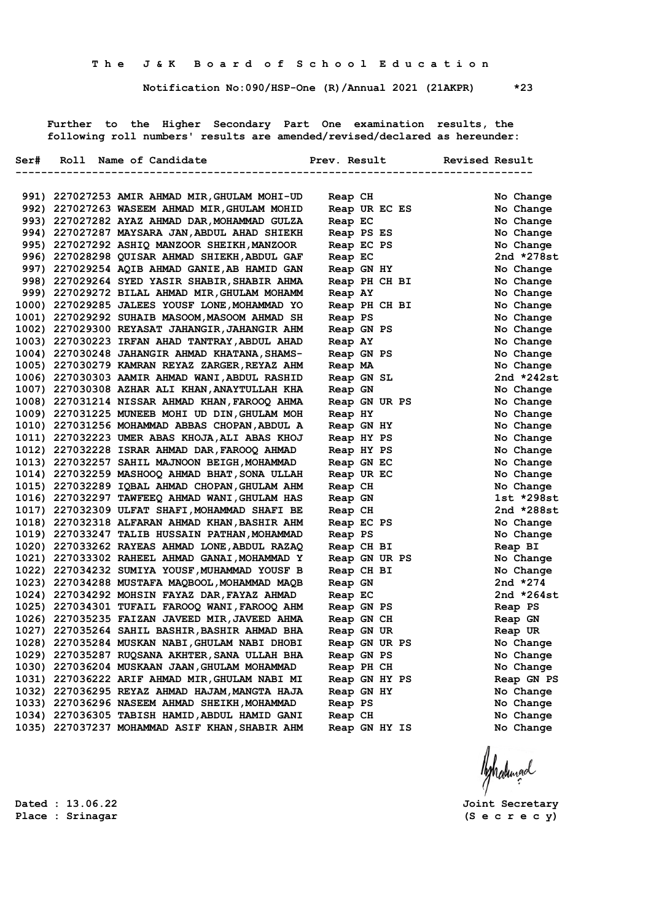**The J&K Board of School Education**

**Notification No:090/HSP-One (R)/Annual 2021 (21AKPR)      *23**

Further to the Higher Secondary Part One examination results, the following roll numbers' results are amended/revised/declared as hereunder:

| Ser# | Roll | Name of Candidate | Prev. Result | Revised Result |
|---|---|---|---|---|
| 991) | 227027253 | AMIR AHMAD MIR,GHULAM MOHI-UD | Reap CH | No Change |
| 992) | 227027263 | WASEEM AHMAD MIR,GHULAM MOHID | Reap UR EC ES | No Change |
| 993) | 227027282 | AYAZ AHMAD DAR,MOHAMMAD GULZA | Reap EC | No Change |
| 994) | 227027287 | MAYSARA JAN,ABDUL AHAD SHIEKH | Reap PS ES | No Change |
| 995) | 227027292 | ASHIQ MANZOOR SHEIKH,MANZOOR | Reap EC PS | No Change |
| 996) | 227028298 | QUISAR AHMAD SHIEKH,ABDUL GAF | Reap EC | 2nd *278st |
| 997) | 227029254 | AQIB AHMAD GANIE,AB HAMID GAN | Reap GN HY | No Change |
| 998) | 227029264 | SYED YASIR SHABIR,SHABIR AHMA | Reap PH CH BI | No Change |
| 999) | 227029272 | BILAL AHMAD MIR,GHULAM MOHAMM | Reap AY | No Change |
| 1000) | 227029285 | JALEES YOUSF LONE,MOHAMMAD YO | Reap PH CH BI | No Change |
| 1001) | 227029292 | SUHAIB MASOOM,MASOOM AHMAD SH | Reap PS | No Change |
| 1002) | 227029300 | REYASAT JAHANGIR,JAHANGIR AHM | Reap GN PS | No Change |
| 1003) | 227030223 | IRFAN AHAD TANTRAY,ABDUL AHAD | Reap AY | No Change |
| 1004) | 227030248 | JAHANGIR AHMAD KHATANA,SHAMS- | Reap GN PS | No Change |
| 1005) | 227030279 | KAMRAN REYAZ ZARGER,REYAZ AHM | Reap MA | No Change |
| 1006) | 227030303 | AAMIR AHMAD WANI,ABDUL RASHID | Reap GN SL | 2nd *242st |
| 1007) | 227030308 | AZHAR ALI KHAN,ANAYTULLAH KHA | Reap GN | No Change |
| 1008) | 227031214 | NISSAR AHMAD KHAN,FAROOQ AHMA | Reap GN UR PS | No Change |
| 1009) | 227031225 | MUNEEB MOHI UD DIN,GHULAM MOH | Reap HY | No Change |
| 1010) | 227031256 | MOHAMMAD ABBAS CHOPAN,ABDUL A | Reap GN HY | No Change |
| 1011) | 227032223 | UMER ABAS KHOJA,ALI ABAS KHOJ | Reap HY PS | No Change |
| 1012) | 227032228 | ISRAR AHMAD DAR,FAROOQ AHMAD | Reap HY PS | No Change |
| 1013) | 227032257 | SAHIL MAJNOON BEIGH,MOHAMMAD | Reap GN EC | No Change |
| 1014) | 227032259 | MASHOOQ AHMAD BHAT,SONA ULLAH | Reap UR EC | No Change |
| 1015) | 227032289 | IQBAL AHMAD CHOPAN,GHULAM AHM | Reap CH | No Change |
| 1016) | 227032297 | TAWFEEQ AHMAD WANI,GHULAM HAS | Reap GN | 1st *298st |
| 1017) | 227032309 | ULFAT SHAFI,MOHAMMAD SHAFI BE | Reap CH | 2nd *288st |
| 1018) | 227032318 | ALFARAN AHMAD KHAN,BASHIR AHM | Reap EC PS | No Change |
| 1019) | 227033247 | TALIB HUSSAIN PATHAN,MOHAMMAD | Reap PS | No Change |
| 1020) | 227033262 | RAYEAS AHMAD LONE,ABDUL RAZAQ | Reap CH BI | Reap BI |
| 1021) | 227033302 | RAHEEL AHMAD GANAI,MOHAMMAD Y | Reap GN UR PS | No Change |
| 1022) | 227034232 | SUMIYA YOUSF,MUHAMMAD YOUSF B | Reap CH BI | No Change |
| 1023) | 227034288 | MUSTAFA MAQBOOL,MOHAMMAD MAQB | Reap GN | 2nd *274 |
| 1024) | 227034292 | MOHSIN FAYAZ DAR,FAYAZ AHMAD | Reap EC | 2nd *264st |
| 1025) | 227034301 | TUFAIL FAROOQ WANI,FAROOQ AHM | Reap GN PS | Reap PS |
| 1026) | 227035235 | FAIZAN JAVEED MIR,JAVEED AHMA | Reap GN CH | Reap GN |
| 1027) | 227035264 | SAHIL BASHIR,BASHIR AHMAD BHA | Reap GN UR | Reap UR |
| 1028) | 227035284 | MUSKAN NABI,GHULAM NABI DHOBI | Reap GN UR PS | No Change |
| 1029) | 227035287 | RUQSANA AKHTER,SANA ULLAH BHA | Reap GN PS | No Change |
| 1030) | 227036204 | MUSKAAN JAAN,GHULAM MOHAMMAD | Reap PH CH | No Change |
| 1031) | 227036222 | ARIF AHMAD MIR,GHULAM NABI MI | Reap GN HY PS | Reap GN PS |
| 1032) | 227036295 | REYAZ AHMAD HAJAM,MANGTA HAJA | Reap GN HY | No Change |
| 1033) | 227036296 | NASEEM AHMAD SHEIKH,MOHAMMAD | Reap PS | No Change |
| 1034) | 227036305 | TABISH HAMID,ABDUL HAMID GANI | Reap CH | No Change |
| 1035) | 227037237 | MOHAMMAD ASIF KHAN,SHABIR AHM | Reap GN HY IS | No Change |

Dated : 13.06.22
Place : Srinagar

Joint Secretary
(S e c r e c y)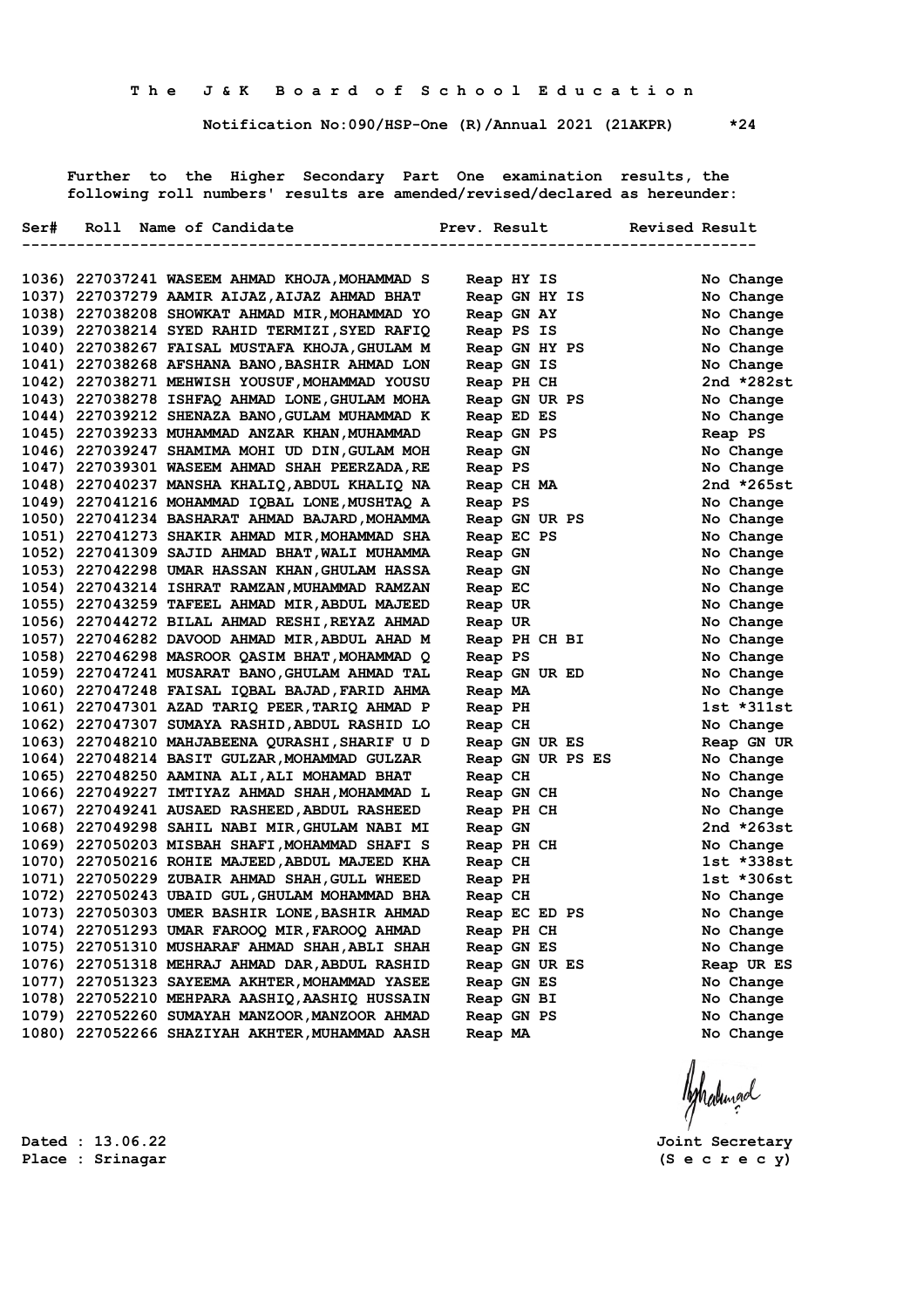**T h e J & K B o a r d o f S c h o o l E d u c a t i o n**

**Notification No:090/HSP-One (R)/Annual 2021 (21AKPR) \*24**

Further to the Higher Secondary Part One examination results, the following roll numbers' results are amended/revised/declared as hereunder:

| Ser# | Roll | Name of Candidate | Prev. Result | Revised Result |
|---|---|---|---|---|
| 1036) | 227037241 | WASEEM AHMAD KHOJA,MOHAMMAD S | Reap HY IS | No Change |
| 1037) | 227037279 | AAMIR AIJAZ,AIJAZ AHMAD BHAT | Reap GN HY IS | No Change |
| 1038) | 227038208 | SHOWKAT AHMAD MIR,MOHAMMAD YO | Reap GN AY | No Change |
| 1039) | 227038214 | SYED RAHID TERMIZI,SYED RAFIQ | Reap PS IS | No Change |
| 1040) | 227038267 | FAISAL MUSTAFA KHOJA,GHULAM M | Reap GN HY PS | No Change |
| 1041) | 227038268 | AFSHANA BANO,BASHIR AHMAD LON | Reap GN IS | No Change |
| 1042) | 227038271 | MEHWISH YOUSUF,MOHAMMAD YOUSU | Reap PH CH | 2nd *282st |
| 1043) | 227038278 | ISHFAQ AHMAD LONE,GHULAM MOHA | Reap GN UR PS | No Change |
| 1044) | 227039212 | SHENAZA BANO,GULAM MUHAMMAD K | Reap ED ES | No Change |
| 1045) | 227039233 | MUHAMMAD ANZAR KHAN,MUHAMMAD | Reap GN PS | Reap PS |
| 1046) | 227039247 | SHAMIMA MOHI UD DIN,GULAM MOH | Reap GN | No Change |
| 1047) | 227039301 | WASEEM AHMAD SHAH PEERZADA,RE | Reap PS | No Change |
| 1048) | 227040237 | MANSHA KHALIQ,ABDUL KHALIQ NA | Reap CH MA | 2nd *265st |
| 1049) | 227041216 | MOHAMMAD IQBAL LONE,MUSHTAQ A | Reap PS | No Change |
| 1050) | 227041234 | BASHARAT AHMAD BAJARD,MOHAMMA | Reap GN UR PS | No Change |
| 1051) | 227041273 | SHAKIR AHMAD MIR,MOHAMMAD SHA | Reap EC PS | No Change |
| 1052) | 227041309 | SAJID AHMAD BHAT,WALI MUHAMMA | Reap GN | No Change |
| 1053) | 227042298 | UMAR HASSAN KHAN,GHULAM HASSA | Reap GN | No Change |
| 1054) | 227043214 | ISHRAT RAMZAN,MUHAMMAD RAMZAN | Reap EC | No Change |
| 1055) | 227043259 | TAFEEL AHMAD MIR,ABDUL MAJEED | Reap UR | No Change |
| 1056) | 227044272 | BILAL AHMAD RESHI,REYAZ AHMAD | Reap UR | No Change |
| 1057) | 227046282 | DAVOOD AHMAD MIR,ABDUL AHAD M | Reap PH CH BI | No Change |
| 1058) | 227046298 | MASROOR QASIM BHAT,MOHAMMAD Q | Reap PS | No Change |
| 1059) | 227047241 | MUSARAT BANO,GHULAM AHMAD TAL | Reap GN UR ED | No Change |
| 1060) | 227047248 | FAISAL IQBAL BAJAD,FARID AHMA | Reap MA | No Change |
| 1061) | 227047301 | AZAD TARIQ PEER,TARIQ AHMAD P | Reap PH | 1st *311st |
| 1062) | 227047307 | SUMAYA RASHID,ABDUL RASHID LO | Reap CH | No Change |
| 1063) | 227048210 | MAHJABEENA QURASHI,SHARIF U D | Reap GN UR ES | Reap GN UR |
| 1064) | 227048214 | BASIT GULZAR,MOHAMMAD GULZAR | Reap GN UR PS ES | No Change |
| 1065) | 227048250 | AAMINA ALI,ALI MOHAMAD BHAT | Reap CH | No Change |
| 1066) | 227049227 | IMTIYAZ AHMAD SHAH,MOHAMMAD L | Reap GN CH | No Change |
| 1067) | 227049241 | AUSAED RASHEED,ABDUL RASHEED | Reap PH CH | No Change |
| 1068) | 227049298 | SAHIL NABI MIR,GHULAM NABI MI | Reap GN | 2nd *263st |
| 1069) | 227050203 | MISBAH SHAFI,MOHAMMAD SHAFI S | Reap PH CH | No Change |
| 1070) | 227050216 | ROHIE MAJEED,ABDUL MAJEED KHA | Reap CH | 1st *338st |
| 1071) | 227050229 | ZUBAIR AHMAD SHAH,GULL WHEED | Reap PH | 1st *306st |
| 1072) | 227050243 | UBAID GUL,GHULAM MOHAMMAD BHA | Reap CH | No Change |
| 1073) | 227050303 | UMER BASHIR LONE,BASHIR AHMAD | Reap EC ED PS | No Change |
| 1074) | 227051293 | UMAR FAROOQ MIR,FAROOQ AHMAD | Reap PH CH | No Change |
| 1075) | 227051310 | MUSHARAF AHMAD SHAH,ABLI SHAH | Reap GN ES | No Change |
| 1076) | 227051318 | MEHRAJ AHMAD DAR,ABDUL RASHID | Reap GN UR ES | Reap UR ES |
| 1077) | 227051323 | SAYEEMA AKHTER,MOHAMMAD YASEE | Reap GN ES | No Change |
| 1078) | 227052210 | MEHPARA AASHIQ,AASHIQ HUSSAIN | Reap GN BI | No Change |
| 1079) | 227052260 | SUMAYAH MANZOOR,MANZOOR AHMAD | Reap GN PS | No Change |
| 1080) | 227052266 | SHAZIYAH AKHTER,MUHAMMAD AASH | Reap MA | No Change |

**Dated : 13.06.22**
**Place : Srinagar**

**Joint Secretary**
**(S e c r e c y)**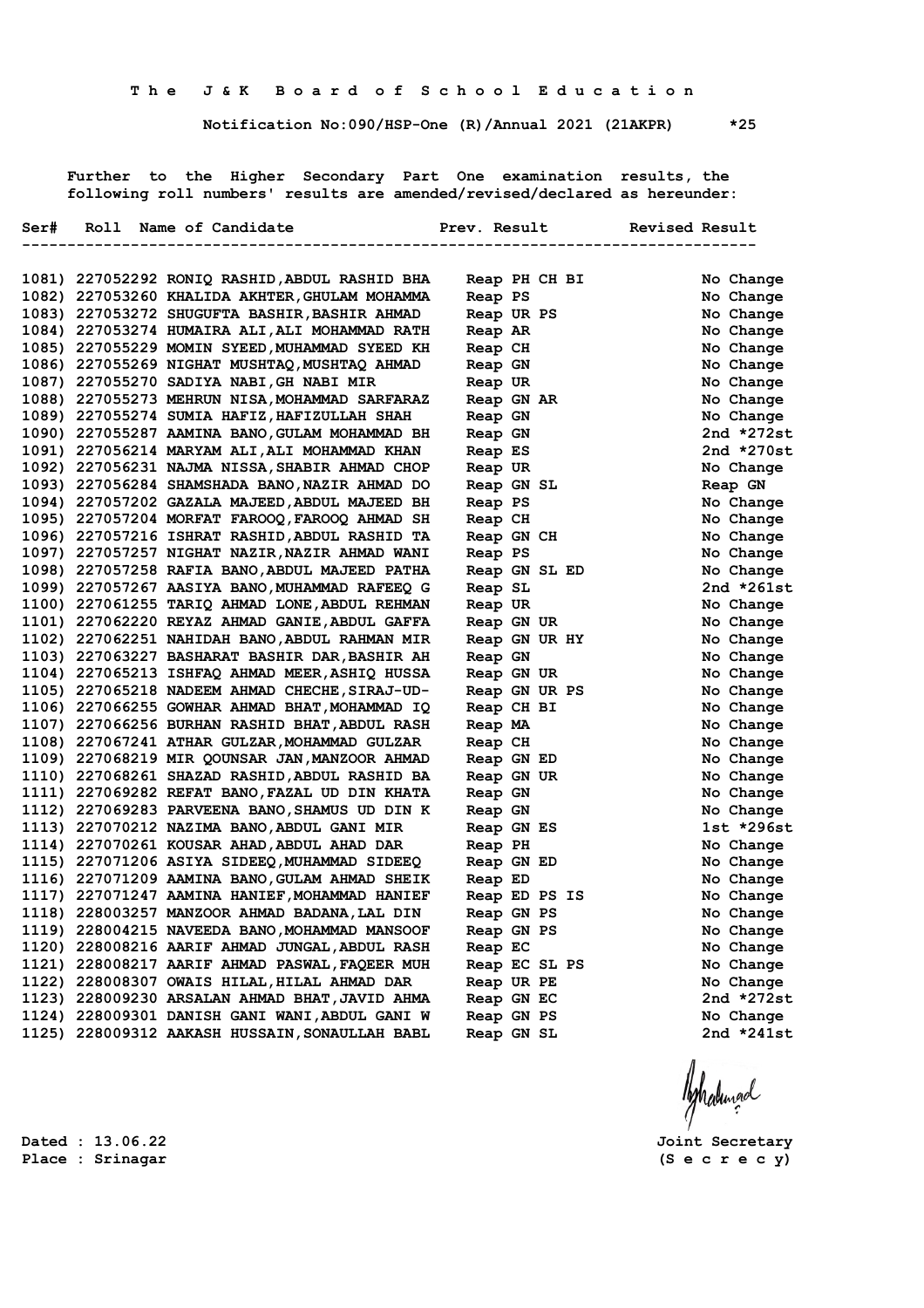The J&K Board of School Education

Notification No:090/HSP-One (R)/Annual 2021 (21AKPR) *25

Further to the Higher Secondary Part One examination results, the following roll numbers' results are amended/revised/declared as hereunder:

| Ser# | Roll | Name of Candidate | Prev. Result | Revised Result |
|---|---|---|---|---|
| 1081) | 227052292 | RONIQ RASHID,ABDUL RASHID BHA | Reap PH CH BI | No Change |
| 1082) | 227053260 | KHALIDA AKHTER,GHULAM MOHAMMA | Reap PS | No Change |
| 1083) | 227053272 | SHUGUFTA BASHIR,BASHIR AHMAD | Reap UR PS | No Change |
| 1084) | 227053274 | HUMAIRA ALI,ALI MOHAMMAD RATH | Reap AR | No Change |
| 1085) | 227055229 | MOMIN SYEED,MUHAMMAD SYEED KH | Reap CH | No Change |
| 1086) | 227055269 | NIGHAT MUSHTAQ,MUSHTAQ AHMAD | Reap GN | No Change |
| 1087) | 227055270 | SADIYA NABI,GH NABI MIR | Reap UR | No Change |
| 1088) | 227055273 | MEHRUN NISA,MOHAMMAD SARFARAZ | Reap GN AR | No Change |
| 1089) | 227055274 | SUMIA HAFIZ,HAFIZULLAH SHAH | Reap GN | No Change |
| 1090) | 227055287 | AAMINA BANO,GULAM MOHAMMAD BH | Reap GN | 2nd *272st |
| 1091) | 227056214 | MARYAM ALI,ALI MOHAMMAD KHAN | Reap ES | 2nd *270st |
| 1092) | 227056231 | NAJMA NISSA,SHABIR AHMAD CHOP | Reap UR | No Change |
| 1093) | 227056284 | SHAMSHADA BANO,NAZIR AHMAD DO | Reap GN SL | Reap GN |
| 1094) | 227057202 | GAZALA MAJEED,ABDUL MAJEED BH | Reap PS | No Change |
| 1095) | 227057204 | MORFAT FAROOQ,FAROOQ AHMAD SH | Reap CH | No Change |
| 1096) | 227057216 | ISHRAT RASHID,ABDUL RASHID TA | Reap GN CH | No Change |
| 1097) | 227057257 | NIGHAT NAZIR,NAZIR AHMAD WANI | Reap PS | No Change |
| 1098) | 227057258 | RAFIA BANO,ABDUL MAJEED PATHA | Reap GN SL ED | No Change |
| 1099) | 227057267 | AASIYA BANO,MUHAMMAD RAFEEQ G | Reap SL | 2nd *261st |
| 1100) | 227061255 | TARIQ AHMAD LONE,ABDUL REHMAN | Reap UR | No Change |
| 1101) | 227062220 | REYAZ AHMAD GANIE,ABDUL GAFFA | Reap GN UR | No Change |
| 1102) | 227062251 | NAHIDAH BANO,ABDUL RAHMAN MIR | Reap GN UR HY | No Change |
| 1103) | 227063227 | BASHARAT BASHIR DAR,BASHIR AH | Reap GN | No Change |
| 1104) | 227065213 | ISHFAQ AHMAD MEER,ASHIQ HUSSA | Reap GN UR | No Change |
| 1105) | 227065218 | NADEEM AHMAD CHECHE,SIRAJ-UD- | Reap GN UR PS | No Change |
| 1106) | 227066255 | GOWHAR AHMAD BHAT,MOHAMMAD IQ | Reap CH BI | No Change |
| 1107) | 227066256 | BURHAN RASHID BHAT,ABDUL RASH | Reap MA | No Change |
| 1108) | 227067241 | ATHAR GULZAR,MOHAMMAD GULZAR | Reap CH | No Change |
| 1109) | 227068219 | MIR QOUNSAR JAN,MANZOOR AHMAD | Reap GN ED | No Change |
| 1110) | 227068261 | SHAZAD RASHID,ABDUL RASHID BA | Reap GN UR | No Change |
| 1111) | 227069282 | REFAT BANO,FAZAL UD DIN KHATA | Reap GN | No Change |
| 1112) | 227069283 | PARVEENA BANO,SHAMUS UD DIN K | Reap GN | No Change |
| 1113) | 227070212 | NAZIMA BANO,ABDUL GANI MIR | Reap GN ES | 1st *296st |
| 1114) | 227070261 | KOUSAR AHAD,ABDUL AHAD DAR | Reap PH | No Change |
| 1115) | 227071206 | ASIYA SIDEEQ,MUHAMMAD SIDEEQ | Reap GN ED | No Change |
| 1116) | 227071209 | AAMINA BANO,GULAM AHMAD SHEIK | Reap ED | No Change |
| 1117) | 227071247 | AAMINA HANIEF,MOHAMMAD HANIEF | Reap ED PS IS | No Change |
| 1118) | 228003257 | MANZOOR AHMAD BADANA,LAL DIN | Reap GN PS | No Change |
| 1119) | 228004215 | NAVEEDA BANO,MOHAMMAD MANSOOF | Reap GN PS | No Change |
| 1120) | 228008216 | AARIF AHMAD JUNGAL,ABDUL RASH | Reap EC | No Change |
| 1121) | 228008217 | AARIF AHMAD PASWAL,FAQEER MUH | Reap EC SL PS | No Change |
| 1122) | 228008307 | OWAIS HILAL,HILAL AHMAD DAR | Reap UR PE | No Change |
| 1123) | 228009230 | ARSALAN AHMAD BHAT,JAVID AHMA | Reap GN EC | 2nd *272st |
| 1124) | 228009301 | DANISH GANI WANI,ABDUL GANI W | Reap GN PS | No Change |
| 1125) | 228009312 | AAKASH HUSSAIN,SONAULLAH BABL | Reap GN SL | 2nd *241st |

Dated : 13.06.22
Place : Srinagar

Joint Secretary
(S e c r e c y)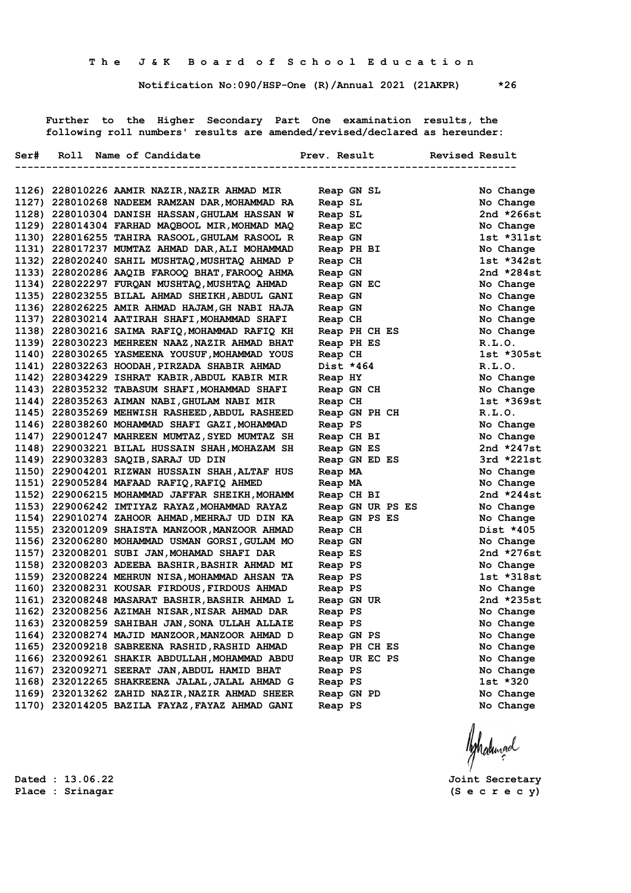# The J&K Board of School Education

**Notification No:090/HSP-One (R)/Annual 2021 (21AKPR) *26**

Further to the Higher Secondary Part One examination results, the following roll numbers' results are amended/revised/declared as hereunder:

| Ser# | Roll | Name of Candidate | Prev. Result | Revised Result |
|---|---|---|---|---|
| 1126) | 228010226 | AAMIR NAZIR,NAZIR AHMAD MIR | Reap GN SL | No Change |
| 1127) | 228010268 | NADEEM RAMZAN DAR,MOHAMMAD RA | Reap SL | No Change |
| 1128) | 228010304 | DANISH HASSAN,GHULAM HASSAN W | Reap SL | 2nd *266st |
| 1129) | 228014304 | FARHAD MAQBOOL MIR,MOHMAD MAQ | Reap EC | No Change |
| 1130) | 228016255 | TAHIRA RASOOL,GHULAM RASOOL R | Reap GN | 1st *311st |
| 1131) | 228017237 | MUMTAZ AHMAD DAR,ALI MOHAMMAD | Reap PH BI | No Change |
| 1132) | 228020240 | SAHIL MUSHTAQ,MUSHTAQ AHMAD P | Reap CH | 1st *342st |
| 1133) | 228020286 | AAQIB FAROOQ BHAT,FAROOQ AHMA | Reap GN | 2nd *284st |
| 1134) | 228022297 | FURQAN MUSHTAQ,MUSHTAQ AHMAD | Reap GN EC | No Change |
| 1135) | 228023255 | BILAL AHMAD SHEIKH,ABDUL GANI | Reap GN | No Change |
| 1136) | 228026225 | AMIR AHMAD HAJAM,GH NABI HAJA | Reap GN | No Change |
| 1137) | 228030214 | AATIRAH SHAFI,MOHAMMAD SHAFI | Reap CH | No Change |
| 1138) | 228030216 | SAIMA RAFIQ,MOHAMMAD RAFIQ KH | Reap PH CH ES | No Change |
| 1139) | 228030223 | MEHREEN NAAZ,NAZIR AHMAD BHAT | Reap PH ES | R.L.O. |
| 1140) | 228030265 | YASMEENA YOUSUF,MOHAMMAD YOUS | Reap CH | 1st *305st |
| 1141) | 228032263 | HOODAH,PIRZADA SHABIR AHMAD | Dist *464 | R.L.O. |
| 1142) | 228034229 | ISHRAT KABIR,ABDUL KABIR MIR | Reap HY | No Change |
| 1143) | 228035232 | TABASUM SHAFI,MOHAMMAD SHAFI | Reap GN CH | No Change |
| 1144) | 228035263 | AIMAN NABI,GHULAM NABI MIR | Reap CH | 1st *369st |
| 1145) | 228035269 | MEHWISH RASHEED,ABDUL RASHEED | Reap GN PH CH | R.L.O. |
| 1146) | 228038260 | MOHAMMAD SHAFI GAZI,MOHAMMAD | Reap PS | No Change |
| 1147) | 229001247 | MAHREEN MUMTAZ,SYED MUMTAZ SH | Reap CH BI | No Change |
| 1148) | 229003221 | BILAL HUSSAIN SHAH,MOHAZAM SH | Reap GN ES | 2nd *247st |
| 1149) | 229003283 | SAQIB,SARAJ UD DIN | Reap GN ED ES | 3rd *221st |
| 1150) | 229004201 | RIZWAN HUSSAIN SHAH,ALTAF HUS | Reap MA | No Change |
| 1151) | 229005284 | MAFAAD RAFIQ,RAFIQ AHMED | Reap MA | No Change |
| 1152) | 229006215 | MOHAMMAD JAFFAR SHEIKH,MOHAMM | Reap CH BI | 2nd *244st |
| 1153) | 229006242 | IMTIYAZ RAYAZ,MOHAMMAD RAYAZ | Reap GN UR PS ES | No Change |
| 1154) | 229010274 | ZAHOOR AHMAD,MEHRAJ UD DIN KA | Reap GN PS ES | No Change |
| 1155) | 232001209 | SHAISTA MANZOOR,MANZOOR AHMAD | Reap CH | Dist *405 |
| 1156) | 232006280 | MOHAMMAD USMAN GORSI,GULAM MO | Reap GN | No Change |
| 1157) | 232008201 | SUBI JAN,MOHAMAD SHAFI DAR | Reap ES | 2nd *276st |
| 1158) | 232008203 | ADEEBA BASHIR,BASHIR AHMAD MI | Reap PS | No Change |
| 1159) | 232008224 | MEHRUN NISA,MOHAMMAD AHSAN TA | Reap PS | 1st *318st |
| 1160) | 232008231 | KOUSAR FIRDOUS,FIRDOUS AHMAD | Reap PS | No Change |
| 1161) | 232008248 | MASARAT BASHIR,BASHIR AHMAD L | Reap GN UR | 2nd *235st |
| 1162) | 232008256 | AZIMAH NISAR,NISAR AHMAD DAR | Reap PS | No Change |
| 1163) | 232008259 | SAHIBAH JAN,SONA ULLAH ALLAIE | Reap PS | No Change |
| 1164) | 232008274 | MAJID MANZOOR,MANZOOR AHMAD D | Reap GN PS | No Change |
| 1165) | 232009218 | SABREENA RASHID,RASHID AHMAD | Reap PH CH ES | No Change |
| 1166) | 232009261 | SHAKIR ABDULLAH,MOHAMMAD ABDU | Reap UR EC PS | No Change |
| 1167) | 232009271 | SEERAT JAN,ABDUL HAMID BHAT | Reap PS | No Change |
| 1168) | 232012265 | SHAKREENA JALAL,JALAL AHMAD G | Reap PS | 1st *320 |
| 1169) | 232013262 | ZAHID NAZIR,NAZIR AHMAD SHEER | Reap GN PD | No Change |
| 1170) | 232014205 | BAZILA FAYAZ,FAYAZ AHMAD GANI | Reap PS | No Change |

Dated : 13.06.22
Place : Srinagar

Joint Secretary
(S e c r e c y)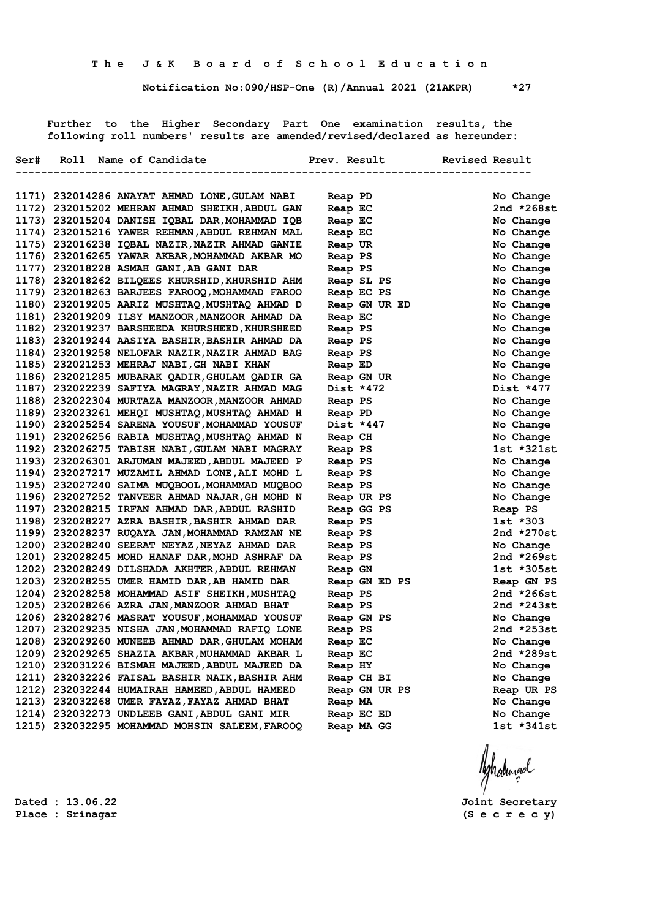**The J&K Board of School Education**

**Notification No:090/HSP-One (R)/Annual 2021 (21AKPR) *27**

Further to the Higher Secondary Part One examination results, the following roll numbers' results are amended/revised/declared as hereunder:

| Ser# | Roll | Name of Candidate | Prev. Result | Revised Result |
|---|---|---|---|---|
| 1171) | 232014286 | ANAYAT AHMAD LONE,GULAM NABI | Reap PD | No Change |
| 1172) | 232015202 | MEHRAN AHMAD SHEIKH,ABDUL GAN | Reap EC | 2nd *268st |
| 1173) | 232015204 | DANISH IQBAL DAR,MOHAMMAD IQB | Reap EC | No Change |
| 1174) | 232015216 | YAWER REHMAN,ABDUL REHMAN MAL | Reap EC | No Change |
| 1175) | 232016238 | IQBAL NAZIR,NAZIR AHMAD GANIE | Reap UR | No Change |
| 1176) | 232016265 | YAWAR AKBAR,MOHAMMAD AKBAR MO | Reap PS | No Change |
| 1177) | 232018228 | ASMAH GANI,AB GANI DAR | Reap PS | No Change |
| 1178) | 232018262 | BILQEES KHURSHID,KHURSHID AHM | Reap SL PS | No Change |
| 1179) | 232018263 | BARJEES FAROOQ,MOHAMMAD FAROO | Reap EC PS | No Change |
| 1180) | 232019205 | AARIZ MUSHTAQ,MUSHTAQ AHMAD D | Reap GN UR ED | No Change |
| 1181) | 232019209 | ILSY MANZOOR,MANZOOR AHMAD DA | Reap EC | No Change |
| 1182) | 232019237 | BARSHEEDA KHURSHEED,KHURSHEED | Reap PS | No Change |
| 1183) | 232019244 | AASIYA BASHIR,BASHIR AHMAD DA | Reap PS | No Change |
| 1184) | 232019258 | NELOFAR NAZIR,NAZIR AHMAD BAG | Reap PS | No Change |
| 1185) | 232021253 | MEHRAJ NABI,GH NABI KHAN | Reap ED | No Change |
| 1186) | 232021285 | MUBARAK QADIR,GHULAM QADIR GA | Reap GN UR | No Change |
| 1187) | 232022239 | SAFIYA MAGRAY,NAZIR AHMAD MAG | Dist *472 | Dist *477 |
| 1188) | 232022304 | MURTAZA MANZOOR,MANZOOR AHMAD | Reap PS | No Change |
| 1189) | 232023261 | MEHQI MUSHTAQ,MUSHTAQ AHMAD H | Reap PD | No Change |
| 1190) | 232025254 | SARENA YOUSUF,MOHAMMAD YOUSUF | Dist *447 | No Change |
| 1191) | 232026256 | RABIA MUSHTAQ,MUSHTAQ AHMAD N | Reap CH | No Change |
| 1192) | 232026275 | TABISH NABI,GULAM NABI MAGRAY | Reap PS | 1st *321st |
| 1193) | 232026301 | ARJUMAN MAJEED,ABDUL MAJEED P | Reap PS | No Change |
| 1194) | 232027217 | MUZAMIL AHMAD LONE,ALI MOHD L | Reap PS | No Change |
| 1195) | 232027240 | SAIMA MUQBOOL,MOHAMMAD MUQBOO | Reap PS | No Change |
| 1196) | 232027252 | TANVEER AHMAD NAJAR,GH MOHD N | Reap UR PS | No Change |
| 1197) | 232028215 | IRFAN AHMAD DAR,ABDUL RASHID | Reap GG PS | Reap PS |
| 1198) | 232028227 | AZRA BASHIR,BASHIR AHMAD DAR | Reap PS | 1st *303 |
| 1199) | 232028237 | RUQAYA JAN,MOHAMMAD RAMZAN NE | Reap PS | 2nd *270st |
| 1200) | 232028240 | SEERAT NEYAZ,NEYAZ AHMAD DAR | Reap PS | No Change |
| 1201) | 232028245 | MOHD HANAF DAR,MOHD ASHRAF DA | Reap PS | 2nd *269st |
| 1202) | 232028249 | DILSHADA AKHTER,ABDUL REHMAN | Reap GN | 1st *305st |
| 1203) | 232028255 | UMER HAMID DAR,AB HAMID DAR | Reap GN ED PS | Reap GN PS |
| 1204) | 232028258 | MOHAMMAD ASIF SHEIKH,MUSHTAQ | Reap PS | 2nd *266st |
| 1205) | 232028266 | AZRA JAN,MANZOOR AHMAD BHAT | Reap PS | 2nd *243st |
| 1206) | 232028276 | MASRAT YOUSUF,MOHAMMAD YOUSUF | Reap GN PS | No Change |
| 1207) | 232029235 | NISHA JAN,MOHAMMAD RAFIQ LONE | Reap PS | 2nd *253st |
| 1208) | 232029260 | MUNEEB AHMAD DAR,GHULAM MOHAM | Reap EC | No Change |
| 1209) | 232029265 | SHAZIA AKBAR,MUHAMMAD AKBAR L | Reap EC | 2nd *289st |
| 1210) | 232031226 | BISMAH MAJEED,ABDUL MAJEED DA | Reap HY | No Change |
| 1211) | 232032226 | FAISAL BASHIR NAIK,BASHIR AHM | Reap CH BI | No Change |
| 1212) | 232032244 | HUMAIRAH HAMEED,ABDUL HAMEED | Reap GN UR PS | Reap UR PS |
| 1213) | 232032268 | UMER FAYAZ,FAYAZ AHMAD BHAT | Reap MA | No Change |
| 1214) | 232032273 | UNDLEEB GANI,ABDUL GANI MIR | Reap EC ED | No Change |
| 1215) | 232032295 | MOHAMMAD MOHSIN SALEEM,FAROOQ | Reap MA GG | 1st *341st |

Dated : 13.06.22
Place : Srinagar

Joint Secretary
(S e c r e c y)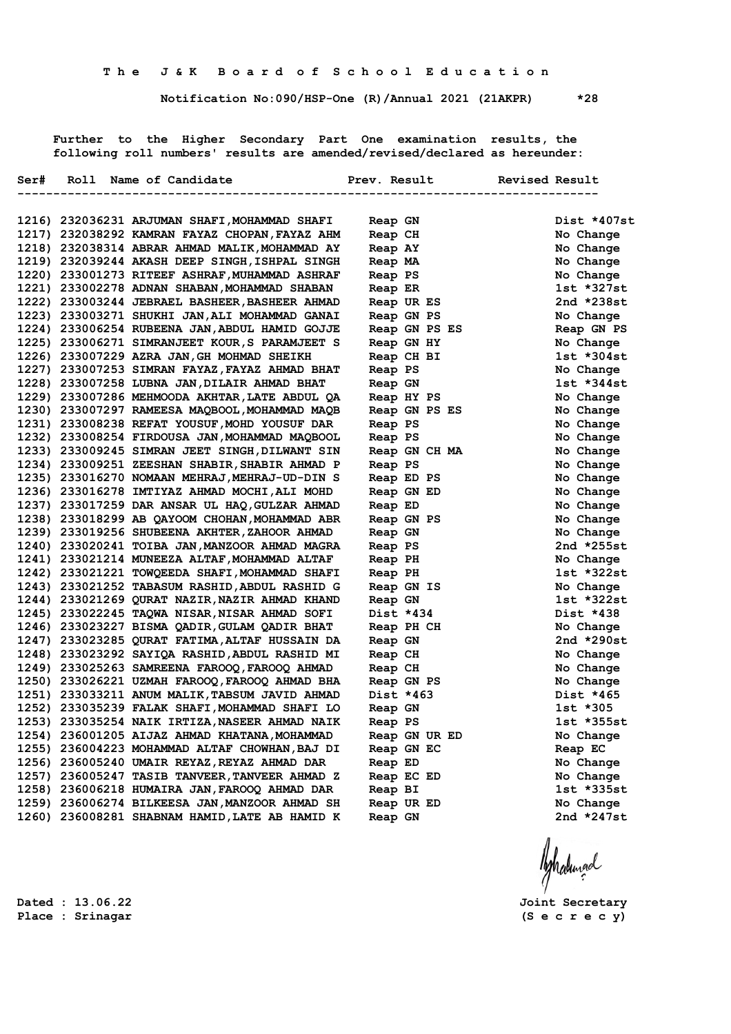**The J&K Board of School Education**

**Notification No:090/HSP-One (R)/Annual 2021 (21AKPR) \*28**

Further to the Higher Secondary Part One examination results, the following roll numbers' results are amended/revised/declared as hereunder:

| Ser# | Roll | Name of Candidate | Prev. Result | Revised Result |
|---|---|---|---|---|
| 1216) | 232036231 | ARJUMAN SHAFI,MOHAMMAD SHAFI | Reap GN | Dist *407st |
| 1217) | 232038292 | KAMRAN FAYAZ CHOPAN,FAYAZ AHM | Reap CH | No Change |
| 1218) | 232038314 | ABRAR AHMAD MALIK,MOHAMMAD AY | Reap AY | No Change |
| 1219) | 232039244 | AKASH DEEP SINGH,ISHPAL SINGH | Reap MA | No Change |
| 1220) | 233001273 | RITEEF ASHRAF,MUHAMMAD ASHRAF | Reap PS | No Change |
| 1221) | 233002278 | ADNAN SHABAN,MOHAMMAD SHABAN | Reap ER | 1st *327st |
| 1222) | 233003244 | JEBRAEL BASHEER,BASHEER AHMAD | Reap UR ES | 2nd *238st |
| 1223) | 233003271 | SHUKHI JAN,ALI MOHAMMAD GANAI | Reap GN PS | No Change |
| 1224) | 233006254 | RUBEENA JAN,ABDUL HAMID GOJJE | Reap GN PS ES | Reap GN PS |
| 1225) | 233006271 | SIMRANJEET KOUR,S PARAMJEET S | Reap GN HY | No Change |
| 1226) | 233007229 | AZRA JAN,GH MOHMAD SHEIKH | Reap CH BI | 1st *304st |
| 1227) | 233007253 | SIMRAN FAYAZ,FAYAZ AHMAD BHAT | Reap PS | No Change |
| 1228) | 233007258 | LUBNA JAN,DILAIR AHMAD BHAT | Reap GN | 1st *344st |
| 1229) | 233007286 | MEHMOODA AKHTAR,LATE ABDUL QA | Reap HY PS | No Change |
| 1230) | 233007297 | RAMEESA MAQBOOL,MOHAMMAD MAQB | Reap GN PS ES | No Change |
| 1231) | 233008238 | REFAT YOUSUF,MOHD YOUSUF DAR | Reap PS | No Change |
| 1232) | 233008254 | FIRDOUSA JAN,MOHAMMAD MAQBOOL | Reap PS | No Change |
| 1233) | 233009245 | SIMRAN JEET SINGH,DILWANT SIN | Reap GN CH MA | No Change |
| 1234) | 233009251 | ZEESHAN SHABIR,SHABIR AHMAD P | Reap PS | No Change |
| 1235) | 233016270 | NOMAAN MEHRAJ,MEHRAJ-UD-DIN S | Reap ED PS | No Change |
| 1236) | 233016278 | IMTIYAZ AHMAD MOCHI,ALI MOHD | Reap GN ED | No Change |
| 1237) | 233017259 | DAR ANSAR UL HAQ,GULZAR AHMAD | Reap ED | No Change |
| 1238) | 233018299 | AB QAYOOM CHOHAN,MOHAMMAD ABR | Reap GN PS | No Change |
| 1239) | 233019256 | SHUBEENA AKHTER,ZAHOOR AHMAD | Reap GN | No Change |
| 1240) | 233020241 | TOIBA JAN,MANZOOR AHMAD MAGRA | Reap PS | 2nd *255st |
| 1241) | 233021214 | MUNEEZA ALTAF,MOHAMMAD ALTAF | Reap PH | No Change |
| 1242) | 233021221 | TOWQEEDA SHAFI,MOHAMMAD SHAFI | Reap PH | 1st *322st |
| 1243) | 233021252 | TABASUM RASHID,ABDUL RASHID G | Reap GN IS | No Change |
| 1244) | 233021269 | QURAT NAZIR,NAZIR AHMAD KHAND | Reap GN | 1st *322st |
| 1245) | 233022245 | TAQWA NISAR,NISAR AHMAD SOFI | Dist *434 | Dist *438 |
| 1246) | 233023227 | BISMA QADIR,GULAM QADIR BHAT | Reap PH CH | No Change |
| 1247) | 233023285 | QURAT FATIMA,ALTAF HUSSAIN DA | Reap GN | 2nd *290st |
| 1248) | 233023292 | SAYIQA RASHID,ABDUL RASHID MI | Reap CH | No Change |
| 1249) | 233025263 | SAMREENA FAROOQ,FAROOQ AHMAD | Reap CH | No Change |
| 1250) | 233026221 | UZMAH FAROOQ,FAROOQ AHMAD BHA | Reap GN PS | No Change |
| 1251) | 233033211 | ANUM MALIK,TABSUM JAVID AHMAD | Dist *463 | Dist *465 |
| 1252) | 233035239 | FALAK SHAFI,MOHAMMAD SHAFI LO | Reap GN | 1st *305 |
| 1253) | 233035254 | NAIK IRTIZA,NASEER AHMAD NAIK | Reap PS | 1st *355st |
| 1254) | 236001205 | AIJAZ AHMAD KHATANA,MOHAMMAD | Reap GN UR ED | No Change |
| 1255) | 236004223 | MOHAMMAD ALTAF CHOWHAN,BAJ DI | Reap GN EC | Reap EC |
| 1256) | 236005240 | UMAIR REYAZ,REYAZ AHMAD DAR | Reap ED | No Change |
| 1257) | 236005247 | TASIB TANVEER,TANVEER AHMAD Z | Reap EC ED | No Change |
| 1258) | 236006218 | HUMAIRA JAN,FAROOQ AHMAD DAR | Reap BI | 1st *335st |
| 1259) | 236006274 | BILKEESA JAN,MANZOOR AHMAD SH | Reap UR ED | No Change |
| 1260) | 236008281 | SHABNAM HAMID,LATE AB HAMID K | Reap GN | 2nd *247st |

Dated : 13.06.22
Place : Srinagar

Joint Secretary
(S e c r e c y)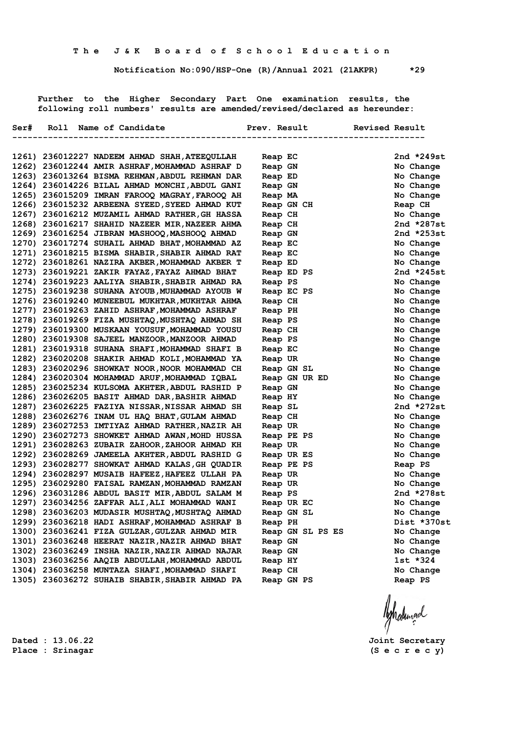**The J&K Board of School Education**

**Notification No:090/HSP-One (R)/Annual 2021 (21AKPR) *29**

Further to the Higher Secondary Part One examination results, the following roll numbers' results are amended/revised/declared as hereunder:

| Ser# | Roll | Name of Candidate | Prev. Result | Revised Result |
|---|---|---|---|---|
| 1261) | 236012227 | NADEEM AHMAD SHAH,ATEEQULLAH | Reap EC | 2nd *249st |
| 1262) | 236012244 | AMIR ASHRAF,MOHAMMAD ASHRAF D | Reap GN | No Change |
| 1263) | 236013264 | BISMA REHMAN,ABDUL REHMAN DAR | Reap ED | No Change |
| 1264) | 236014226 | BILAL AHMAD MONCHI,ABDUL GANI | Reap GN | No Change |
| 1265) | 236015209 | IMRAN FAROOQ MAGRAY,FAROOQ AH | Reap MA | No Change |
| 1266) | 236015232 | ARBEENA SYEED,SYEED AHMAD KUT | Reap GN CH | Reap CH |
| 1267) | 236016212 | MUZAMIL AHMAD RATHER,GH HASSA | Reap CH | No Change |
| 1268) | 236016217 | SHAHID NAZEER MIR,NAZEER AHMA | Reap CH | 2nd *287st |
| 1269) | 236016254 | JIBRAN MASHOOQ,MASHOOQ AHMAD | Reap GN | 2nd *253st |
| 1270) | 236017274 | SUHAIL AHMAD BHAT,MOHAMMAD AZ | Reap EC | No Change |
| 1271) | 236018215 | BISMA SHABIR,SHABIR AHMAD RAT | Reap EC | No Change |
| 1272) | 236018261 | NAZIRA AKBER,MOHAMMAD AKBER T | Reap ED | No Change |
| 1273) | 236019221 | ZAKIR FAYAZ,FAYAZ AHMAD BHAT | Reap ED PS | 2nd *245st |
| 1274) | 236019223 | AALIYA SHABIR,SHABIR AHMAD RA | Reap PS | No Change |
| 1275) | 236019238 | SUHANA AYOUB,MUHAMMAD AYOUB W | Reap EC PS | No Change |
| 1276) | 236019240 | MUNEEBUL MUKHTAR,MUKHTAR AHMA | Reap CH | No Change |
| 1277) | 236019263 | ZAHID ASHRAF,MOHAMMAD ASHRAF | Reap PH | No Change |
| 1278) | 236019269 | FIZA MUSHTAQ,MUSHTAQ AHMAD SH | Reap PS | No Change |
| 1279) | 236019300 | MUSKAAN YOUSUF,MOHAMMAD YOUSU | Reap CH | No Change |
| 1280) | 236019308 | SAJEEL MANZOOR,MANZOOR AHMAD | Reap PS | No Change |
| 1281) | 236019318 | SUHANA SHAFI,MOHAMMAD SHAFI B | Reap EC | No Change |
| 1282) | 236020208 | SHAKIR AHMAD KOLI,MOHAMMAD YA | Reap UR | No Change |
| 1283) | 236020296 | SHOWKAT NOOR,NOOR MOHAMMAD CH | Reap GN SL | No Change |
| 1284) | 236020304 | MOHAMMAD ARUF,MOHAMMAD IQBAL | Reap GN UR ED | No Change |
| 1285) | 236025234 | KULSOMA AKHTER,ABDUL RASHID P | Reap GN | No Change |
| 1286) | 236026205 | BASIT AHMAD DAR,BASHIR AHMAD | Reap HY | No Change |
| 1287) | 236026225 | FAZIYA NISSAR,NISSAR AHMAD SH | Reap SL | 2nd *272st |
| 1288) | 236026276 | INAM UL HAQ BHAT,GULAM AHMAD | Reap CH | No Change |
| 1289) | 236027253 | IMTIYAZ AHMAD RATHER,NAZIR AH | Reap UR | No Change |
| 1290) | 236027273 | SHOWKET AHMAD AWAN,MOHD HUSSA | Reap PE PS | No Change |
| 1291) | 236028263 | ZUBAIR ZAHOOR,ZAHOOR AHMAD KH | Reap UR | No Change |
| 1292) | 236028269 | JAMEELA AKHTER,ABDUL RASHID G | Reap UR ES | No Change |
| 1293) | 236028277 | SHOWKAT AHMAD KALAS,GH QUADIR | Reap PE PS | Reap PS |
| 1294) | 236028297 | MUSAIB HAFEEZ,HAFEEZ ULLAH PA | Reap UR | No Change |
| 1295) | 236029280 | FAISAL RAMZAN,MOHAMMAD RAMZAN | Reap UR | No Change |
| 1296) | 236031286 | ABDUL BASIT MIR,ABDUL SALAM M | Reap PS | 2nd *278st |
| 1297) | 236034256 | ZAFFAR ALI,ALI MOHAMMAD WANI | Reap UR EC | No Change |
| 1298) | 236036203 | MUDASIR MUSHTAQ,MUSHTAQ AHMAD | Reap GN SL | No Change |
| 1299) | 236036218 | HADI ASHRAF,MOHAMMAD ASHRAF B | Reap PH | Dist *370st |
| 1300) | 236036241 | FIZA GULZAR,GULZAR AHMAD MIR | Reap GN SL PS ES | No Change |
| 1301) | 236036248 | HEERAT NAZIR,NAZIR AHMAD BHAT | Reap GN | No Change |
| 1302) | 236036249 | INSHA NAZIR,NAZIR AHMAD NAJAR | Reap GN | No Change |
| 1303) | 236036256 | AAQIB ABDULLAH,MOHAMMAD ABDUL | Reap HY | 1st *324 |
| 1304) | 236036258 | MUNTAZA SHAFI,MOHAMMAD SHAFI | Reap CH | No Change |
| 1305) | 236036272 | SUHAIB SHABIR,SHABIR AHMAD PA | Reap GN PS | Reap PS |

Dated : 13.06.22
Place : Srinagar

Joint Secretary
(S e c r e c y)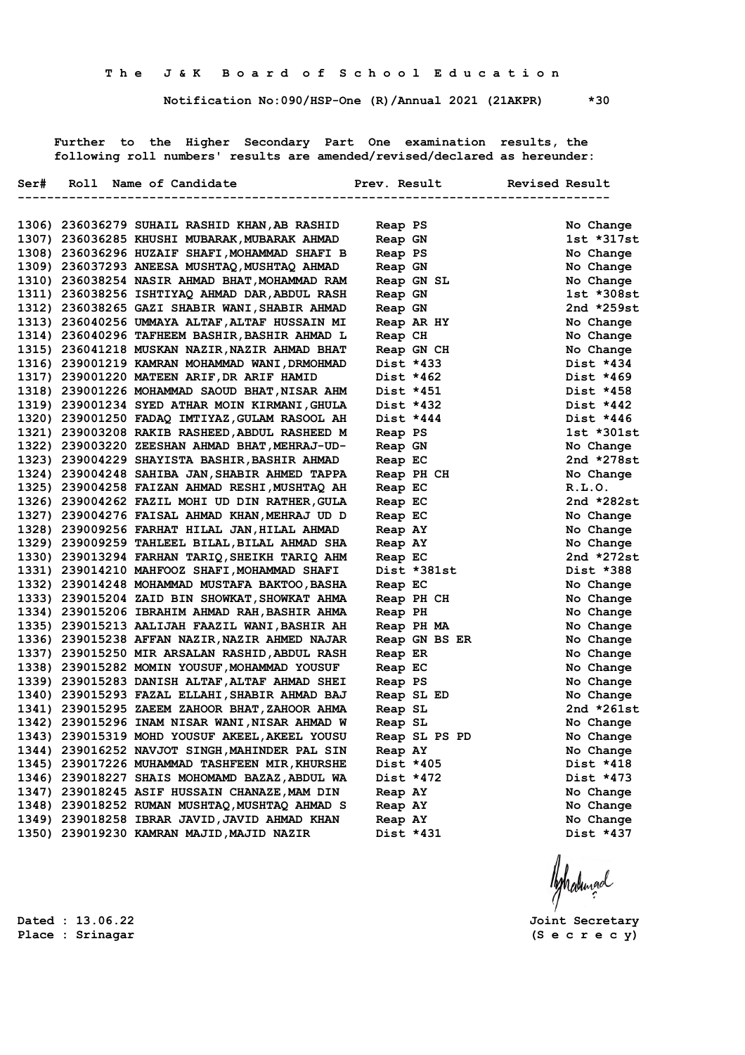**T h e J & K B o a r d o f S c h o o l E d u c a t i o n**

**Notification No:090/HSP-One (R)/Annual 2021 (21AKPR) *30**

Further to the Higher Secondary Part One examination results, the following roll numbers' results are amended/revised/declared as hereunder:

| Ser# | Roll | Name of Candidate | Prev. Result | Revised Result |
|---|---|---|---|---|
| 1306) | 236036279 | SUHAIL RASHID KHAN,AB RASHID | Reap PS | No Change |
| 1307) | 236036285 | KHUSHI MUBARAK,MUBARAK AHMAD | Reap GN | 1st *317st |
| 1308) | 236036296 | HUZAIF SHAFI,MOHAMMAD SHAFI B | Reap PS | No Change |
| 1309) | 236037293 | ANEESA MUSHTAQ,MUSHTAQ AHMAD | Reap GN | No Change |
| 1310) | 236038254 | NASIR AHMAD BHAT,MOHAMMAD RAM | Reap GN SL | No Change |
| 1311) | 236038256 | ISHTIYAQ AHMAD DAR,ABDUL RASH | Reap GN | 1st *308st |
| 1312) | 236038265 | GAZI SHABIR WANI,SHABIR AHMAD | Reap GN | 2nd *259st |
| 1313) | 236040256 | UMMAYA ALTAF,ALTAF HUSSAIN MI | Reap AR HY | No Change |
| 1314) | 236040296 | TAFHEEM BASHIR,BASHIR AHMAD L | Reap CH | No Change |
| 1315) | 236041218 | MUSKAN NAZIR,NAZIR AHMAD BHAT | Reap GN CH | No Change |
| 1316) | 239001219 | KAMRAN MOHAMMAD WANI,DRMOHMAD | Dist *433 | Dist *434 |
| 1317) | 239001220 | MATEEN ARIF,DR ARIF HAMID | Dist *462 | Dist *469 |
| 1318) | 239001226 | MOHAMMAD SAOUD BHAT,NISAR AHM | Dist *451 | Dist *458 |
| 1319) | 239001234 | SYED ATHAR MOIN KIRMANI,GHULA | Dist *432 | Dist *442 |
| 1320) | 239001250 | FADAQ IMTIYAZ,GHULAM RASOOL AH | Dist *444 | Dist *446 |
| 1321) | 239003208 | RAKIB RASHEED,ABDUL RASHEED M | Reap PS | 1st *301st |
| 1322) | 239003220 | ZEESHAN AHMAD BHAT,MEHRAJ-UD- | Reap GN | No Change |
| 1323) | 239004229 | SHAYISTA BASHIR,BASHIR AHMAD | Reap EC | 2nd *278st |
| 1324) | 239004248 | SAHIBA JAN,SHABIR AHMED TAPPA | Reap PH CH | No Change |
| 1325) | 239004258 | FAIZAN AHMAD RESHI,MUSHTAQ AH | Reap EC | R.L.O. |
| 1326) | 239004262 | FAZIL MOHI UD DIN RATHER,GULA | Reap EC | 2nd *282st |
| 1327) | 239004276 | FAISAL AHMAD KHAN,MEHRAJ UD D | Reap EC | No Change |
| 1328) | 239009256 | FARHAT HILAL JAN,HILAL AHMAD | Reap AY | No Change |
| 1329) | 239009259 | TAHLEEL BILAL,BILAL AHMAD SHA | Reap AY | No Change |
| 1330) | 239013294 | FARHAN TARIQ,SHEIKH TARIQ AHM | Reap EC | 2nd *272st |
| 1331) | 239014210 | MAHFOOZ SHAFI,MOHAMMAD SHAFI | Dist *381st | Dist *388 |
| 1332) | 239014248 | MOHAMMAD MUSTAFA BAKTOO,BASHA | Reap EC | No Change |
| 1333) | 239015204 | ZAID BIN SHOWKAT,SHOWKAT AHMA | Reap PH CH | No Change |
| 1334) | 239015206 | IBRAHIM AHMAD RAH,BASHIR AHMA | Reap PH | No Change |
| 1335) | 239015213 | AALIJAH FAAZIL WANI,BASHIR AH | Reap PH MA | No Change |
| 1336) | 239015238 | AFFAN NAZIR,NAZIR AHMED NAJAR | Reap GN BS ER | No Change |
| 1337) | 239015250 | MIR ARSALAN RASHID,ABDUL RASH | Reap ER | No Change |
| 1338) | 239015282 | MOMIN YOUSUF,MOHAMMAD YOUSUF | Reap EC | No Change |
| 1339) | 239015283 | DANISH ALTAF,ALTAF AHMAD SHEI | Reap PS | No Change |
| 1340) | 239015293 | FAZAL ELLAHI,SHABIR AHMAD BAJ | Reap SL ED | No Change |
| 1341) | 239015295 | ZAEEM ZAHOOR BHAT,ZAHOOR AHMA | Reap SL | 2nd *261st |
| 1342) | 239015296 | INAM NISAR WANI,NISAR AHMAD W | Reap SL | No Change |
| 1343) | 239015319 | MOHD YOUSUF AKEEL,AKEEL YOUSU | Reap SL PS PD | No Change |
| 1344) | 239016252 | NAVJOT SINGH,MAHINDER PAL SIN | Reap AY | No Change |
| 1345) | 239017226 | MUHAMMAD TASHFEEN MIR,KHURSHE | Dist *405 | Dist *418 |
| 1346) | 239018227 | SHAIS MOHOMAMD BAZAZ,ABDUL WA | Dist *472 | Dist *473 |
| 1347) | 239018245 | ASIF HUSSAIN CHANAZE,MAM DIN | Reap AY | No Change |
| 1348) | 239018252 | RUMAN MUSHTAQ,MUSHTAQ AHMAD S | Reap AY | No Change |
| 1349) | 239018258 | IBRAR JAVID,JAVID AHMAD KHAN | Reap AY | No Change |
| 1350) | 239019230 | KAMRAN MAJID,MAJID NAZIR | Dist *431 | Dist *437 |

Dated : 13.06.22
Place : Srinagar

Joint Secretary
(S e c r e c y)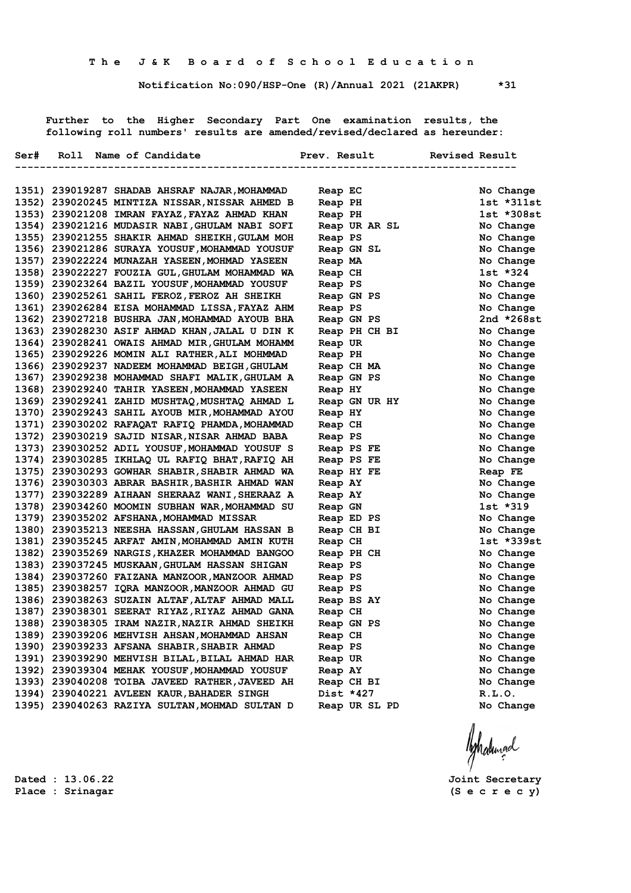# The J & K Board of School Education

**Notification No:090/HSP-One (R)/Annual 2021 (21AKPR) *31**

Further to the Higher Secondary Part One examination results, the following roll numbers' results are amended/revised/declared as hereunder:

| Ser# | Roll | Name of Candidate | Prev. Result | Revised Result |
|---|---|---|---|---|
| 1351) | 239019287 | SHADAB AHSRAF NAJAR,MOHAMMAD | Reap EC | No Change |
| 1352) | 239020245 | MINTIZA NISSAR,NISSAR AHMED B | Reap PH | 1st *311st |
| 1353) | 239021208 | IMRAN FAYAZ,FAYAZ AHMAD KHAN | Reap PH | 1st *308st |
| 1354) | 239021216 | MUDASIR NABI,GHULAM NABI SOFI | Reap UR AR SL | No Change |
| 1355) | 239021255 | SHAKIR AHMAD SHEIKH,GULAM MOH | Reap PS | No Change |
| 1356) | 239021286 | SURAYA YOUSUF,MOHAMMAD YOUSUF | Reap GN SL | No Change |
| 1357) | 239022224 | MUNAZAH YASEEN,MOHMAD YASEEN | Reap MA | No Change |
| 1358) | 239022227 | FOUZIA GUL,GHULAM MOHAMMAD WA | Reap CH | 1st *324 |
| 1359) | 239023264 | BAZIL YOUSUF,MOHAMMAD YOUSUF | Reap PS | No Change |
| 1360) | 239025261 | SAHIL FEROZ,FEROZ AH SHEIKH | Reap GN PS | No Change |
| 1361) | 239026284 | EISA MOHAMMAD LISSA,FAYAZ AHM | Reap PS | No Change |
| 1362) | 239027218 | BUSHRA JAN,MOHAMMAD AYOUB BHA | Reap GN PS | 2nd *268st |
| 1363) | 239028230 | ASIF AHMAD KHAN,JALAL U DIN K | Reap PH CH BI | No Change |
| 1364) | 239028241 | OWAIS AHMAD MIR,GHULAM MOHAMM | Reap UR | No Change |
| 1365) | 239029226 | MOMIN ALI RATHER,ALI MOHMMAD | Reap PH | No Change |
| 1366) | 239029237 | NADEEM MOHAMMAD BEIGH,GHULAM | Reap CH MA | No Change |
| 1367) | 239029238 | MOHAMMAD SHAFI MALIK,GHULAM A | Reap GN PS | No Change |
| 1368) | 239029240 | TAHIR YASEEN,MOHAMMAD YASEEN | Reap HY | No Change |
| 1369) | 239029241 | ZAHID MUSHTAQ,MUSHTAQ AHMAD L | Reap GN UR HY | No Change |
| 1370) | 239029243 | SAHIL AYOUB MIR,MOHAMMAD AYOU | Reap HY | No Change |
| 1371) | 239030202 | RAFAQAT RAFIQ PHAMDA,MOHAMMAD | Reap CH | No Change |
| 1372) | 239030219 | SAJID NISAR,NISAR AHMAD BABA | Reap PS | No Change |
| 1373) | 239030252 | ADIL YOUSUF,MOHAMMAD YOUSUF S | Reap PS FE | No Change |
| 1374) | 239030285 | IKHLAQ UL RAFIQ BHAT,RAFIQ AH | Reap PS FE | No Change |
| 1375) | 239030293 | GOWHAR SHABIR,SHABIR AHMAD WA | Reap HY FE | Reap FE |
| 1376) | 239030303 | ABRAR BASHIR,BASHIR AHMAD WAN | Reap AY | No Change |
| 1377) | 239032289 | AIHAAN SHERAAZ WANI,SHERAAZ A | Reap AY | No Change |
| 1378) | 239034260 | MOOMIN SUBHAN WAR,MOHAMMAD SU | Reap GN | 1st *319 |
| 1379) | 239035202 | AFSHANA,MOHAMMAD MISSAR | Reap ED PS | No Change |
| 1380) | 239035213 | NEESHA HASSAN,GHULAM HASSAN B | Reap CH BI | No Change |
| 1381) | 239035245 | ARFAT AMIN,MOHAMMAD AMIN KUTH | Reap CH | 1st *339st |
| 1382) | 239035269 | NARGIS,KHAZER MOHAMMAD BANGOO | Reap PH CH | No Change |
| 1383) | 239037245 | MUSKAAN,GHULAM HASSAN SHIGAN | Reap PS | No Change |
| 1384) | 239037260 | FAIZANA MANZOOR,MANZOOR AHMAD | Reap PS | No Change |
| 1385) | 239038257 | IQRA MANZOOR,MANZOOR AHMAD GU | Reap PS | No Change |
| 1386) | 239038263 | SUZAIN ALTAF,ALTAF AHMAD MALL | Reap BS AY | No Change |
| 1387) | 239038301 | SEERAT RIYAZ,RIYAZ AHMAD GANA | Reap CH | No Change |
| 1388) | 239038305 | IRAM NAZIR,NAZIR AHMAD SHEIKH | Reap GN PS | No Change |
| 1389) | 239039206 | MEHVISH AHSAN,MOHAMMAD AHSAN | Reap CH | No Change |
| 1390) | 239039233 | AFSANA SHABIR,SHABIR AHMAD | Reap PS | No Change |
| 1391) | 239039290 | MEHVISH BILAL,BILAL AHMAD HAR | Reap UR | No Change |
| 1392) | 239039304 | MEHAK YOUSUF,MOHAMMAD YOUSUF | Reap AY | No Change |
| 1393) | 239040208 | TOIBA JAVEED RATHER,JAVEED AH | Reap CH BI | No Change |
| 1394) | 239040221 | AVLEEN KAUR,BAHADER SINGH | Dist *427 | R.L.O. |
| 1395) | 239040263 | RAZIYA SULTAN,MOHMAD SULTAN D | Reap UR SL PD | No Change |

Dated : 13.06.22
Place : Srinagar

Joint Secretary
(S e c r e c y)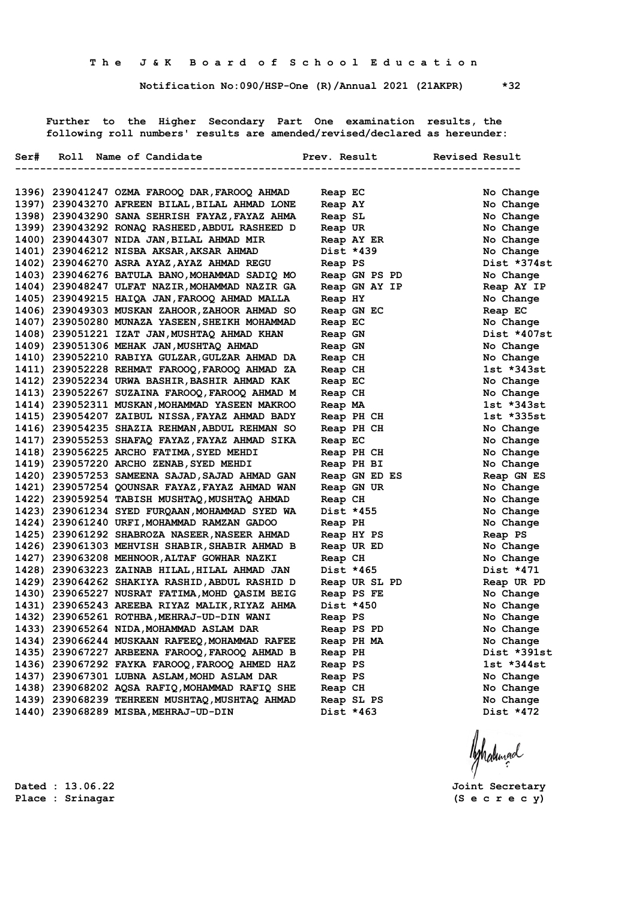**The J&K Board of School Education**

**Notification No:090/HSP-One (R)/Annual 2021 (21AKPR) *32**

Further to the Higher Secondary Part One examination results, the following roll numbers' results are amended/revised/declared as hereunder:

| Ser# | Roll | Name of Candidate | Prev. Result | Revised Result |
|---|---|---|---|---|
| 1396) | 239041247 | OZMA FAROOQ DAR,FAROOQ AHMAD | Reap EC | No Change |
| 1397) | 239043270 | AFREEN BILAL,BILAL AHMAD LONE | Reap AY | No Change |
| 1398) | 239043290 | SANA SEHRISH FAYAZ,FAYAZ AHMA | Reap SL | No Change |
| 1399) | 239043292 | RONAQ RASHEED,ABDUL RASHEED D | Reap UR | No Change |
| 1400) | 239044307 | NIDA JAN,BILAL AHMAD MIR | Reap AY ER | No Change |
| 1401) | 239046212 | NISBA AKSAR,AKSAR AHMAD | Dist *439 | No Change |
| 1402) | 239046270 | ASRA AYAZ,AYAZ AHMAD REGU | Reap PS | Dist *374st |
| 1403) | 239046276 | BATULA BANO,MOHAMMAD SADIQ MO | Reap GN PS PD | No Change |
| 1404) | 239048247 | ULFAT NAZIR,MOHAMMAD NAZIR GA | Reap GN AY IP | Reap AY IP |
| 1405) | 239049215 | HAIQA JAN,FAROOQ AHMAD MALLA | Reap HY | No Change |
| 1406) | 239049303 | MUSKAN ZAHOOR,ZAHOOR AHMAD SO | Reap GN EC | Reap EC |
| 1407) | 239050280 | MUNAZA YASEEN,SHEIKH MOHAMMAD | Reap EC | No Change |
| 1408) | 239051221 | IZAT JAN,MUSHTAQ AHMAD KHAN | Reap GN | Dist *407st |
| 1409) | 239051306 | MEHAK JAN,MUSHTAQ AHMAD | Reap GN | No Change |
| 1410) | 239052210 | RABIYA GULZAR,GULZAR AHMAD DA | Reap CH | No Change |
| 1411) | 239052228 | REHMAT FAROOQ,FAROOQ AHMAD ZA | Reap CH | 1st *343st |
| 1412) | 239052234 | URWA BASHIR,BASHIR AHMAD KAK | Reap EC | No Change |
| 1413) | 239052267 | SUZAINA FAROOQ,FAROOQ AHMAD M | Reap CH | No Change |
| 1414) | 239052311 | MUSKAN,MOHAMMAD YASEEN MAKROO | Reap MA | 1st *343st |
| 1415) | 239054207 | ZAIBUL NISSA,FAYAZ AHMAD BADY | Reap PH CH | 1st *335st |
| 1416) | 239054235 | SHAZIA REHMAN,ABDUL REHMAN SO | Reap PH CH | No Change |
| 1417) | 239055253 | SHAFAQ FAYAZ,FAYAZ AHMAD SIKA | Reap EC | No Change |
| 1418) | 239056225 | ARCHO FATIMA,SYED MEHDI | Reap PH CH | No Change |
| 1419) | 239057220 | ARCHO ZENAB,SYED MEHDI | Reap PH BI | No Change |
| 1420) | 239057253 | SAMEENA SAJAD,SAJAD AHMAD GAN | Reap GN ED ES | Reap GN ES |
| 1421) | 239057254 | QOUNSAR FAYAZ,FAYAZ AHMAD WAN | Reap GN UR | No Change |
| 1422) | 239059254 | TABISH MUSHTAQ,MUSHTAQ AHMAD | Reap CH | No Change |
| 1423) | 239061234 | SYED FURQAAN,MOHAMMAD SYED WA | Dist *455 | No Change |
| 1424) | 239061240 | URFI,MOHAMMAD RAMZAN GADOO | Reap PH | No Change |
| 1425) | 239061292 | SHABROZA NASEER,NASEER AHMAD | Reap HY PS | Reap PS |
| 1426) | 239061303 | MEHVISH SHABIR,SHABIR AHMAD B | Reap UR ED | No Change |
| 1427) | 239063208 | MEHNOOR,ALTAF GOWHAR NAZKI | Reap CH | No Change |
| 1428) | 239063223 | ZAINAB HILAL,HILAL AHMAD JAN | Dist *465 | Dist *471 |
| 1429) | 239064262 | SHAKIYA RASHID,ABDUL RASHID D | Reap UR SL PD | Reap UR PD |
| 1430) | 239065227 | NUSRAT FATIMA,MOHD QASIM BEIG | Reap PS FE | No Change |
| 1431) | 239065243 | AREEBA RIYAZ MALIK,RIYAZ AHMA | Dist *450 | No Change |
| 1432) | 239065261 | ROTHBA,MEHRAJ-UD-DIN WANI | Reap PS | No Change |
| 1433) | 239065264 | NIDA,MOHAMMAD ASLAM DAR | Reap PS PD | No Change |
| 1434) | 239066244 | MUSKAAN RAFEEQ,MOHAMMAD RAFEE | Reap PH MA | No Change |
| 1435) | 239067227 | ARBEENA FAROOQ,FAROOQ AHMAD B | Reap PH | Dist *391st |
| 1436) | 239067292 | FAYKA FAROOQ,FAROOQ AHMED HAZ | Reap PS | 1st *344st |
| 1437) | 239067301 | LUBNA ASLAM,MOHD ASLAM DAR | Reap PS | No Change |
| 1438) | 239068202 | AQSA RAFIQ,MOHAMMAD RAFIQ SHE | Reap CH | No Change |
| 1439) | 239068239 | TEHREEN MUSHTAQ,MUSHTAQ AHMAD | Reap SL PS | No Change |
| 1440) | 239068289 | MISBA,MEHRAJ-UD-DIN | Dist *463 | Dist *472 |

Dated : 13.06.22
Place : Srinagar

Joint Secretary
(S e c r e c y)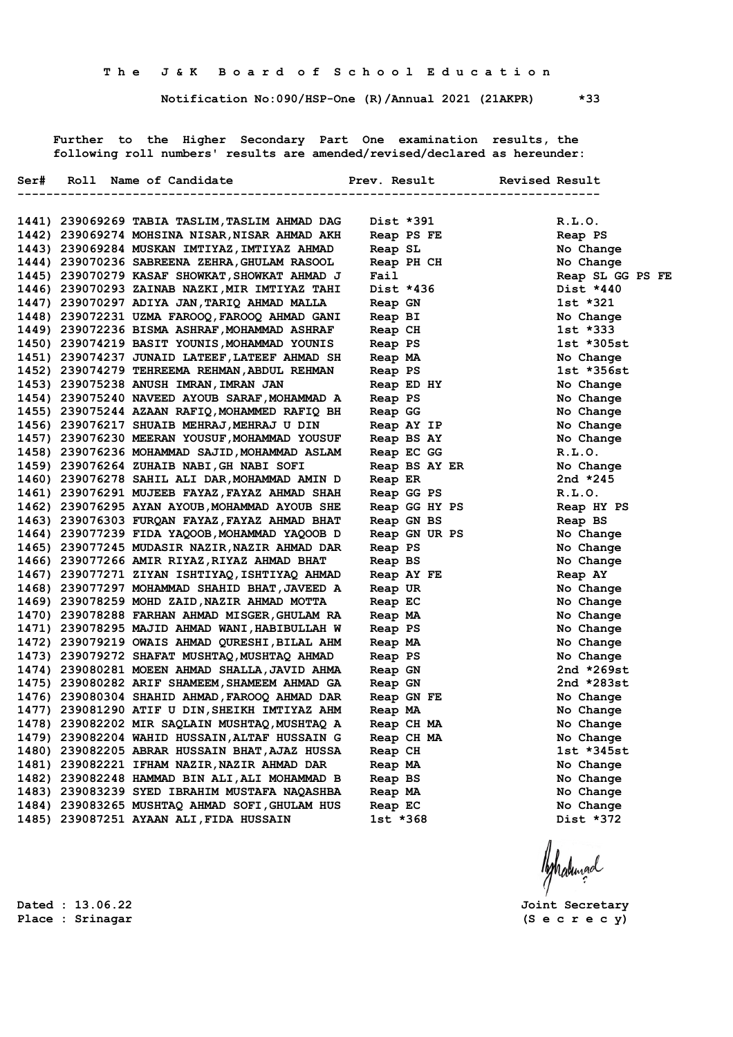**T h e J & K B o a r d o f S c h o o l E d u c a t i o n**

**Notification No:090/HSP-One (R)/Annual 2021 (21AKPR) \*33**

Further to the Higher Secondary Part One examination results, the following roll numbers' results are amended/revised/declared as hereunder:

| Ser# | Roll | Name of Candidate | Prev. Result | Revised Result |
|---|---|---|---|---|
| 1441) | 239069269 | TABIA TASLIM,TASLIM AHMAD DAG | Dist *391 | R.L.O. |
| 1442) | 239069274 | MOHSINA NISAR,NISAR AHMAD AKH | Reap PS FE | Reap PS |
| 1443) | 239069284 | MUSKAN IMTIYAZ,IMTIYAZ AHMAD | Reap SL | No Change |
| 1444) | 239070236 | SABREENA ZEHRA,GHULAM RASOOL | Reap PH CH | No Change |
| 1445) | 239070279 | KASAF SHOWKAT,SHOWKAT AHMAD J | Fail | Reap SL GG PS FE |
| 1446) | 239070293 | ZAINAB NAZKI,MIR IMTIYAZ TAHI | Dist *436 | Dist *440 |
| 1447) | 239070297 | ADIYA JAN,TARIQ AHMAD MALLA | Reap GN | 1st *321 |
| 1448) | 239072231 | UZMA FAROOQ,FAROOQ AHMAD GANI | Reap BI | No Change |
| 1449) | 239072236 | BISMA ASHRAF,MOHAMMAD ASHRAF | Reap CH | 1st *333 |
| 1450) | 239074219 | BASIT YOUNIS,MOHAMMAD YOUNIS | Reap PS | 1st *305st |
| 1451) | 239074237 | JUNAID LATEEF,LATEEF AHMAD SH | Reap MA | No Change |
| 1452) | 239074279 | TEHREEMA REHMAN,ABDUL REHMAN | Reap PS | 1st *356st |
| 1453) | 239075238 | ANUSH IMRAN,IMRAN JAN | Reap ED HY | No Change |
| 1454) | 239075240 | NAVEED AYOUB SARAF,MOHAMMAD A | Reap PS | No Change |
| 1455) | 239075244 | AZAAN RAFIQ,MOHAMMED RAFIQ BH | Reap GG | No Change |
| 1456) | 239076217 | SHUAIB MEHRAJ,MEHRAJ U DIN | Reap AY IP | No Change |
| 1457) | 239076230 | MEERAN YOUSUF,MOHAMMAD YOUSUF | Reap BS AY | No Change |
| 1458) | 239076236 | MOHAMMAD SAJID,MOHAMMAD ASLAM | Reap EC GG | R.L.O. |
| 1459) | 239076264 | ZUHAIB NABI,GH NABI SOFI | Reap BS AY ER | No Change |
| 1460) | 239076278 | SAHIL ALI DAR,MOHAMMAD AMIN D | Reap ER | 2nd *245 |
| 1461) | 239076291 | MUJEEB FAYAZ,FAYAZ AHMAD SHAH | Reap GG PS | R.L.O. |
| 1462) | 239076295 | AYAN AYOUB,MOHAMMAD AYOUB SHE | Reap GG HY PS | Reap HY PS |
| 1463) | 239076303 | FURQAN FAYAZ,FAYAZ AHMAD BHAT | Reap GN BS | Reap BS |
| 1464) | 239077239 | FIDA YAQOOB,MOHAMMAD YAQOOB D | Reap GN UR PS | No Change |
| 1465) | 239077245 | MUDASIR NAZIR,NAZIR AHMAD DAR | Reap PS | No Change |
| 1466) | 239077266 | AMIR RIYAZ,RIYAZ AHMAD BHAT | Reap BS | No Change |
| 1467) | 239077271 | ZIYAN ISHTIYAQ,ISHTIYAQ AHMAD | Reap AY FE | Reap AY |
| 1468) | 239077297 | MOHAMMAD SHAHID BHAT,JAVEED A | Reap UR | No Change |
| 1469) | 239078259 | MOHD ZAID,NAZIR AHMAD MOTTA | Reap EC | No Change |
| 1470) | 239078288 | FARHAN AHMAD MISGER,GHULAM RA | Reap MA | No Change |
| 1471) | 239078295 | MAJID AHMAD WANI,HABIBULLAH W | Reap PS | No Change |
| 1472) | 239079219 | OWAIS AHMAD QURESHI,BILAL AHM | Reap MA | No Change |
| 1473) | 239079272 | SHAFAT MUSHTAQ,MUSHTAQ AHMAD | Reap PS | No Change |
| 1474) | 239080281 | MOEEN AHMAD SHALLA,JAVID AHMA | Reap GN | 2nd *269st |
| 1475) | 239080282 | ARIF SHAMEEM,SHAMEEM AHMAD GA | Reap GN | 2nd *283st |
| 1476) | 239080304 | SHAHID AHMAD,FAROOQ AHMAD DAR | Reap GN FE | No Change |
| 1477) | 239081290 | ATIF U DIN,SHEIKH IMTIYAZ AHM | Reap MA | No Change |
| 1478) | 239082202 | MIR SAQLAIN MUSHTAQ,MUSHTAQ A | Reap CH MA | No Change |
| 1479) | 239082204 | WAHID HUSSAIN,ALTAF HUSSAIN G | Reap CH MA | No Change |
| 1480) | 239082205 | ABRAR HUSSAIN BHAT,AJAZ HUSSA | Reap CH | 1st *345st |
| 1481) | 239082221 | IFHAM NAZIR,NAZIR AHMAD DAR | Reap MA | No Change |
| 1482) | 239082248 | HAMMAD BIN ALI,ALI MOHAMMAD B | Reap BS | No Change |
| 1483) | 239083239 | SYED IBRAHIM MUSTAFA NAQASHBA | Reap MA | No Change |
| 1484) | 239083265 | MUSHTAQ AHMAD SOFI,GHULAM HUS | Reap EC | No Change |
| 1485) | 239087251 | AYAAN ALI,FIDA HUSSAIN | 1st *368 | Dist *372 |

Dated : 13.06.22
Place : Srinagar

Joint Secretary
(S e c r e c y)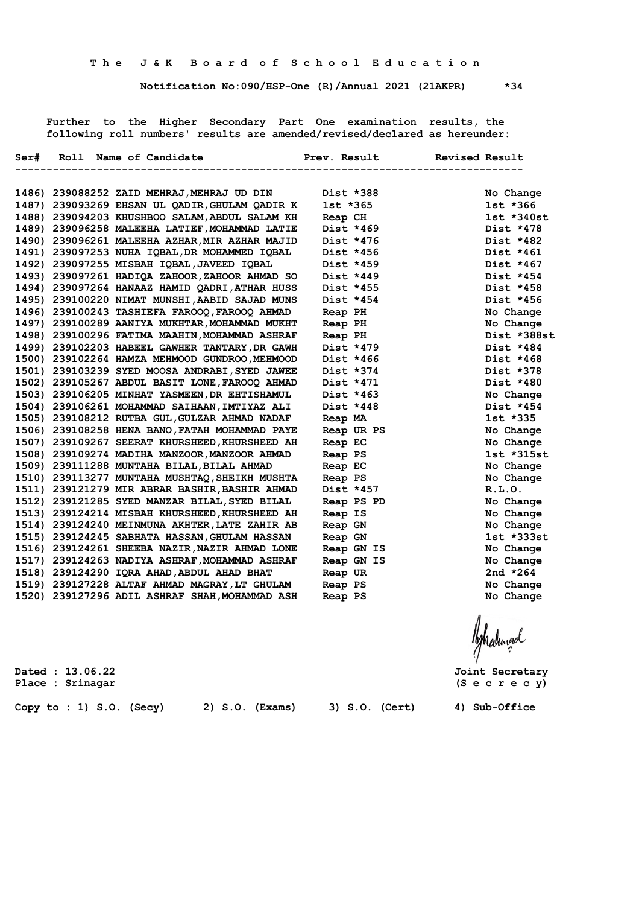# The J & K Board of School Education

**Notification No:090/HSP-One (R)/Annual 2021 (21AKPR) *34**

Further to the Higher Secondary Part One examination results, the following roll numbers' results are amended/revised/declared as hereunder:

| Ser# | Roll | Name of Candidate | Prev. Result | Revised Result |
|---|---|---|---|---|
| 1486) | 239088252 | ZAID MEHRAJ,MEHRAJ UD DIN | Dist *388 | No Change |
| 1487) | 239093269 | EHSAN UL QADIR,GHULAM QADIR K | 1st *365 | 1st *366 |
| 1488) | 239094203 | KHUSHBOO SALAM,ABDUL SALAM KH | Reap CH | 1st *340st |
| 1489) | 239096258 | MALEEHA LATIEF,MOHAMMAD LATIE | Dist *469 | Dist *478 |
| 1490) | 239096261 | MALEEHA AZHAR,MIR AZHAR MAJID | Dist *476 | Dist *482 |
| 1491) | 239097253 | NUHA IQBAL,DR MOHAMMED IQBAL | Dist *456 | Dist *461 |
| 1492) | 239097255 | MISBAH IQBAL,JAVEED IQBAL | Dist *459 | Dist *467 |
| 1493) | 239097261 | HADIQA ZAHOOR,ZAHOOR AHMAD SO | Dist *449 | Dist *454 |
| 1494) | 239097264 | HANAAZ HAMID QADRI,ATHAR HUSS | Dist *455 | Dist *458 |
| 1495) | 239100220 | NIMAT MUNSHI,AABID SAJAD MUNS | Dist *454 | Dist *456 |
| 1496) | 239100243 | TASHIEFA FAROOQ,FAROOQ AHMAD | Reap PH | No Change |
| 1497) | 239100289 | AANIYA MUKHTAR,MOHAMMAD MUKHT | Reap PH | No Change |
| 1498) | 239100296 | FATIMA MAAHIN,MOHAMMAD ASHRAF | Reap PH | Dist *388st |
| 1499) | 239102203 | HABEEL GAWHER TANTARY,DR GAWH | Dist *479 | Dist *484 |
| 1500) | 239102264 | HAMZA MEHMOOD GUNDROO,MEHMOOD | Dist *466 | Dist *468 |
| 1501) | 239103239 | SYED MOOSA ANDRABI,SYED JAWEE | Dist *374 | Dist *378 |
| 1502) | 239105267 | ABDUL BASIT LONE,FAROOQ AHMAD | Dist *471 | Dist *480 |
| 1503) | 239106205 | MINHAT YASMEEN,DR EHTISHAMUL | Dist *463 | No Change |
| 1504) | 239106261 | MOHAMMAD SAIHAAN,IMTIYAZ ALI | Dist *448 | Dist *454 |
| 1505) | 239108212 | RUTBA GUL,GULZAR AHMAD NADAF | Reap MA | 1st *335 |
| 1506) | 239108258 | HENA BANO,FATAH MOHAMMAD PAYE | Reap UR PS | No Change |
| 1507) | 239109267 | SEERAT KHURSHEED,KHURSHEED AH | Reap EC | No Change |
| 1508) | 239109274 | MADIHA MANZOOR,MANZOOR AHMAD | Reap PS | 1st *315st |
| 1509) | 239111288 | MUNTAHA BILAL,BILAL AHMAD | Reap EC | No Change |
| 1510) | 239113277 | MUNTAHA MUSHTAQ,SHEIKH MUSHTA | Reap PS | No Change |
| 1511) | 239121279 | MIR ABRAR BASHIR,BASHIR AHMAD | Dist *457 | R.L.O. |
| 1512) | 239121285 | SYED MANZAR BILAL,SYED BILAL | Reap PS PD | No Change |
| 1513) | 239124214 | MISBAH KHURSHEED,KHURSHEED AH | Reap IS | No Change |
| 1514) | 239124240 | MEINMUNA AKHTER,LATE ZAHIR AB | Reap GN | No Change |
| 1515) | 239124245 | SABHATA HASSAN,GHULAM HASSAN | Reap GN | 1st *333st |
| 1516) | 239124261 | SHEEBA NAZIR,NAZIR AHMAD LONE | Reap GN IS | No Change |
| 1517) | 239124263 | NADIYA ASHRAF,MOHAMMAD ASHRAF | Reap GN IS | No Change |
| 1518) | 239124290 | IQRA AHAD,ABDUL AHAD BHAT | Reap UR | 2nd *264 |
| 1519) | 239127228 | ALTAF AHMAD MAGRAY,LT GHULAM | Reap PS | No Change |
| 1520) | 239127296 | ADIL ASHRAF SHAH,MOHAMMAD ASH | Reap PS | No Change |

Dated : 13.06.22
Place : Srinagar

Joint Secretary
(S e c r e c y)

Copy to : 1) S.O. (Secy) 2) S.O. (Exams) 3) S.O. (Cert) 4) Sub-Office